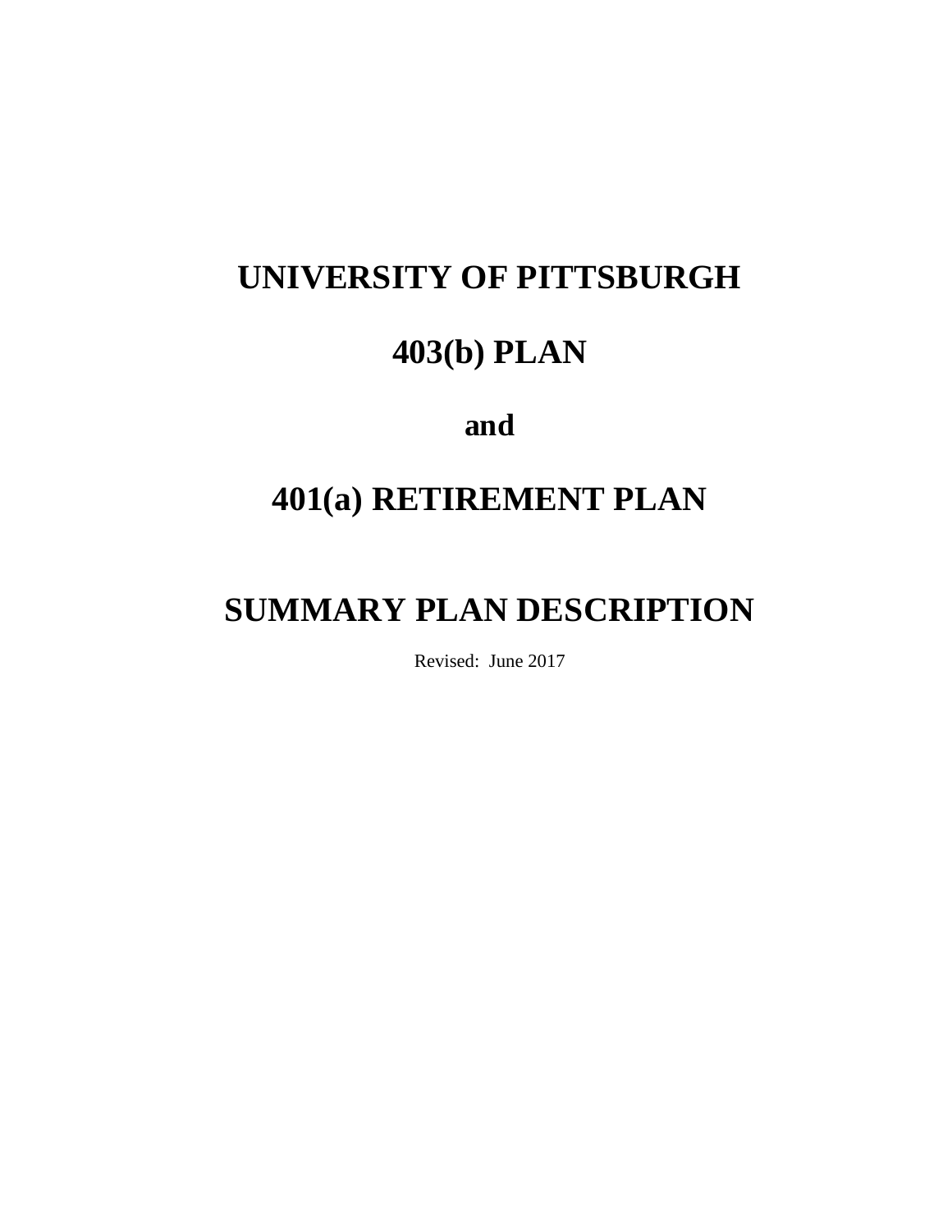# UNIVERSITY OF PITTSBURGH

# 403(b) PLAN

# and

# 401(a) RETIREMENT PLAN

# SUMMARY PLAN DESCRIPTION

Revised: June 2017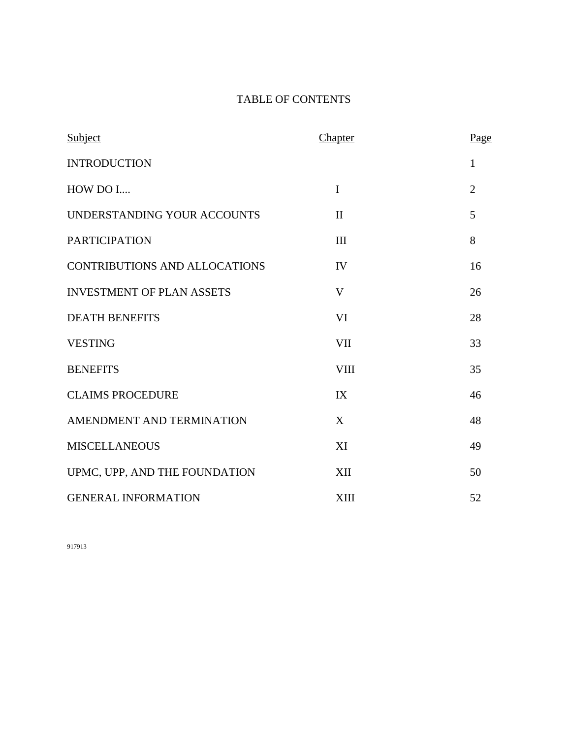# TABLE OF CONTENTS

| Subject | Chapter | Page |
|---|---|---|
| INTRODUCTION | | 1 |
| HOW DO I.... | I | 2 |
| UNDERSTANDING YOUR ACCOUNTS | II | 5 |
| PARTICIPATION | III | 8 |
| CONTRIBUTIONS AND ALLOCATIONS | IV | 16 |
| INVESTMENT OF PLAN ASSETS | V | 26 |
| DEATH BENEFITS | VI | 28 |
| VESTING | VII | 33 |
| BENEFITS | VIII | 35 |
| CLAIMS PROCEDURE | IX | 46 |
| AMENDMENT AND TERMINATION | X | 48 |
| MISCELLANEOUS | XI | 49 |
| UPMC, UPP, AND THE FOUNDATION | XII | 50 |
| GENERAL INFORMATION | XIII | 52 |

917913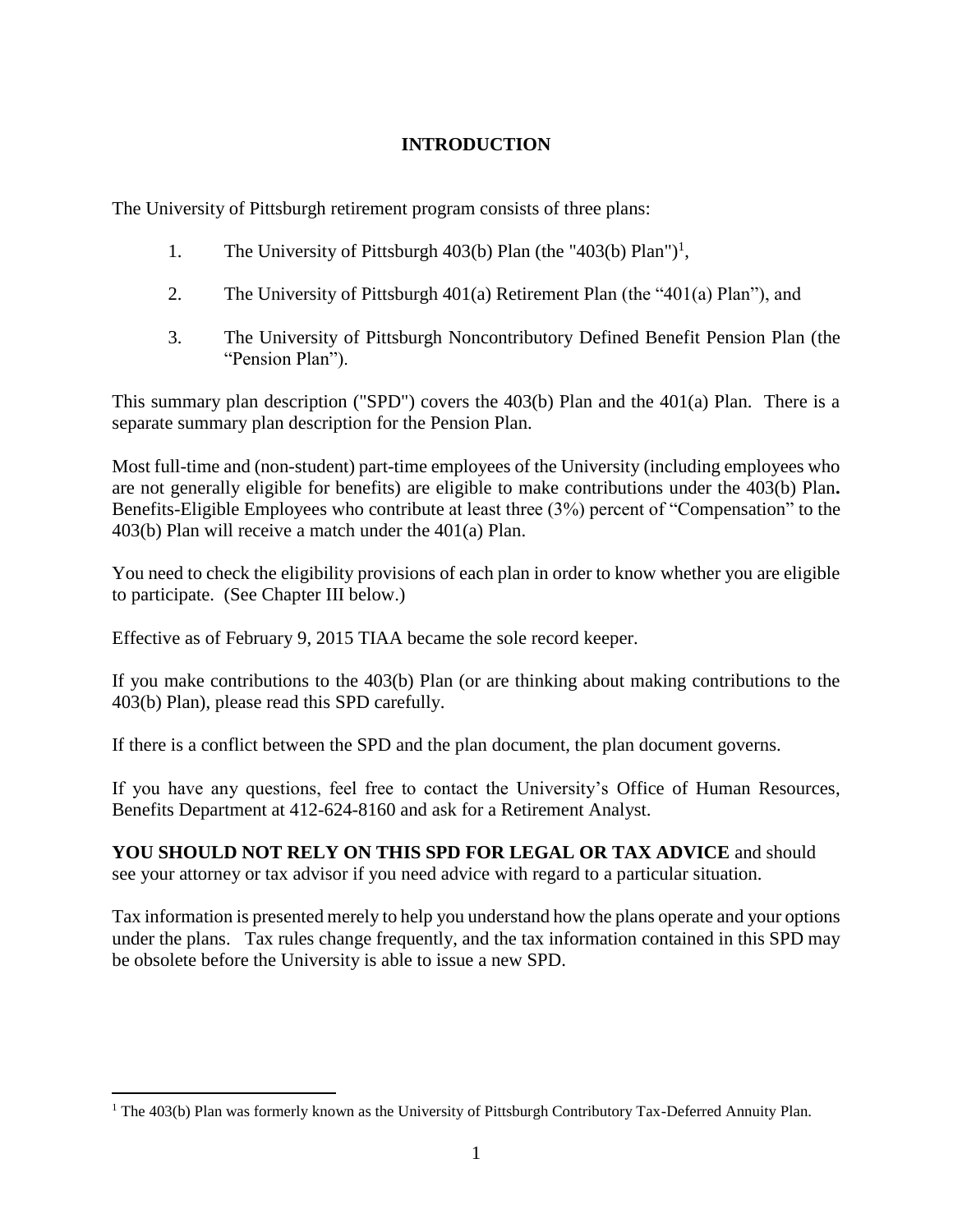# INTRODUCTION

The University of Pittsburgh retirement program consists of three plans:

1. The University of Pittsburgh 403(b) Plan (the "403(b) Plan")[1],

2. The University of Pittsburgh 401(a) Retirement Plan (the "401(a) Plan"), and

3. The University of Pittsburgh Noncontributory Defined Benefit Pension Plan (the "Pension Plan").

This summary plan description ("SPD") covers the 403(b) Plan and the 401(a) Plan. There is a separate summary plan description for the Pension Plan.

Most full-time and (non-student) part-time employees of the University (including employees who are not generally eligible for benefits) are eligible to make contributions under the 403(b) Plan**.** Benefits-Eligible Employees who contribute at least three (3%) percent of "Compensation" to the 403(b) Plan will receive a match under the 401(a) Plan.

You need to check the eligibility provisions of each plan in order to know whether you are eligible to participate. (See Chapter III below.)

Effective as of February 9, 2015 TIAA became the sole record keeper.

If you make contributions to the 403(b) Plan (or are thinking about making contributions to the 403(b) Plan), please read this SPD carefully.

If there is a conflict between the SPD and the plan document, the plan document governs.

If you have any questions, feel free to contact the University's Office of Human Resources, Benefits Department at 412-624-8160 and ask for a Retirement Analyst.

**YOU SHOULD NOT RELY ON THIS SPD FOR LEGAL OR TAX ADVICE** and should see your attorney or tax advisor if you need advice with regard to a particular situation.

Tax information is presented merely to help you understand how the plans operate and your options under the plans. Tax rules change frequently, and the tax information contained in this SPD may be obsolete before the University is able to issue a new SPD.

---

[1] The 403(b) Plan was formerly known as the University of Pittsburgh Contributory Tax-Deferred Annuity Plan.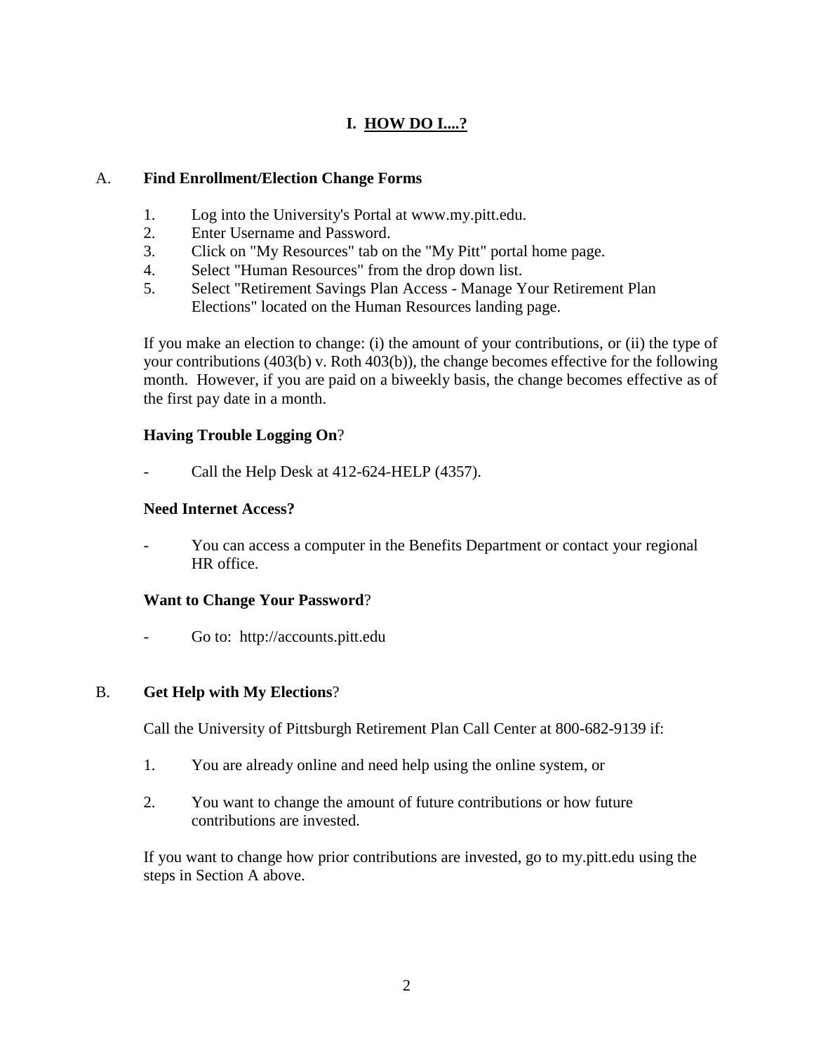# I. HOW DO I....?

## A. Find Enrollment/Election Change Forms

1. Log into the University's Portal at www.my.pitt.edu.
2. Enter Username and Password.
3. Click on "My Resources" tab on the "My Pitt" portal home page.
4. Select "Human Resources" from the drop down list.
5. Select "Retirement Savings Plan Access - Manage Your Retirement Plan Elections" located on the Human Resources landing page.

If you make an election to change: (i) the amount of your contributions, or (ii) the type of your contributions (403(b) v. Roth 403(b)), the change becomes effective for the following month. However, if you are paid on a biweekly basis, the change becomes effective as of the first pay date in a month.

**Having Trouble Logging On**?

- Call the Help Desk at 412-624-HELP (4357).

**Need Internet Access?**

- You can access a computer in the Benefits Department or contact your regional HR office.

**Want to Change Your Password**?

- Go to: http://accounts.pitt.edu

## B. Get Help with My Elections?

Call the University of Pittsburgh Retirement Plan Call Center at 800-682-9139 if:

1. You are already online and need help using the online system, or
2. You want to change the amount of future contributions or how future contributions are invested.

If you want to change how prior contributions are invested, go to my.pitt.edu using the steps in Section A above.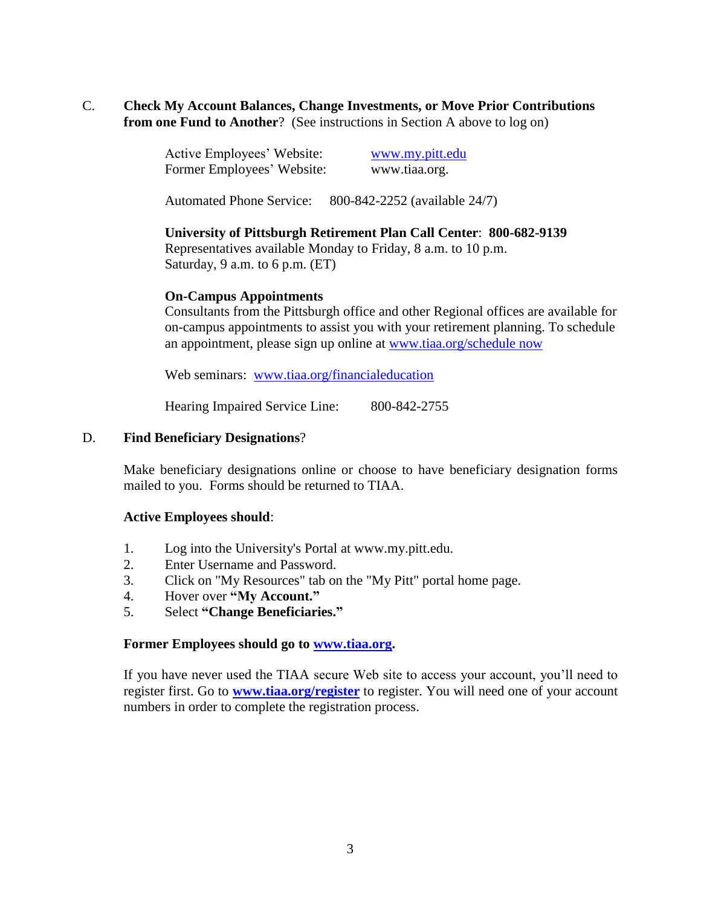C. **Check My Account Balances, Change Investments, or Move Prior Contributions from one Fund to Another**? (See instructions in Section A above to log on)

Active Employees' Website: www.my.pitt.edu
Former Employees' Website: www.tiaa.org.

Automated Phone Service: 800-842-2252 (available 24/7)

**University of Pittsburgh Retirement Plan Call Center**: **800-682-9139**
Representatives available Monday to Friday, 8 a.m. to 10 p.m.
Saturday, 9 a.m. to 6 p.m. (ET)

**On-Campus Appointments**
Consultants from the Pittsburgh office and other Regional offices are available for on-campus appointments to assist you with your retirement planning. To schedule an appointment, please sign up online at www.tiaa.org/schedule now

Web seminars: www.tiaa.org/financialeducation

Hearing Impaired Service Line: 800-842-2755

D. **Find Beneficiary Designations**?

Make beneficiary designations online or choose to have beneficiary designation forms mailed to you. Forms should be returned to TIAA.

**Active Employees should**:

1. Log into the University's Portal at www.my.pitt.edu.
2. Enter Username and Password.
3. Click on "My Resources" tab on the "My Pitt" portal home page.
4. Hover over **"My Account."**
5. Select **"Change Beneficiaries."**

**Former Employees should go to www.tiaa.org.**

If you have never used the TIAA secure Web site to access your account, you'll need to register first. Go to **www.tiaa.org/register** to register. You will need one of your account numbers in order to complete the registration process.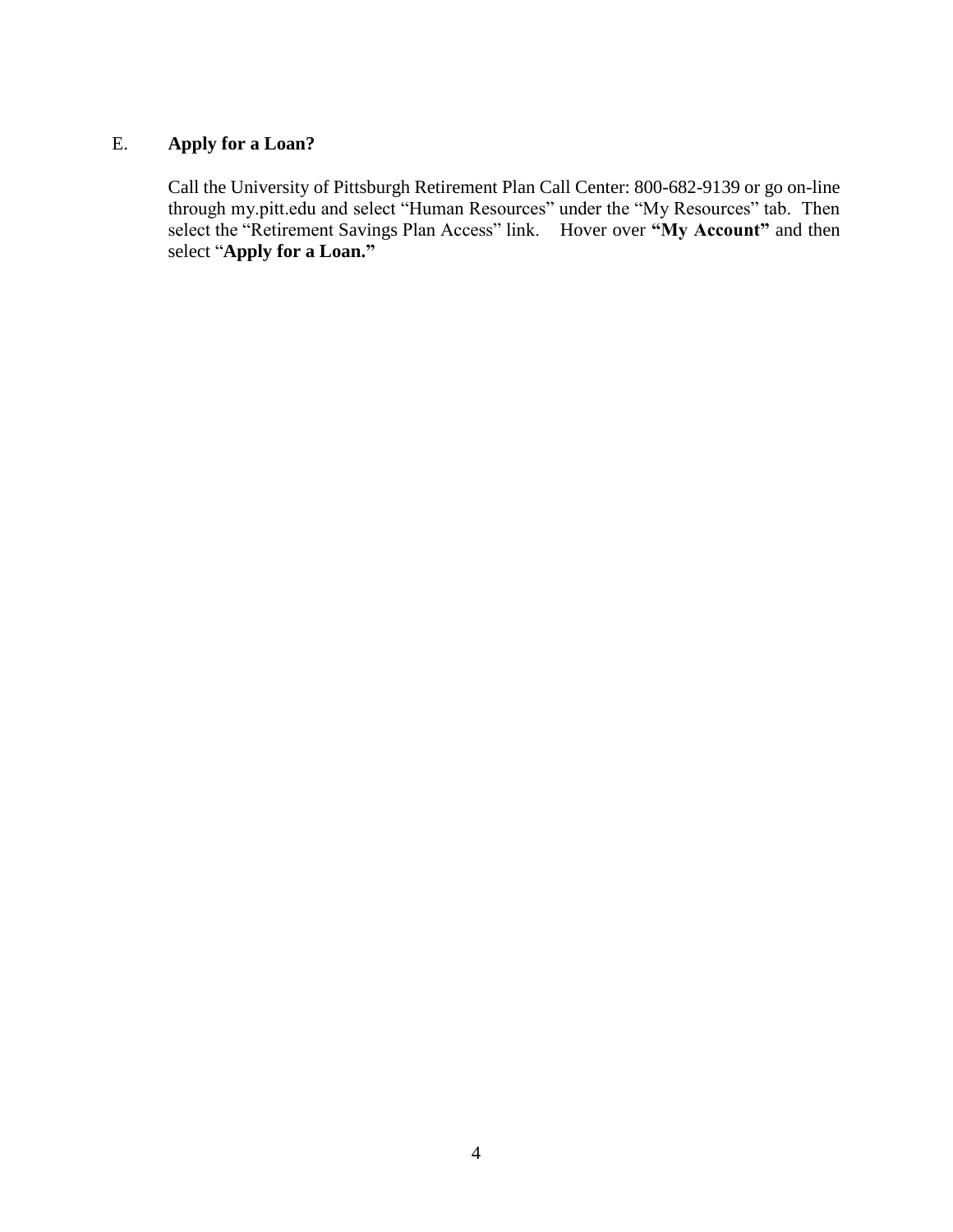E. **Apply for a Loan?**

Call the University of Pittsburgh Retirement Plan Call Center: 800-682-9139 or go on-line through my.pitt.edu and select "Human Resources" under the "My Resources" tab. Then select the "Retirement Savings Plan Access" link. Hover over **"My Account"** and then select "**Apply for a Loan."**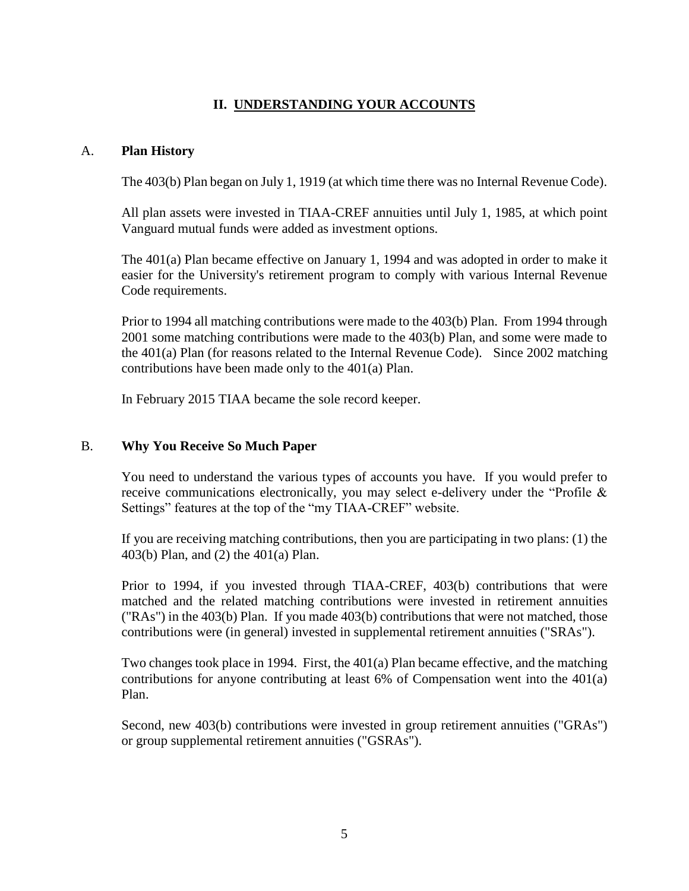## II. UNDERSTANDING YOUR ACCOUNTS

### A. Plan History

The 403(b) Plan began on July 1, 1919 (at which time there was no Internal Revenue Code).

All plan assets were invested in TIAA-CREF annuities until July 1, 1985, at which point Vanguard mutual funds were added as investment options.

The 401(a) Plan became effective on January 1, 1994 and was adopted in order to make it easier for the University's retirement program to comply with various Internal Revenue Code requirements.

Prior to 1994 all matching contributions were made to the 403(b) Plan. From 1994 through 2001 some matching contributions were made to the 403(b) Plan, and some were made to the 401(a) Plan (for reasons related to the Internal Revenue Code). Since 2002 matching contributions have been made only to the 401(a) Plan.

In February 2015 TIAA became the sole record keeper.

### B. Why You Receive So Much Paper

You need to understand the various types of accounts you have. If you would prefer to receive communications electronically, you may select e-delivery under the "Profile & Settings" features at the top of the "my TIAA-CREF" website.

If you are receiving matching contributions, then you are participating in two plans: (1) the 403(b) Plan, and (2) the 401(a) Plan.

Prior to 1994, if you invested through TIAA-CREF, 403(b) contributions that were matched and the related matching contributions were invested in retirement annuities ("RAs") in the 403(b) Plan. If you made 403(b) contributions that were not matched, those contributions were (in general) invested in supplemental retirement annuities ("SRAs").

Two changes took place in 1994. First, the 401(a) Plan became effective, and the matching contributions for anyone contributing at least 6% of Compensation went into the 401(a) Plan.

Second, new 403(b) contributions were invested in group retirement annuities ("GRAs") or group supplemental retirement annuities ("GSRAs").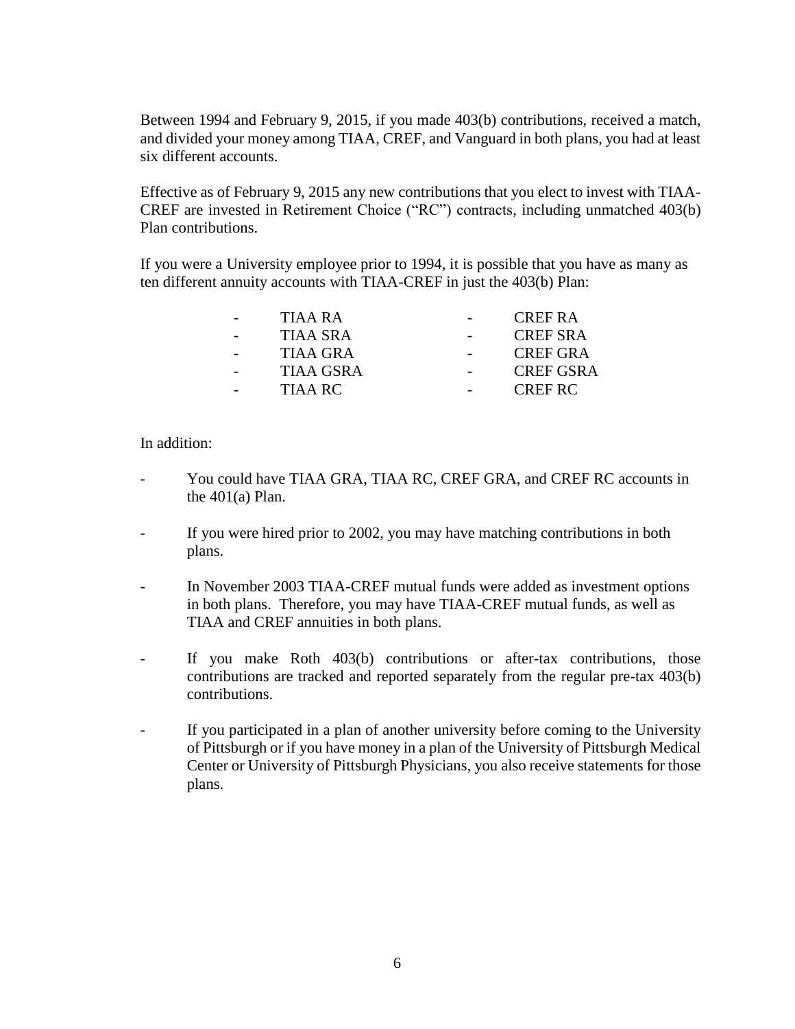Between 1994 and February 9, 2015, if you made 403(b) contributions, received a match, and divided your money among TIAA, CREF, and Vanguard in both plans, you had at least six different accounts.

Effective as of February 9, 2015 any new contributions that you elect to invest with TIAA-CREF are invested in Retirement Choice ("RC") contracts, including unmatched 403(b) Plan contributions.

If you were a University employee prior to 1994, it is possible that you have as many as ten different annuity accounts with TIAA-CREF in just the 403(b) Plan:

| | |
|---|---|
| - TIAA RA | - CREF RA |
| - TIAA SRA | - CREF SRA |
| - TIAA GRA | - CREF GRA |
| - TIAA GSRA | - CREF GSRA |
| - TIAA RC | - CREF RC |

In addition:

- You could have TIAA GRA, TIAA RC, CREF GRA, and CREF RC accounts in the 401(a) Plan.
- If you were hired prior to 2002, you may have matching contributions in both plans.
- In November 2003 TIAA-CREF mutual funds were added as investment options in both plans. Therefore, you may have TIAA-CREF mutual funds, as well as TIAA and CREF annuities in both plans.
- If you make Roth 403(b) contributions or after-tax contributions, those contributions are tracked and reported separately from the regular pre-tax 403(b) contributions.
- If you participated in a plan of another university before coming to the University of Pittsburgh or if you have money in a plan of the University of Pittsburgh Medical Center or University of Pittsburgh Physicians, you also receive statements for those plans.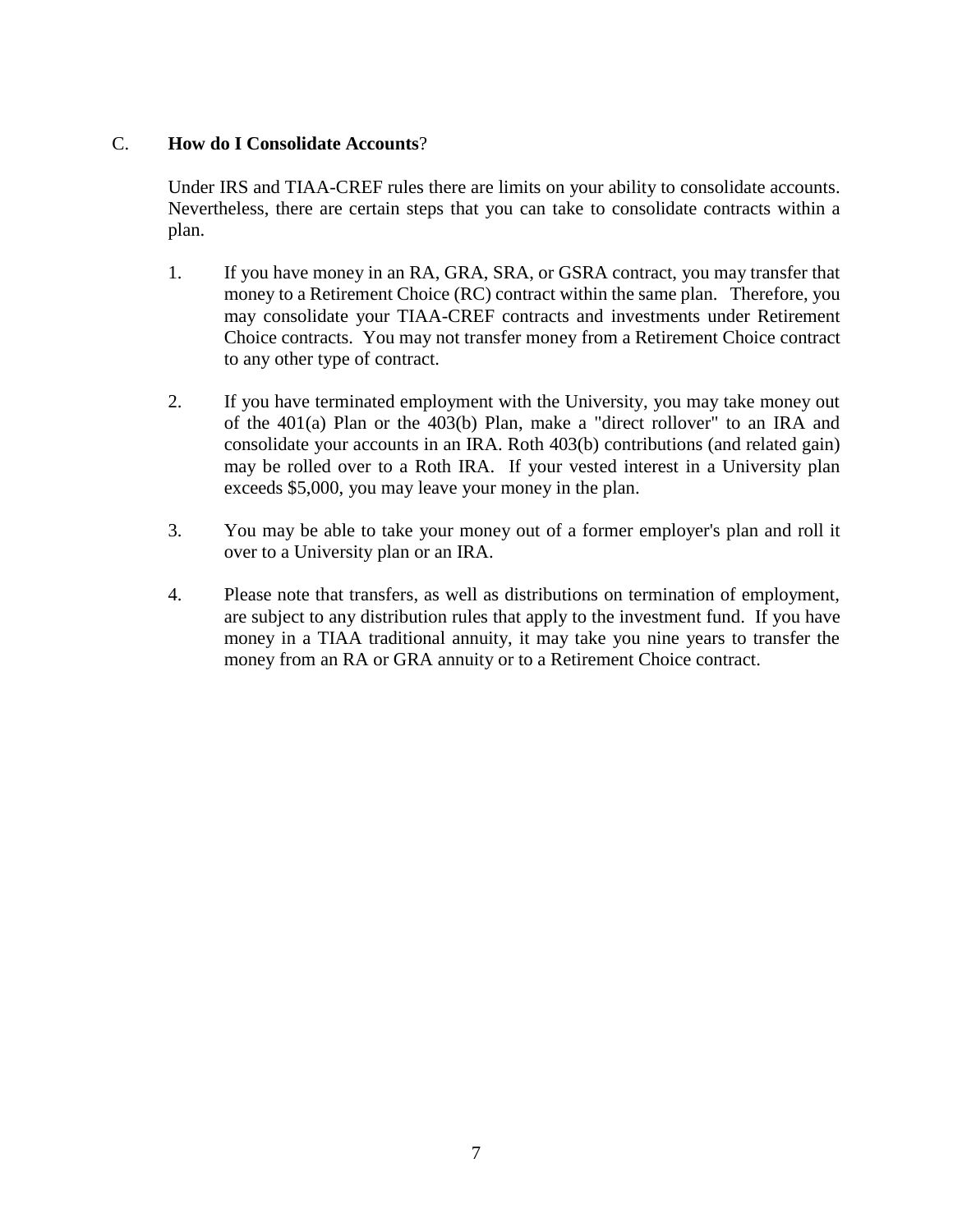## C. **How do I Consolidate Accounts**?

Under IRS and TIAA-CREF rules there are limits on your ability to consolidate accounts. Nevertheless, there are certain steps that you can take to consolidate contracts within a plan.

1. If you have money in an RA, GRA, SRA, or GSRA contract, you may transfer that money to a Retirement Choice (RC) contract within the same plan. Therefore, you may consolidate your TIAA-CREF contracts and investments under Retirement Choice contracts. You may not transfer money from a Retirement Choice contract to any other type of contract.

2. If you have terminated employment with the University, you may take money out of the 401(a) Plan or the 403(b) Plan, make a "direct rollover" to an IRA and consolidate your accounts in an IRA. Roth 403(b) contributions (and related gain) may be rolled over to a Roth IRA. If your vested interest in a University plan exceeds $5,000, you may leave your money in the plan.

3. You may be able to take your money out of a former employer's plan and roll it over to a University plan or an IRA.

4. Please note that transfers, as well as distributions on termination of employment, are subject to any distribution rules that apply to the investment fund. If you have money in a TIAA traditional annuity, it may take you nine years to transfer the money from an RA or GRA annuity or to a Retirement Choice contract.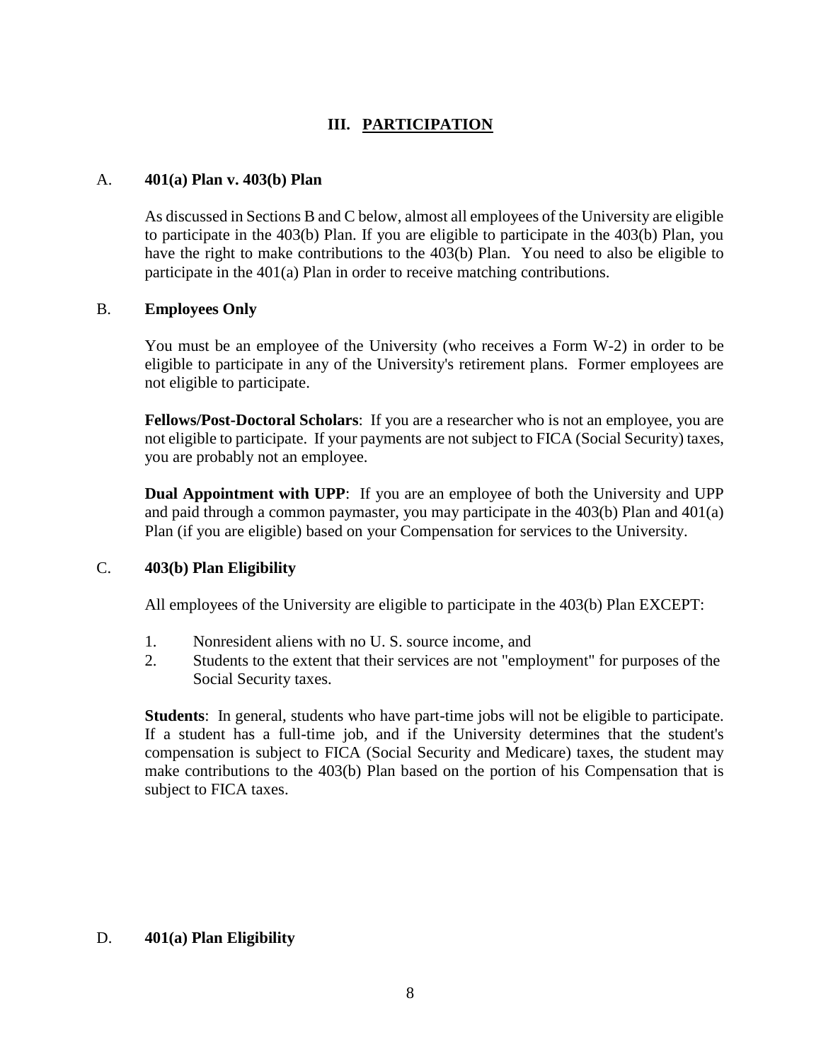## III. PARTICIPATION

### A. 401(a) Plan v. 403(b) Plan

As discussed in Sections B and C below, almost all employees of the University are eligible to participate in the 403(b) Plan. If you are eligible to participate in the 403(b) Plan, you have the right to make contributions to the 403(b) Plan. You need to also be eligible to participate in the 401(a) Plan in order to receive matching contributions.

### B. Employees Only

You must be an employee of the University (who receives a Form W-2) in order to be eligible to participate in any of the University's retirement plans. Former employees are not eligible to participate.

**Fellows/Post-Doctoral Scholars**: If you are a researcher who is not an employee, you are not eligible to participate. If your payments are not subject to FICA (Social Security) taxes, you are probably not an employee.

**Dual Appointment with UPP**: If you are an employee of both the University and UPP and paid through a common paymaster, you may participate in the 403(b) Plan and 401(a) Plan (if you are eligible) based on your Compensation for services to the University.

### C. 403(b) Plan Eligibility

All employees of the University are eligible to participate in the 403(b) Plan EXCEPT:

1. Nonresident aliens with no U. S. source income, and
2. Students to the extent that their services are not "employment" for purposes of the Social Security taxes.

**Students**: In general, students who have part-time jobs will not be eligible to participate. If a student has a full-time job, and if the University determines that the student's compensation is subject to FICA (Social Security and Medicare) taxes, the student may make contributions to the 403(b) Plan based on the portion of his Compensation that is subject to FICA taxes.

### D. 401(a) Plan Eligibility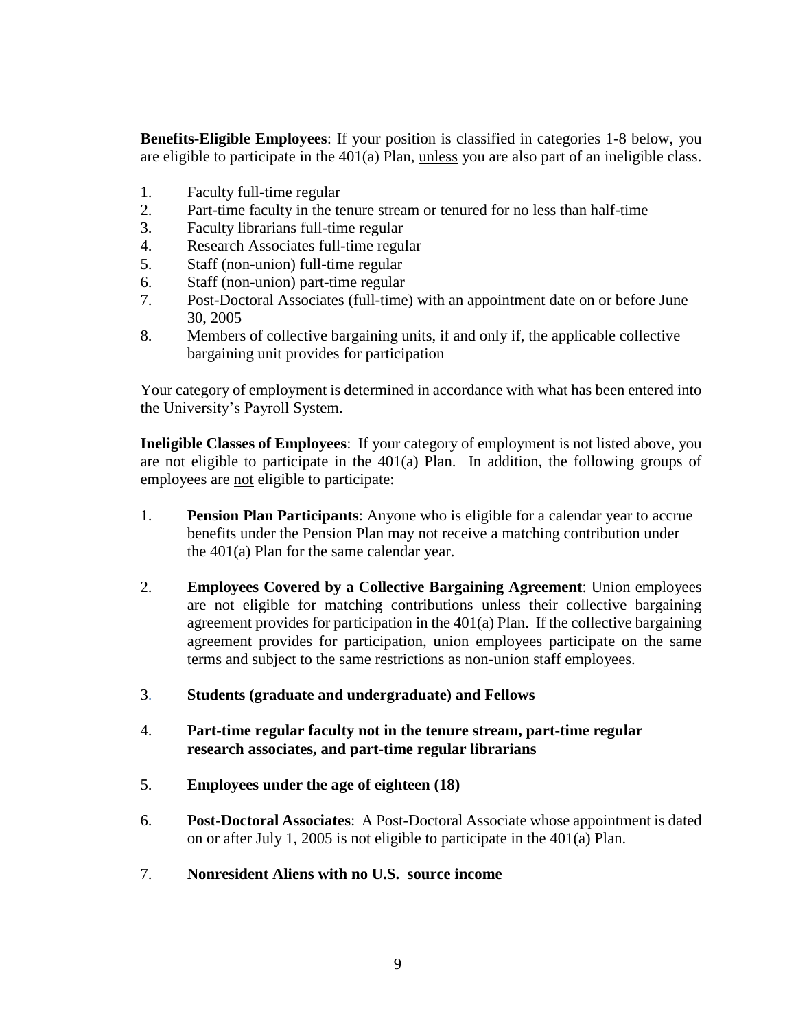**Benefits-Eligible Employees**: If your position is classified in categories 1-8 below, you are eligible to participate in the 401(a) Plan, <u>unless</u> you are also part of an ineligible class.

1. Faculty full-time regular
2. Part-time faculty in the tenure stream or tenured for no less than half-time
3. Faculty librarians full-time regular
4. Research Associates full-time regular
5. Staff (non-union) full-time regular
6. Staff (non-union) part-time regular
7. Post-Doctoral Associates (full-time) with an appointment date on or before June 30, 2005
8. Members of collective bargaining units, if and only if, the applicable collective bargaining unit provides for participation

Your category of employment is determined in accordance with what has been entered into the University's Payroll System.

**Ineligible Classes of Employees**: If your category of employment is not listed above, you are not eligible to participate in the 401(a) Plan. In addition, the following groups of employees are <u>not</u> eligible to participate:

1. **Pension Plan Participants**: Anyone who is eligible for a calendar year to accrue benefits under the Pension Plan may not receive a matching contribution under the 401(a) Plan for the same calendar year.

2. **Employees Covered by a Collective Bargaining Agreement**: Union employees are not eligible for matching contributions unless their collective bargaining agreement provides for participation in the 401(a) Plan. If the collective bargaining agreement provides for participation, union employees participate on the same terms and subject to the same restrictions as non-union staff employees.

3. **Students (graduate and undergraduate) and Fellows**

4. **Part-time regular faculty not in the tenure stream, part-time regular research associates, and part-time regular librarians**

5. **Employees under the age of eighteen (18)**

6. **Post-Doctoral Associates**: A Post-Doctoral Associate whose appointment is dated on or after July 1, 2005 is not eligible to participate in the 401(a) Plan.

7. **Nonresident Aliens with no U.S. source income**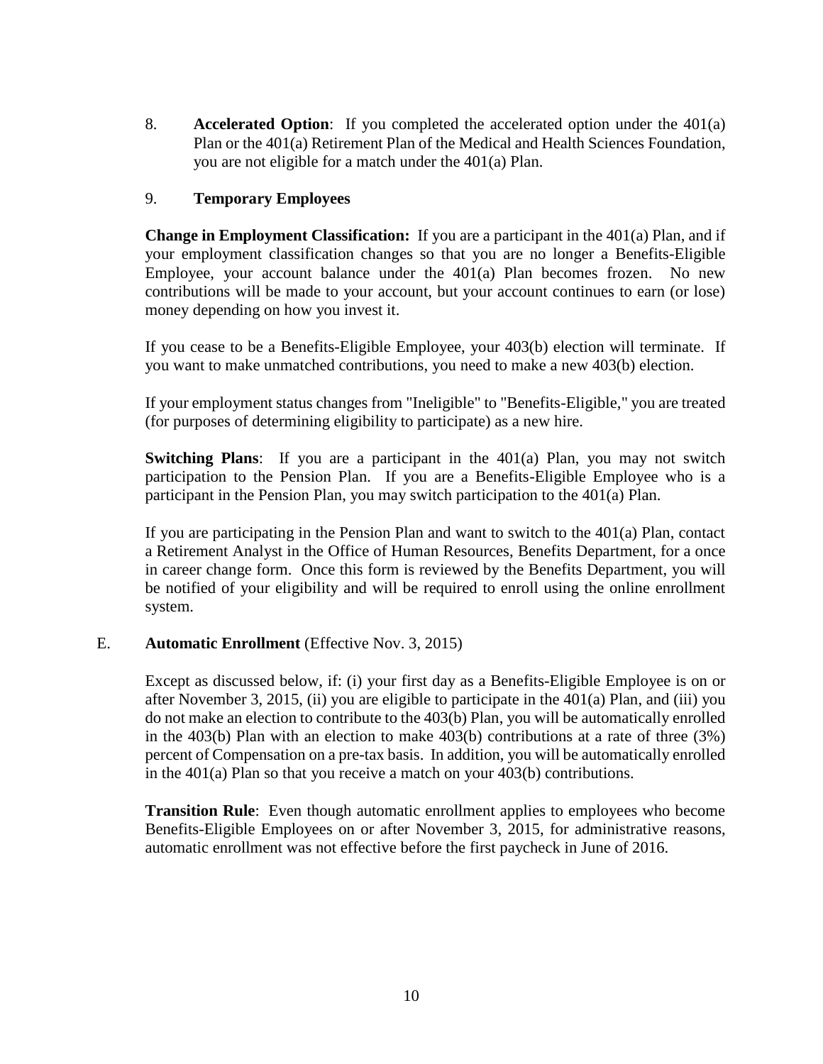8. **Accelerated Option**: If you completed the accelerated option under the 401(a) Plan or the 401(a) Retirement Plan of the Medical and Health Sciences Foundation, you are not eligible for a match under the 401(a) Plan.

9. **Temporary Employees**

**Change in Employment Classification:** If you are a participant in the 401(a) Plan, and if your employment classification changes so that you are no longer a Benefits-Eligible Employee, your account balance under the 401(a) Plan becomes frozen. No new contributions will be made to your account, but your account continues to earn (or lose) money depending on how you invest it.

If you cease to be a Benefits-Eligible Employee, your 403(b) election will terminate. If you want to make unmatched contributions, you need to make a new 403(b) election.

If your employment status changes from "Ineligible" to "Benefits-Eligible," you are treated (for purposes of determining eligibility to participate) as a new hire.

**Switching Plans**: If you are a participant in the 401(a) Plan, you may not switch participation to the Pension Plan. If you are a Benefits-Eligible Employee who is a participant in the Pension Plan, you may switch participation to the 401(a) Plan.

If you are participating in the Pension Plan and want to switch to the 401(a) Plan, contact a Retirement Analyst in the Office of Human Resources, Benefits Department, for a once in career change form. Once this form is reviewed by the Benefits Department, you will be notified of your eligibility and will be required to enroll using the online enrollment system.

E. **Automatic Enrollment** (Effective Nov. 3, 2015)

Except as discussed below, if: (i) your first day as a Benefits-Eligible Employee is on or after November 3, 2015, (ii) you are eligible to participate in the 401(a) Plan, and (iii) you do not make an election to contribute to the 403(b) Plan, you will be automatically enrolled in the 403(b) Plan with an election to make 403(b) contributions at a rate of three (3%) percent of Compensation on a pre-tax basis. In addition, you will be automatically enrolled in the 401(a) Plan so that you receive a match on your 403(b) contributions.

**Transition Rule**: Even though automatic enrollment applies to employees who become Benefits-Eligible Employees on or after November 3, 2015, for administrative reasons, automatic enrollment was not effective before the first paycheck in June of 2016.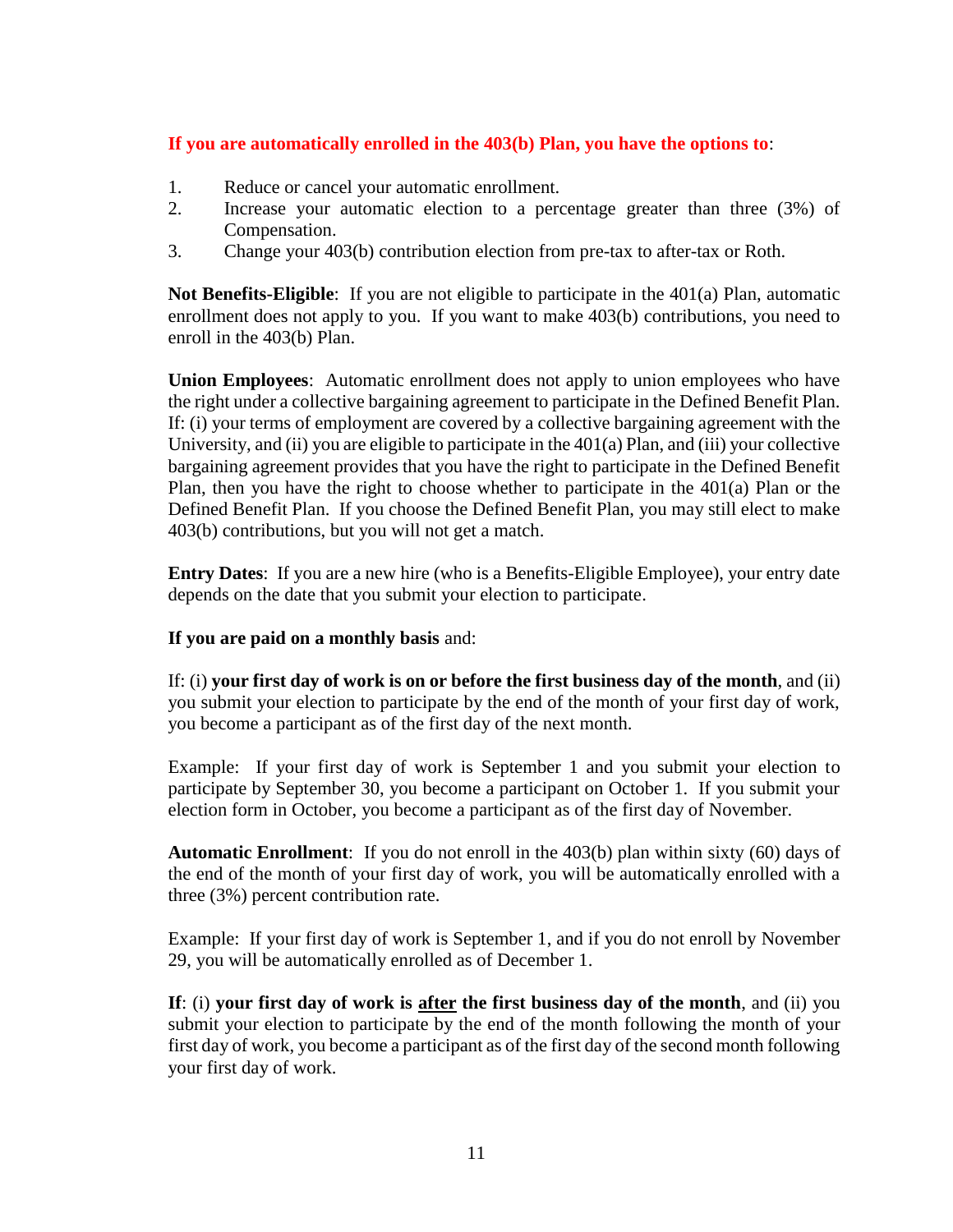**If you are automatically enrolled in the 403(b) Plan, you have the options to**:

1. Reduce or cancel your automatic enrollment.
2. Increase your automatic election to a percentage greater than three (3%) of Compensation.
3. Change your 403(b) contribution election from pre-tax to after-tax or Roth.

**Not Benefits-Eligible**: If you are not eligible to participate in the 401(a) Plan, automatic enrollment does not apply to you. If you want to make 403(b) contributions, you need to enroll in the 403(b) Plan.

**Union Employees**: Automatic enrollment does not apply to union employees who have the right under a collective bargaining agreement to participate in the Defined Benefit Plan. If: (i) your terms of employment are covered by a collective bargaining agreement with the University, and (ii) you are eligible to participate in the 401(a) Plan, and (iii) your collective bargaining agreement provides that you have the right to participate in the Defined Benefit Plan, then you have the right to choose whether to participate in the 401(a) Plan or the Defined Benefit Plan. If you choose the Defined Benefit Plan, you may still elect to make 403(b) contributions, but you will not get a match.

**Entry Dates**: If you are a new hire (who is a Benefits-Eligible Employee), your entry date depends on the date that you submit your election to participate.

**If you are paid on a monthly basis** and:

If: (i) **your first day of work is on or before the first business day of the month**, and (ii) you submit your election to participate by the end of the month of your first day of work, you become a participant as of the first day of the next month.

Example: If your first day of work is September 1 and you submit your election to participate by September 30, you become a participant on October 1. If you submit your election form in October, you become a participant as of the first day of November.

**Automatic Enrollment**: If you do not enroll in the 403(b) plan within sixty (60) days of the end of the month of your first day of work, you will be automatically enrolled with a three (3%) percent contribution rate.

Example: If your first day of work is September 1, and if you do not enroll by November 29, you will be automatically enrolled as of December 1.

**If**: (i) **your first day of work is <u>after</u> the first business day of the month**, and (ii) you submit your election to participate by the end of the month following the month of your first day of work, you become a participant as of the first day of the second month following your first day of work.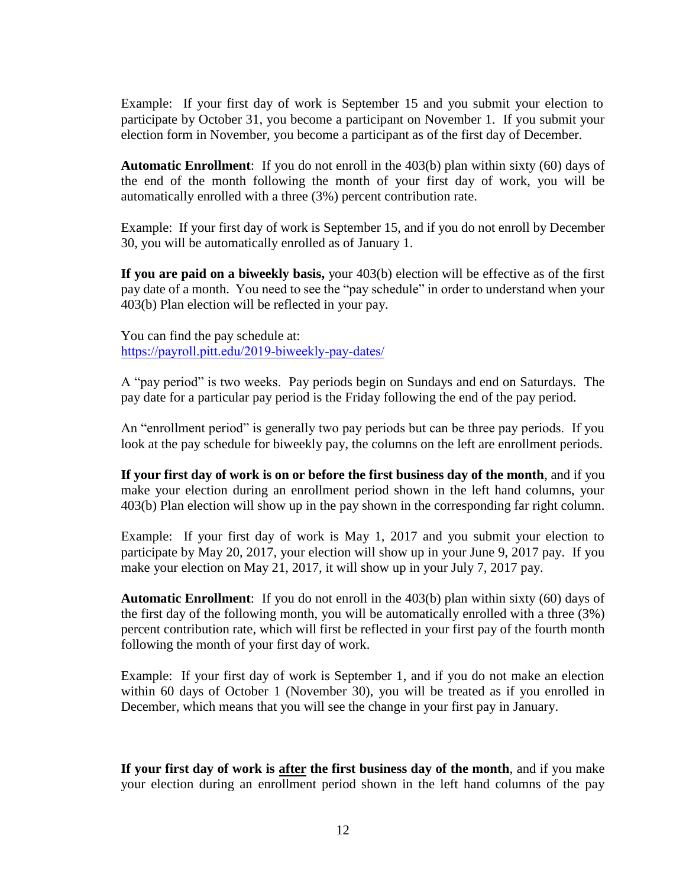Example: If your first day of work is September 15 and you submit your election to participate by October 31, you become a participant on November 1. If you submit your election form in November, you become a participant as of the first day of December.

**Automatic Enrollment**: If you do not enroll in the 403(b) plan within sixty (60) days of the end of the month following the month of your first day of work, you will be automatically enrolled with a three (3%) percent contribution rate.

Example: If your first day of work is September 15, and if you do not enroll by December 30, you will be automatically enrolled as of January 1.

**If you are paid on a biweekly basis,** your 403(b) election will be effective as of the first pay date of a month. You need to see the "pay schedule" in order to understand when your 403(b) Plan election will be reflected in your pay.

You can find the pay schedule at:
https://payroll.pitt.edu/2019-biweekly-pay-dates/

A "pay period" is two weeks. Pay periods begin on Sundays and end on Saturdays. The pay date for a particular pay period is the Friday following the end of the pay period.

An "enrollment period" is generally two pay periods but can be three pay periods. If you look at the pay schedule for biweekly pay, the columns on the left are enrollment periods.

**If your first day of work is on or before the first business day of the month**, and if you make your election during an enrollment period shown in the left hand columns, your 403(b) Plan election will show up in the pay shown in the corresponding far right column.

Example: If your first day of work is May 1, 2017 and you submit your election to participate by May 20, 2017, your election will show up in your June 9, 2017 pay. If you make your election on May 21, 2017, it will show up in your July 7, 2017 pay.

**Automatic Enrollment**: If you do not enroll in the 403(b) plan within sixty (60) days of the first day of the following month, you will be automatically enrolled with a three (3%) percent contribution rate, which will first be reflected in your first pay of the fourth month following the month of your first day of work.

Example: If your first day of work is September 1, and if you do not make an election within 60 days of October 1 (November 30), you will be treated as if you enrolled in December, which means that you will see the change in your first pay in January.

**If your first day of work is <u>after</u> the first business day of the month**, and if you make your election during an enrollment period shown in the left hand columns of the pay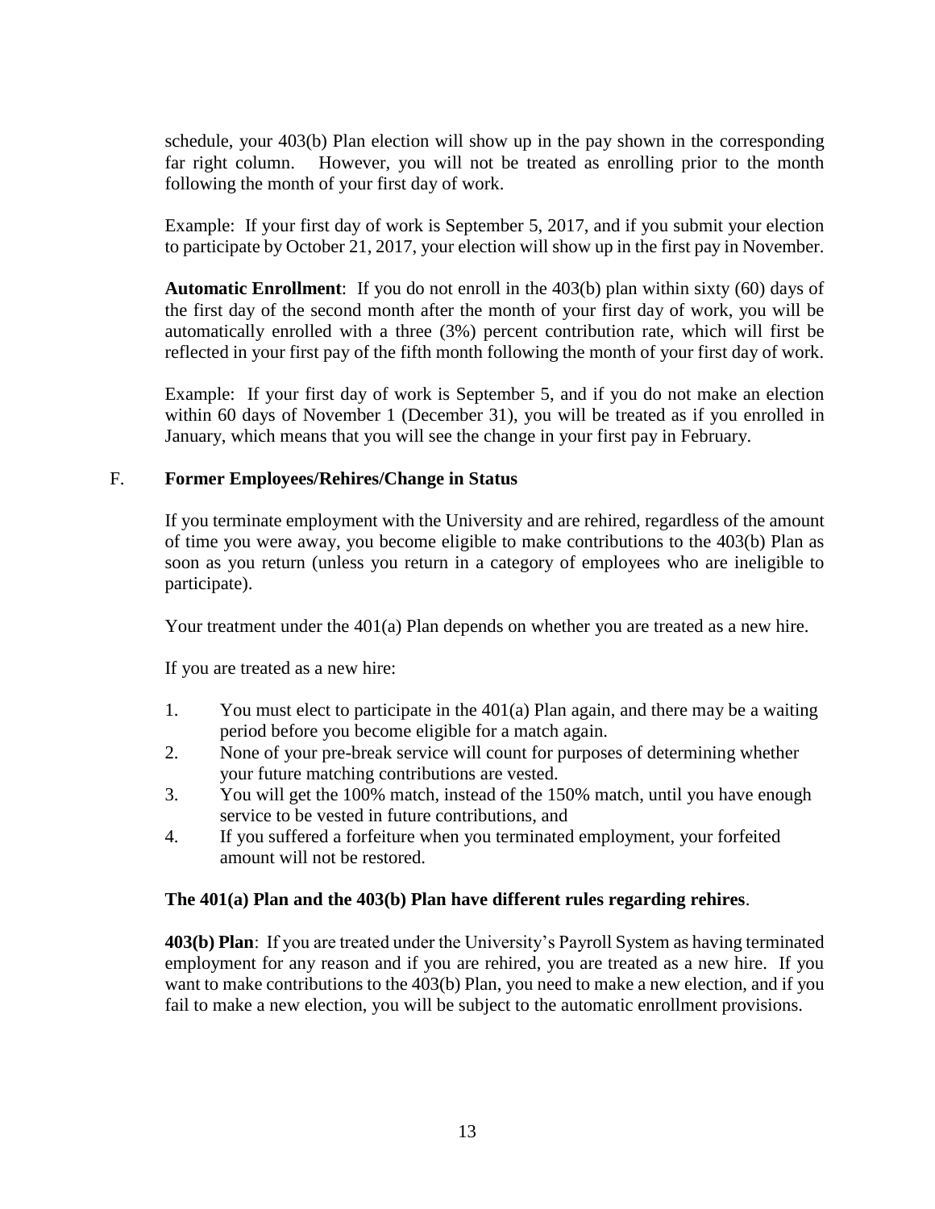schedule, your 403(b) Plan election will show up in the pay shown in the corresponding far right column. However, you will not be treated as enrolling prior to the month following the month of your first day of work.

Example: If your first day of work is September 5, 2017, and if you submit your election to participate by October 21, 2017, your election will show up in the first pay in November.

**Automatic Enrollment**: If you do not enroll in the 403(b) plan within sixty (60) days of the first day of the second month after the month of your first day of work, you will be automatically enrolled with a three (3%) percent contribution rate, which will first be reflected in your first pay of the fifth month following the month of your first day of work.

Example: If your first day of work is September 5, and if you do not make an election within 60 days of November 1 (December 31), you will be treated as if you enrolled in January, which means that you will see the change in your first pay in February.

## F. **Former Employees/Rehires/Change in Status**

If you terminate employment with the University and are rehired, regardless of the amount of time you were away, you become eligible to make contributions to the 403(b) Plan as soon as you return (unless you return in a category of employees who are ineligible to participate).

Your treatment under the 401(a) Plan depends on whether you are treated as a new hire.

If you are treated as a new hire:

1. You must elect to participate in the 401(a) Plan again, and there may be a waiting period before you become eligible for a match again.
2. None of your pre-break service will count for purposes of determining whether your future matching contributions are vested.
3. You will get the 100% match, instead of the 150% match, until you have enough service to be vested in future contributions, and
4. If you suffered a forfeiture when you terminated employment, your forfeited amount will not be restored.

**The 401(a) Plan and the 403(b) Plan have different rules regarding rehires**.

**403(b) Plan**: If you are treated under the University's Payroll System as having terminated employment for any reason and if you are rehired, you are treated as a new hire. If you want to make contributions to the 403(b) Plan, you need to make a new election, and if you fail to make a new election, you will be subject to the automatic enrollment provisions.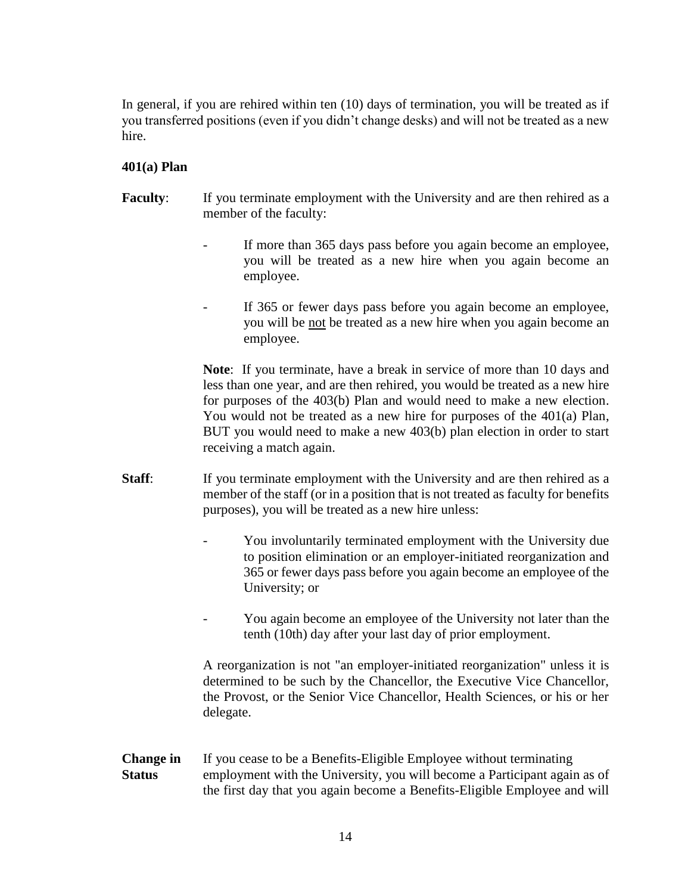In general, if you are rehired within ten (10) days of termination, you will be treated as if you transferred positions (even if you didn't change desks) and will not be treated as a new hire.

**401(a) Plan**

**Faculty**: If you terminate employment with the University and are then rehired as a member of the faculty:

- If more than 365 days pass before you again become an employee, you will be treated as a new hire when you again become an employee.
- If 365 or fewer days pass before you again become an employee, you will be not be treated as a new hire when you again become an employee.

**Note**: If you terminate, have a break in service of more than 10 days and less than one year, and are then rehired, you would be treated as a new hire for purposes of the 403(b) Plan and would need to make a new election. You would not be treated as a new hire for purposes of the 401(a) Plan, BUT you would need to make a new 403(b) plan election in order to start receiving a match again.

**Staff**: If you terminate employment with the University and are then rehired as a member of the staff (or in a position that is not treated as faculty for benefits purposes), you will be treated as a new hire unless:

- You involuntarily terminated employment with the University due to position elimination or an employer-initiated reorganization and 365 or fewer days pass before you again become an employee of the University; or
- You again become an employee of the University not later than the tenth (10th) day after your last day of prior employment.

A reorganization is not "an employer-initiated reorganization" unless it is determined to be such by the Chancellor, the Executive Vice Chancellor, the Provost, or the Senior Vice Chancellor, Health Sciences, or his or her delegate.

**Change in Status** If you cease to be a Benefits-Eligible Employee without terminating employment with the University, you will become a Participant again as of the first day that you again become a Benefits-Eligible Employee and will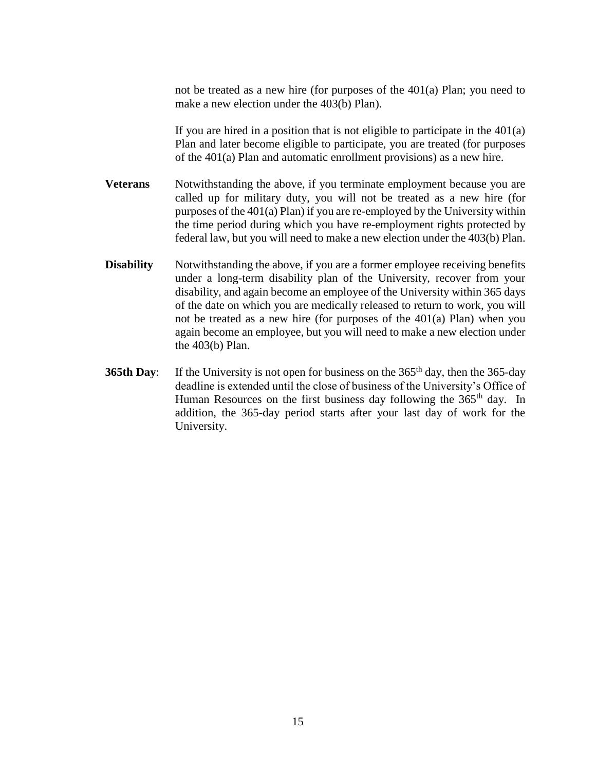not be treated as a new hire (for purposes of the 401(a) Plan; you need to make a new election under the 403(b) Plan).

If you are hired in a position that is not eligible to participate in the 401(a) Plan and later become eligible to participate, you are treated (for purposes of the 401(a) Plan and automatic enrollment provisions) as a new hire.

**Veterans** Notwithstanding the above, if you terminate employment because you are called up for military duty, you will not be treated as a new hire (for purposes of the 401(a) Plan) if you are re-employed by the University within the time period during which you have re-employment rights protected by federal law, but you will need to make a new election under the 403(b) Plan.

**Disability** Notwithstanding the above, if you are a former employee receiving benefits under a long-term disability plan of the University, recover from your disability, and again become an employee of the University within 365 days of the date on which you are medically released to return to work, you will not be treated as a new hire (for purposes of the 401(a) Plan) when you again become an employee, but you will need to make a new election under the 403(b) Plan.

**365th Day**: If the University is not open for business on the 365th day, then the 365-day deadline is extended until the close of business of the University's Office of Human Resources on the first business day following the 365th day. In addition, the 365-day period starts after your last day of work for the University.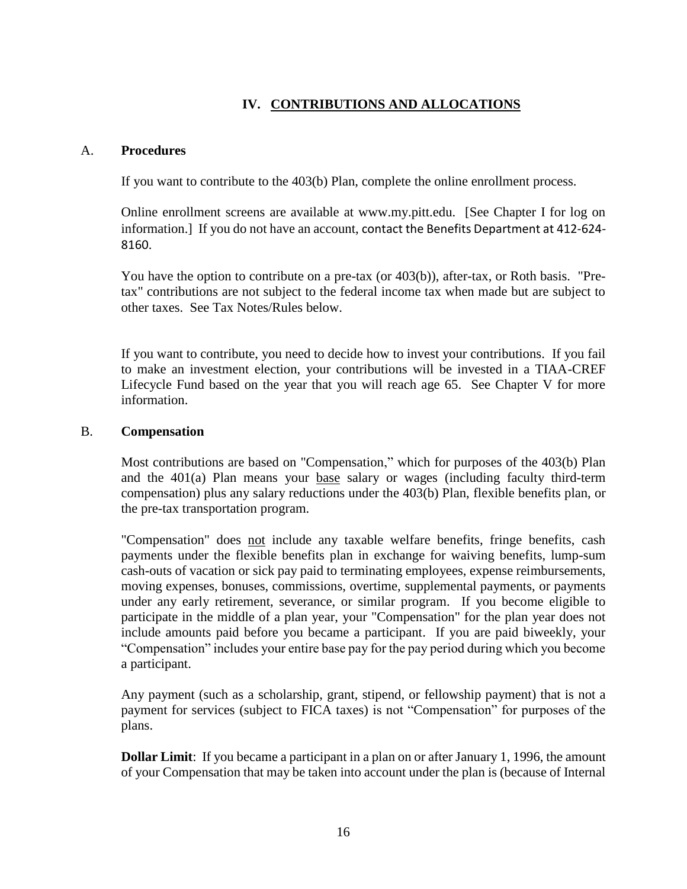## IV. CONTRIBUTIONS AND ALLOCATIONS

### A. Procedures

If you want to contribute to the 403(b) Plan, complete the online enrollment process.

Online enrollment screens are available at www.my.pitt.edu. [See Chapter I for log on information.] If you do not have an account, contact the Benefits Department at 412-624-8160.

You have the option to contribute on a pre-tax (or 403(b)), after-tax, or Roth basis. "Pre-tax" contributions are not subject to the federal income tax when made but are subject to other taxes. See Tax Notes/Rules below.

If you want to contribute, you need to decide how to invest your contributions. If you fail to make an investment election, your contributions will be invested in a TIAA-CREF Lifecycle Fund based on the year that you will reach age 65. See Chapter V for more information.

### B. Compensation

Most contributions are based on "Compensation," which for purposes of the 403(b) Plan and the 401(a) Plan means your base salary or wages (including faculty third-term compensation) plus any salary reductions under the 403(b) Plan, flexible benefits plan, or the pre-tax transportation program.

"Compensation" does not include any taxable welfare benefits, fringe benefits, cash payments under the flexible benefits plan in exchange for waiving benefits, lump-sum cash-outs of vacation or sick pay paid to terminating employees, expense reimbursements, moving expenses, bonuses, commissions, overtime, supplemental payments, or payments under any early retirement, severance, or similar program. If you become eligible to participate in the middle of a plan year, your "Compensation" for the plan year does not include amounts paid before you became a participant. If you are paid biweekly, your "Compensation" includes your entire base pay for the pay period during which you become a participant.

Any payment (such as a scholarship, grant, stipend, or fellowship payment) that is not a payment for services (subject to FICA taxes) is not "Compensation" for purposes of the plans.

**Dollar Limit**: If you became a participant in a plan on or after January 1, 1996, the amount of your Compensation that may be taken into account under the plan is (because of Internal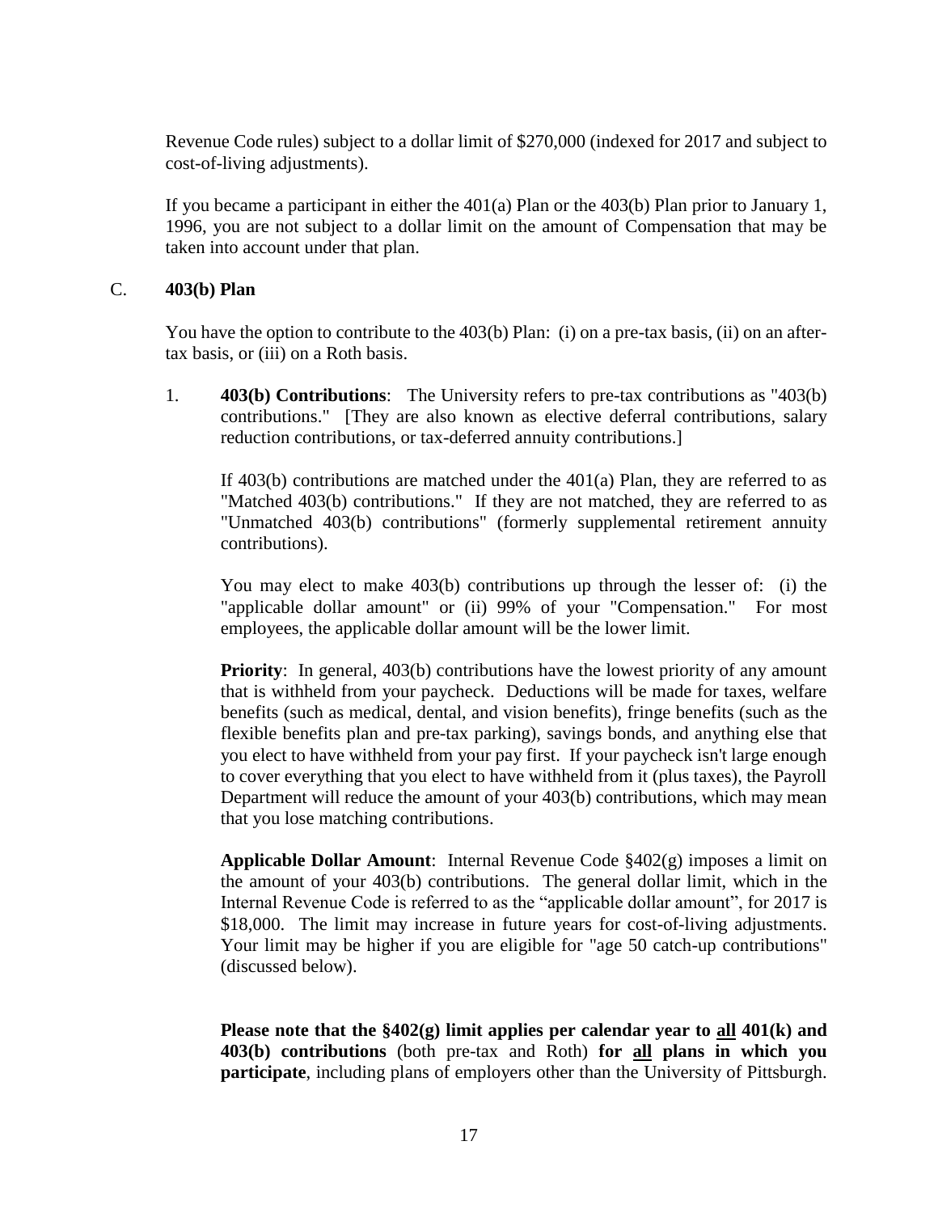Revenue Code rules) subject to a dollar limit of $270,000 (indexed for 2017 and subject to cost-of-living adjustments).

If you became a participant in either the 401(a) Plan or the 403(b) Plan prior to January 1, 1996, you are not subject to a dollar limit on the amount of Compensation that may be taken into account under that plan.

C. **403(b) Plan**

You have the option to contribute to the 403(b) Plan: (i) on a pre-tax basis, (ii) on an after-tax basis, or (iii) on a Roth basis.

1. **403(b) Contributions**: The University refers to pre-tax contributions as "403(b) contributions." [They are also known as elective deferral contributions, salary reduction contributions, or tax-deferred annuity contributions.]

   If 403(b) contributions are matched under the 401(a) Plan, they are referred to as "Matched 403(b) contributions." If they are not matched, they are referred to as "Unmatched 403(b) contributions" (formerly supplemental retirement annuity contributions).

   You may elect to make 403(b) contributions up through the lesser of: (i) the "applicable dollar amount" or (ii) 99% of your "Compensation." For most employees, the applicable dollar amount will be the lower limit.

   **Priority**: In general, 403(b) contributions have the lowest priority of any amount that is withheld from your paycheck. Deductions will be made for taxes, welfare benefits (such as medical, dental, and vision benefits), fringe benefits (such as the flexible benefits plan and pre-tax parking), savings bonds, and anything else that you elect to have withheld from your pay first. If your paycheck isn't large enough to cover everything that you elect to have withheld from it (plus taxes), the Payroll Department will reduce the amount of your 403(b) contributions, which may mean that you lose matching contributions.

   **Applicable Dollar Amount**: Internal Revenue Code §402(g) imposes a limit on the amount of your 403(b) contributions. The general dollar limit, which in the Internal Revenue Code is referred to as the "applicable dollar amount", for 2017 is $18,000. The limit may increase in future years for cost-of-living adjustments. Your limit may be higher if you are eligible for "age 50 catch-up contributions" (discussed below).

   **Please note that the §402(g) limit applies per calendar year to <u>all</u> 401(k) and 403(b) contributions** (both pre-tax and Roth) **for <u>all</u> plans in which you participate**, including plans of employers other than the University of Pittsburgh.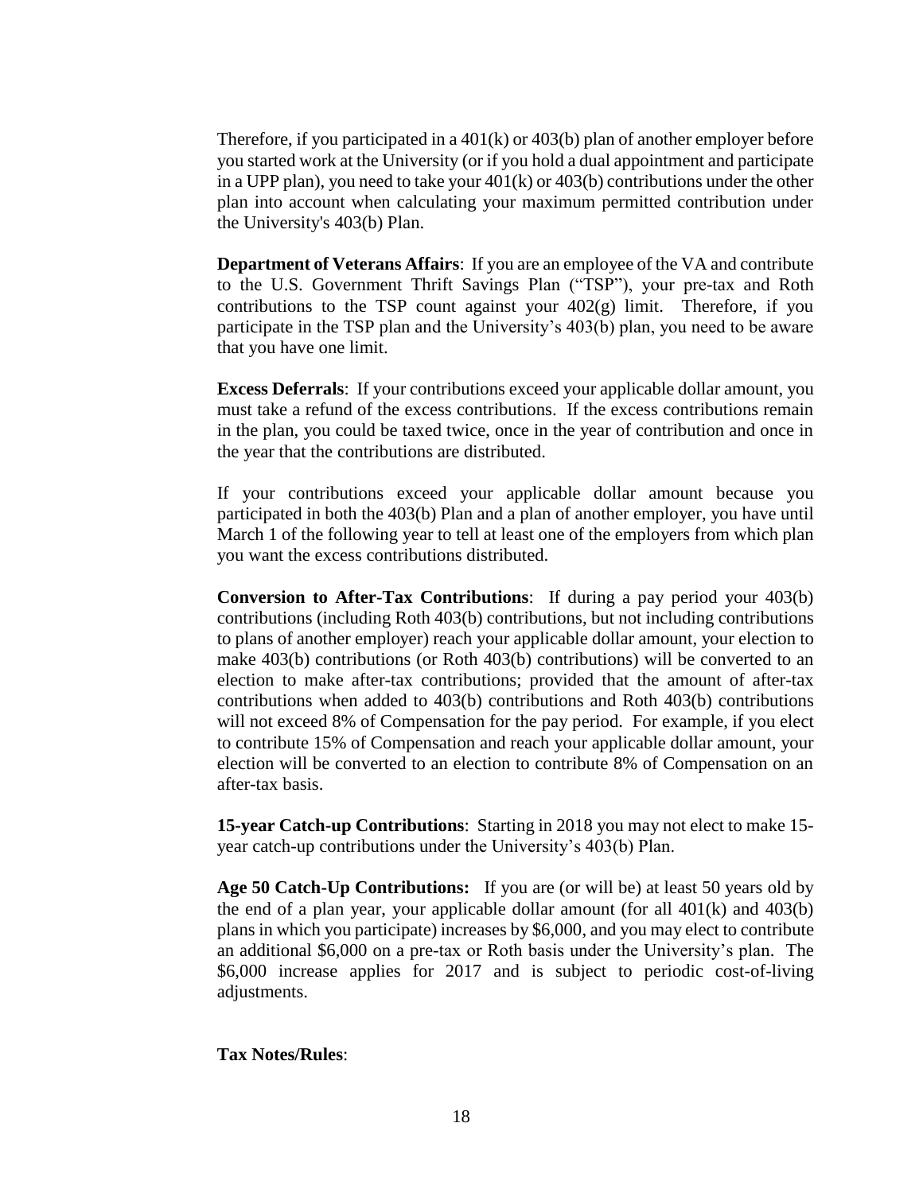Therefore, if you participated in a 401(k) or 403(b) plan of another employer before you started work at the University (or if you hold a dual appointment and participate in a UPP plan), you need to take your 401(k) or 403(b) contributions under the other plan into account when calculating your maximum permitted contribution under the University's 403(b) Plan.

**Department of Veterans Affairs**: If you are an employee of the VA and contribute to the U.S. Government Thrift Savings Plan ("TSP"), your pre-tax and Roth contributions to the TSP count against your 402(g) limit. Therefore, if you participate in the TSP plan and the University's 403(b) plan, you need to be aware that you have one limit.

**Excess Deferrals**: If your contributions exceed your applicable dollar amount, you must take a refund of the excess contributions. If the excess contributions remain in the plan, you could be taxed twice, once in the year of contribution and once in the year that the contributions are distributed.

If your contributions exceed your applicable dollar amount because you participated in both the 403(b) Plan and a plan of another employer, you have until March 1 of the following year to tell at least one of the employers from which plan you want the excess contributions distributed.

**Conversion to After-Tax Contributions**: If during a pay period your 403(b) contributions (including Roth 403(b) contributions, but not including contributions to plans of another employer) reach your applicable dollar amount, your election to make 403(b) contributions (or Roth 403(b) contributions) will be converted to an election to make after-tax contributions; provided that the amount of after-tax contributions when added to 403(b) contributions and Roth 403(b) contributions will not exceed 8% of Compensation for the pay period. For example, if you elect to contribute 15% of Compensation and reach your applicable dollar amount, your election will be converted to an election to contribute 8% of Compensation on an after-tax basis.

**15-year Catch-up Contributions**: Starting in 2018 you may not elect to make 15-year catch-up contributions under the University's 403(b) Plan.

**Age 50 Catch-Up Contributions:** If you are (or will be) at least 50 years old by the end of a plan year, your applicable dollar amount (for all 401(k) and 403(b) plans in which you participate) increases by $6,000, and you may elect to contribute an additional $6,000 on a pre-tax or Roth basis under the University's plan. The $6,000 increase applies for 2017 and is subject to periodic cost-of-living adjustments.

**Tax Notes/Rules**: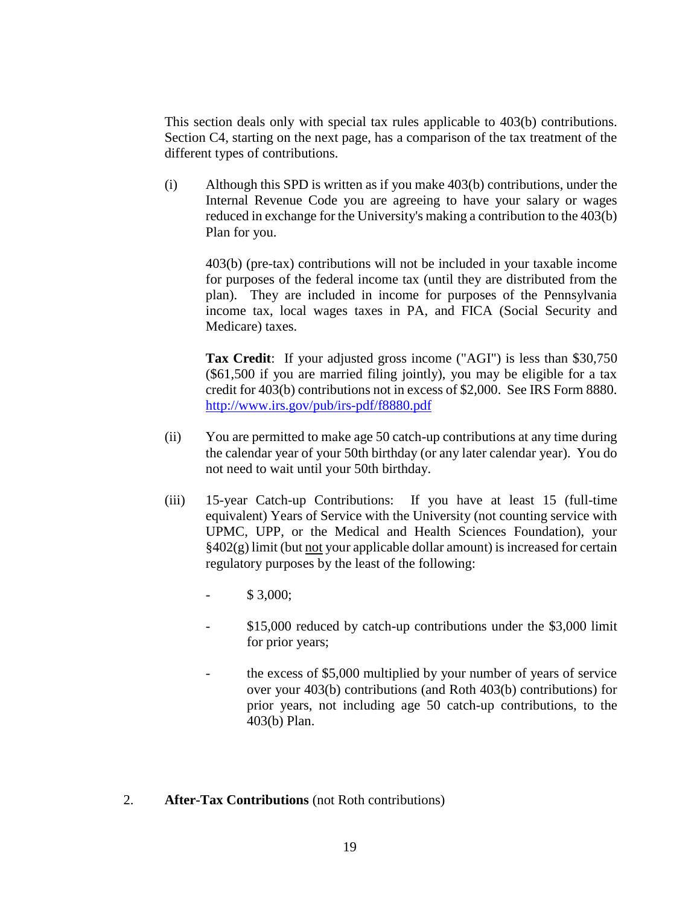This section deals only with special tax rules applicable to 403(b) contributions. Section C4, starting on the next page, has a comparison of the tax treatment of the different types of contributions.

(i) Although this SPD is written as if you make 403(b) contributions, under the Internal Revenue Code you are agreeing to have your salary or wages reduced in exchange for the University's making a contribution to the 403(b) Plan for you.

403(b) (pre-tax) contributions will not be included in your taxable income for purposes of the federal income tax (until they are distributed from the plan). They are included in income for purposes of the Pennsylvania income tax, local wages taxes in PA, and FICA (Social Security and Medicare) taxes.

**Tax Credit**: If your adjusted gross income ("AGI") is less than $30,750 ($61,500 if you are married filing jointly), you may be eligible for a tax credit for 403(b) contributions not in excess of $2,000. See IRS Form 8880. http://www.irs.gov/pub/irs-pdf/f8880.pdf

(ii) You are permitted to make age 50 catch-up contributions at any time during the calendar year of your 50th birthday (or any later calendar year). You do not need to wait until your 50th birthday.

(iii) 15-year Catch-up Contributions: If you have at least 15 (full-time equivalent) Years of Service with the University (not counting service with UPMC, UPP, or the Medical and Health Sciences Foundation), your §402(g) limit (but not your applicable dollar amount) is increased for certain regulatory purposes by the least of the following:

- $ 3,000;
- $15,000 reduced by catch-up contributions under the $3,000 limit for prior years;
- the excess of $5,000 multiplied by your number of years of service over your 403(b) contributions (and Roth 403(b) contributions) for prior years, not including age 50 catch-up contributions, to the 403(b) Plan.

2. **After-Tax Contributions** (not Roth contributions)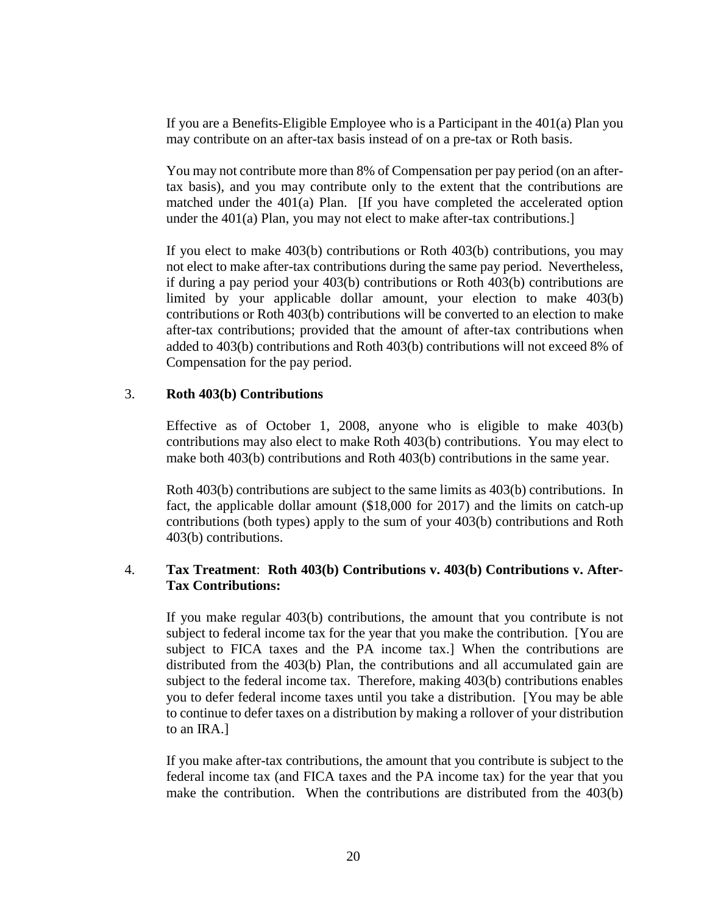If you are a Benefits-Eligible Employee who is a Participant in the 401(a) Plan you may contribute on an after-tax basis instead of on a pre-tax or Roth basis.

You may not contribute more than 8% of Compensation per pay period (on an after-tax basis), and you may contribute only to the extent that the contributions are matched under the 401(a) Plan. [If you have completed the accelerated option under the 401(a) Plan, you may not elect to make after-tax contributions.]

If you elect to make 403(b) contributions or Roth 403(b) contributions, you may not elect to make after-tax contributions during the same pay period. Nevertheless, if during a pay period your 403(b) contributions or Roth 403(b) contributions are limited by your applicable dollar amount, your election to make 403(b) contributions or Roth 403(b) contributions will be converted to an election to make after-tax contributions; provided that the amount of after-tax contributions when added to 403(b) contributions and Roth 403(b) contributions will not exceed 8% of Compensation for the pay period.

### 3. **Roth 403(b) Contributions**

Effective as of October 1, 2008, anyone who is eligible to make 403(b) contributions may also elect to make Roth 403(b) contributions. You may elect to make both 403(b) contributions and Roth 403(b) contributions in the same year.

Roth 403(b) contributions are subject to the same limits as 403(b) contributions. In fact, the applicable dollar amount ($18,000 for 2017) and the limits on catch-up contributions (both types) apply to the sum of your 403(b) contributions and Roth 403(b) contributions.

### 4. **Tax Treatment**: **Roth 403(b) Contributions v. 403(b) Contributions v. After-Tax Contributions:**

If you make regular 403(b) contributions, the amount that you contribute is not subject to federal income tax for the year that you make the contribution. [You are subject to FICA taxes and the PA income tax.] When the contributions are distributed from the 403(b) Plan, the contributions and all accumulated gain are subject to the federal income tax. Therefore, making 403(b) contributions enables you to defer federal income taxes until you take a distribution. [You may be able to continue to defer taxes on a distribution by making a rollover of your distribution to an IRA.]

If you make after-tax contributions, the amount that you contribute is subject to the federal income tax (and FICA taxes and the PA income tax) for the year that you make the contribution. When the contributions are distributed from the 403(b)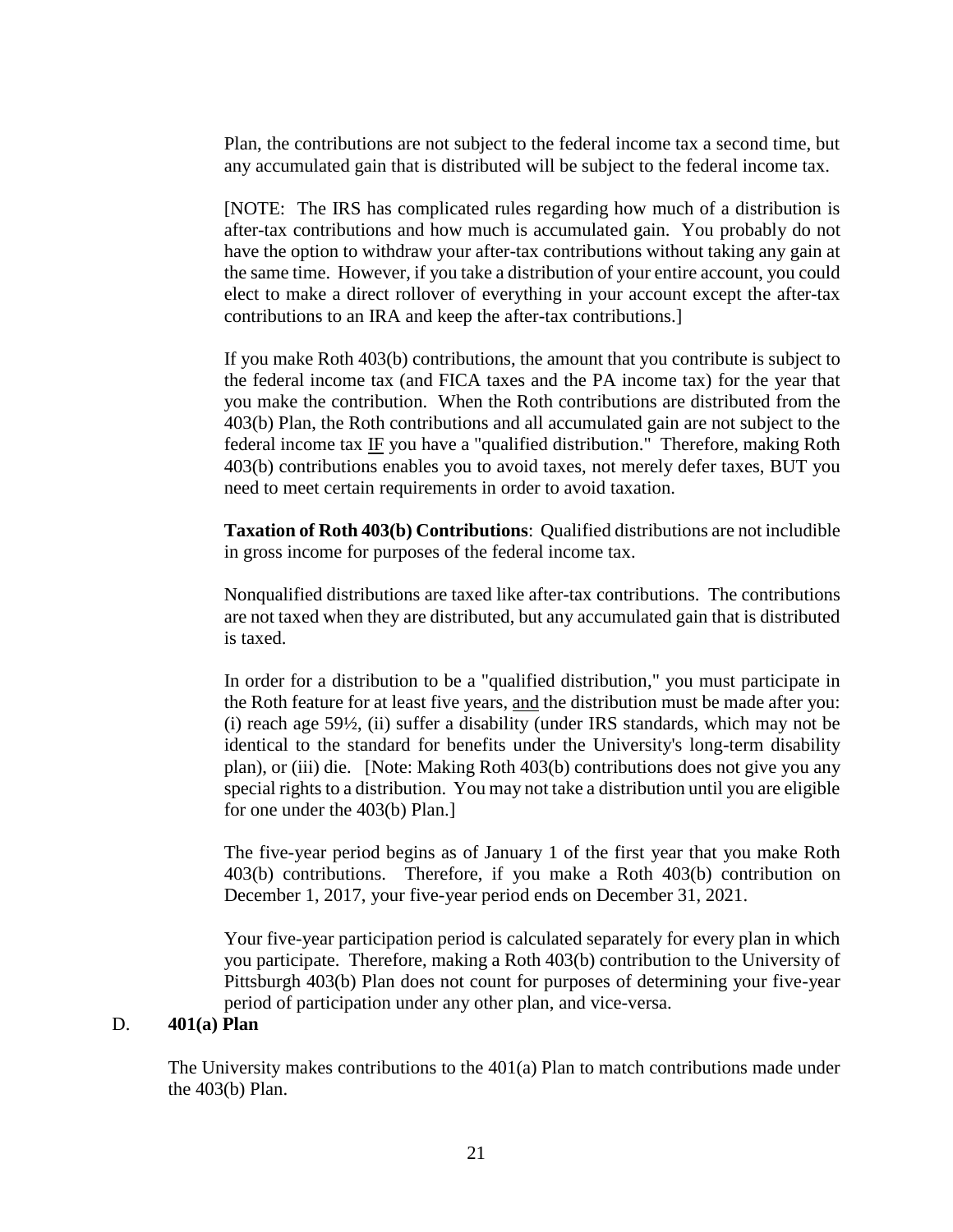Plan, the contributions are not subject to the federal income tax a second time, but any accumulated gain that is distributed will be subject to the federal income tax.

[NOTE: The IRS has complicated rules regarding how much of a distribution is after-tax contributions and how much is accumulated gain. You probably do not have the option to withdraw your after-tax contributions without taking any gain at the same time. However, if you take a distribution of your entire account, you could elect to make a direct rollover of everything in your account except the after-tax contributions to an IRA and keep the after-tax contributions.]

If you make Roth 403(b) contributions, the amount that you contribute is subject to the federal income tax (and FICA taxes and the PA income tax) for the year that you make the contribution. When the Roth contributions are distributed from the 403(b) Plan, the Roth contributions and all accumulated gain are not subject to the federal income tax <u>IF</u> you have a "qualified distribution." Therefore, making Roth 403(b) contributions enables you to avoid taxes, not merely defer taxes, BUT you need to meet certain requirements in order to avoid taxation.

**Taxation of Roth 403(b) Contributions**: Qualified distributions are not includible in gross income for purposes of the federal income tax.

Nonqualified distributions are taxed like after-tax contributions. The contributions are not taxed when they are distributed, but any accumulated gain that is distributed is taxed.

In order for a distribution to be a "qualified distribution," you must participate in the Roth feature for at least five years, <u>and</u> the distribution must be made after you: (i) reach age 59½, (ii) suffer a disability (under IRS standards, which may not be identical to the standard for benefits under the University's long-term disability plan), or (iii) die. [Note: Making Roth 403(b) contributions does not give you any special rights to a distribution. You may not take a distribution until you are eligible for one under the 403(b) Plan.]

The five-year period begins as of January 1 of the first year that you make Roth 403(b) contributions. Therefore, if you make a Roth 403(b) contribution on December 1, 2017, your five-year period ends on December 31, 2021.

Your five-year participation period is calculated separately for every plan in which you participate. Therefore, making a Roth 403(b) contribution to the University of Pittsburgh 403(b) Plan does not count for purposes of determining your five-year period of participation under any other plan, and vice-versa.

### D. 401(a) Plan

The University makes contributions to the 401(a) Plan to match contributions made under the 403(b) Plan.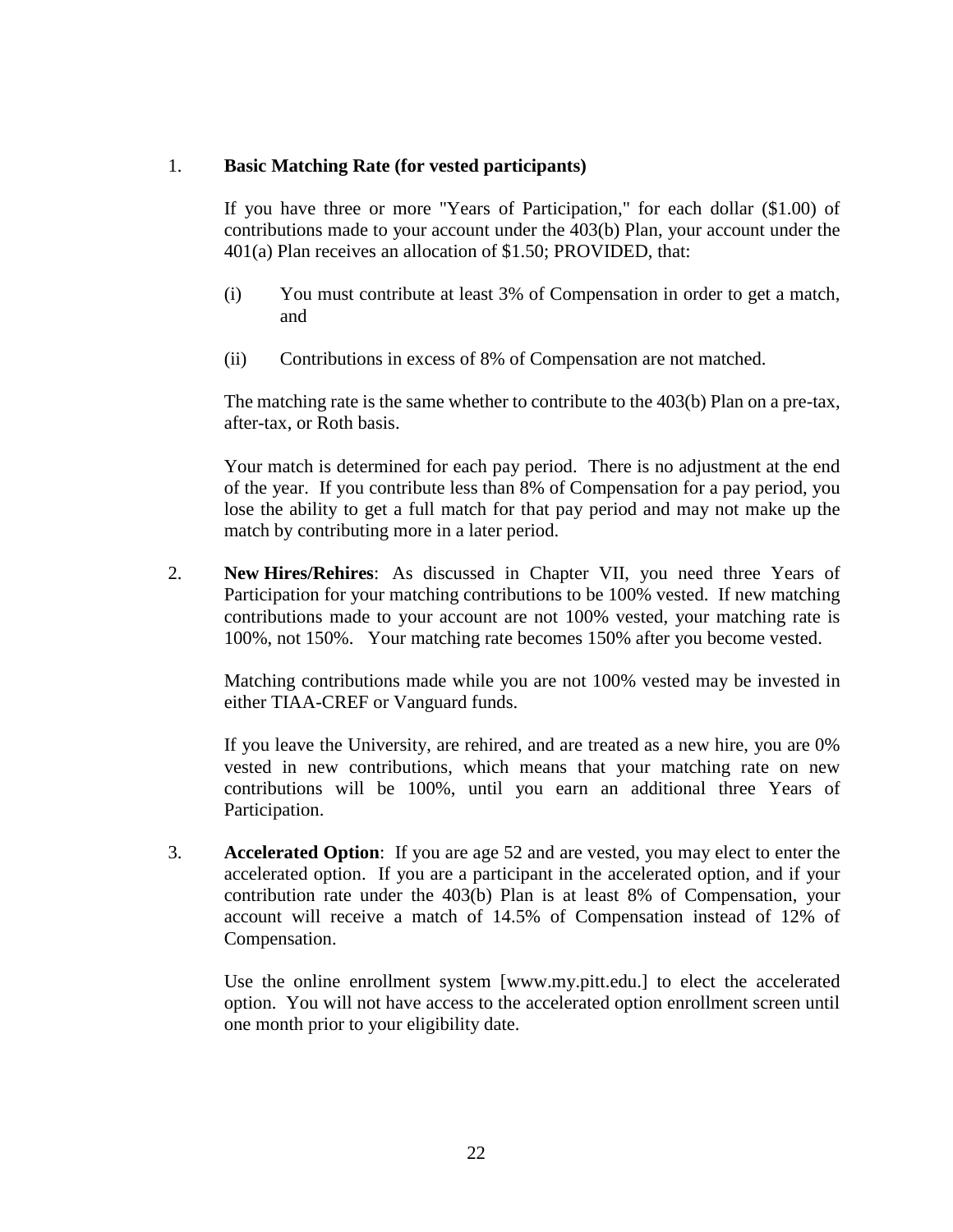1. **Basic Matching Rate (for vested participants)**

   If you have three or more "Years of Participation," for each dollar ($1.00) of contributions made to your account under the 403(b) Plan, your account under the 401(a) Plan receives an allocation of $1.50; PROVIDED, that:

   (i) You must contribute at least 3% of Compensation in order to get a match, and

   (ii) Contributions in excess of 8% of Compensation are not matched.

   The matching rate is the same whether to contribute to the 403(b) Plan on a pre-tax, after-tax, or Roth basis.

   Your match is determined for each pay period. There is no adjustment at the end of the year. If you contribute less than 8% of Compensation for a pay period, you lose the ability to get a full match for that pay period and may not make up the match by contributing more in a later period.

2. **New Hires/Rehires**: As discussed in Chapter VII, you need three Years of Participation for your matching contributions to be 100% vested. If new matching contributions made to your account are not 100% vested, your matching rate is 100%, not 150%. Your matching rate becomes 150% after you become vested.

   Matching contributions made while you are not 100% vested may be invested in either TIAA-CREF or Vanguard funds.

   If you leave the University, are rehired, and are treated as a new hire, you are 0% vested in new contributions, which means that your matching rate on new contributions will be 100%, until you earn an additional three Years of Participation.

3. **Accelerated Option**: If you are age 52 and are vested, you may elect to enter the accelerated option. If you are a participant in the accelerated option, and if your contribution rate under the 403(b) Plan is at least 8% of Compensation, your account will receive a match of 14.5% of Compensation instead of 12% of Compensation.

   Use the online enrollment system [www.my.pitt.edu.] to elect the accelerated option. You will not have access to the accelerated option enrollment screen until one month prior to your eligibility date.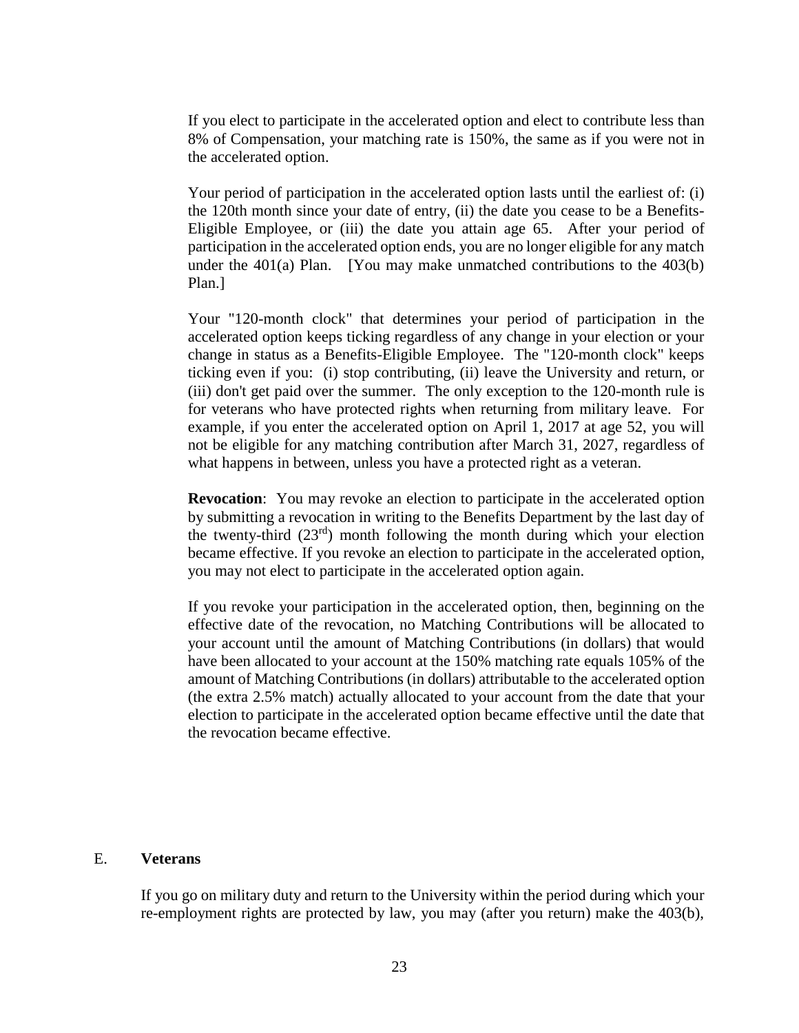If you elect to participate in the accelerated option and elect to contribute less than 8% of Compensation, your matching rate is 150%, the same as if you were not in the accelerated option.

Your period of participation in the accelerated option lasts until the earliest of: (i) the 120th month since your date of entry, (ii) the date you cease to be a Benefits-Eligible Employee, or (iii) the date you attain age 65. After your period of participation in the accelerated option ends, you are no longer eligible for any match under the 401(a) Plan. [You may make unmatched contributions to the 403(b) Plan.]

Your "120-month clock" that determines your period of participation in the accelerated option keeps ticking regardless of any change in your election or your change in status as a Benefits-Eligible Employee. The "120-month clock" keeps ticking even if you: (i) stop contributing, (ii) leave the University and return, or (iii) don't get paid over the summer. The only exception to the 120-month rule is for veterans who have protected rights when returning from military leave. For example, if you enter the accelerated option on April 1, 2017 at age 52, you will not be eligible for any matching contribution after March 31, 2027, regardless of what happens in between, unless you have a protected right as a veteran.

**Revocation**: You may revoke an election to participate in the accelerated option by submitting a revocation in writing to the Benefits Department by the last day of the twenty-third (23rd) month following the month during which your election became effective. If you revoke an election to participate in the accelerated option, you may not elect to participate in the accelerated option again.

If you revoke your participation in the accelerated option, then, beginning on the effective date of the revocation, no Matching Contributions will be allocated to your account until the amount of Matching Contributions (in dollars) that would have been allocated to your account at the 150% matching rate equals 105% of the amount of Matching Contributions (in dollars) attributable to the accelerated option (the extra 2.5% match) actually allocated to your account from the date that your election to participate in the accelerated option became effective until the date that the revocation became effective.

## E. **Veterans**

If you go on military duty and return to the University within the period during which your re-employment rights are protected by law, you may (after you return) make the 403(b),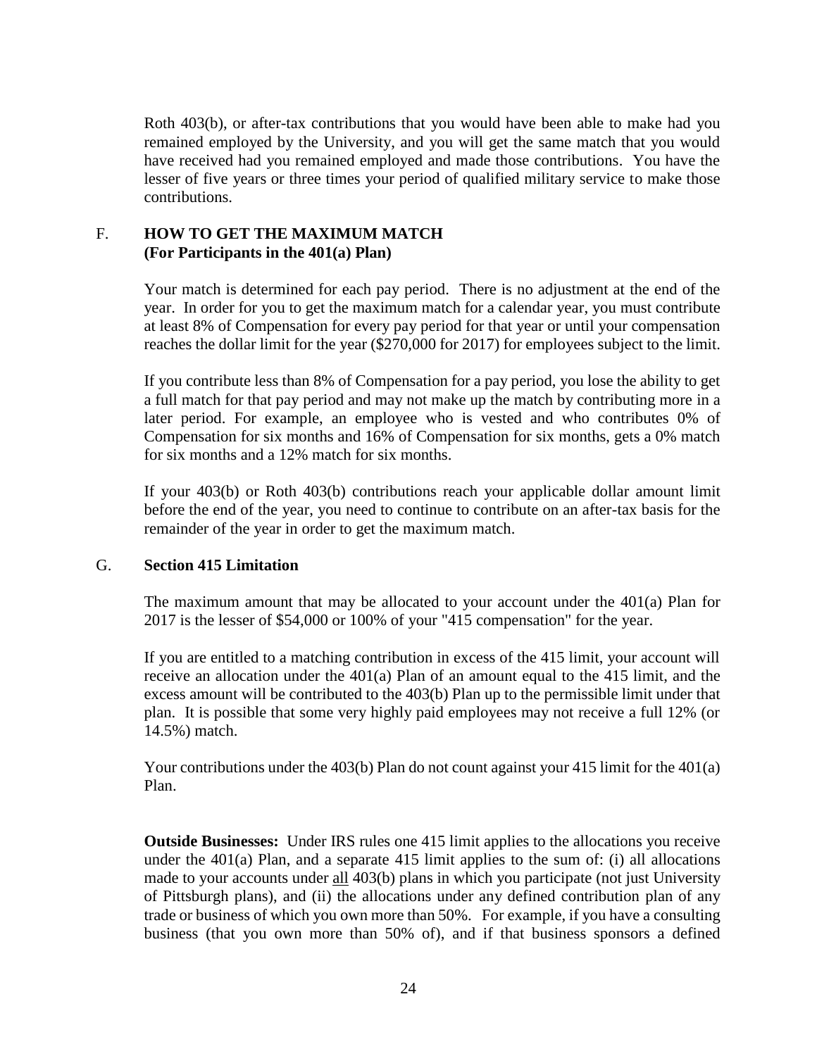Roth 403(b), or after-tax contributions that you would have been able to make had you remained employed by the University, and you will get the same match that you would have received had you remained employed and made those contributions. You have the lesser of five years or three times your period of qualified military service to make those contributions.

### F. HOW TO GET THE MAXIMUM MATCH (For Participants in the 401(a) Plan)

Your match is determined for each pay period. There is no adjustment at the end of the year. In order for you to get the maximum match for a calendar year, you must contribute at least 8% of Compensation for every pay period for that year or until your compensation reaches the dollar limit for the year ($270,000 for 2017) for employees subject to the limit.

If you contribute less than 8% of Compensation for a pay period, you lose the ability to get a full match for that pay period and may not make up the match by contributing more in a later period. For example, an employee who is vested and who contributes 0% of Compensation for six months and 16% of Compensation for six months, gets a 0% match for six months and a 12% match for six months.

If your 403(b) or Roth 403(b) contributions reach your applicable dollar amount limit before the end of the year, you need to continue to contribute on an after-tax basis for the remainder of the year in order to get the maximum match.

### G. Section 415 Limitation

The maximum amount that may be allocated to your account under the 401(a) Plan for 2017 is the lesser of $54,000 or 100% of your "415 compensation" for the year.

If you are entitled to a matching contribution in excess of the 415 limit, your account will receive an allocation under the 401(a) Plan of an amount equal to the 415 limit, and the excess amount will be contributed to the 403(b) Plan up to the permissible limit under that plan. It is possible that some very highly paid employees may not receive a full 12% (or 14.5%) match.

Your contributions under the 403(b) Plan do not count against your 415 limit for the 401(a) Plan.

**Outside Businesses:** Under IRS rules one 415 limit applies to the allocations you receive under the 401(a) Plan, and a separate 415 limit applies to the sum of: (i) all allocations made to your accounts under all 403(b) plans in which you participate (not just University of Pittsburgh plans), and (ii) the allocations under any defined contribution plan of any trade or business of which you own more than 50%. For example, if you have a consulting business (that you own more than 50% of), and if that business sponsors a defined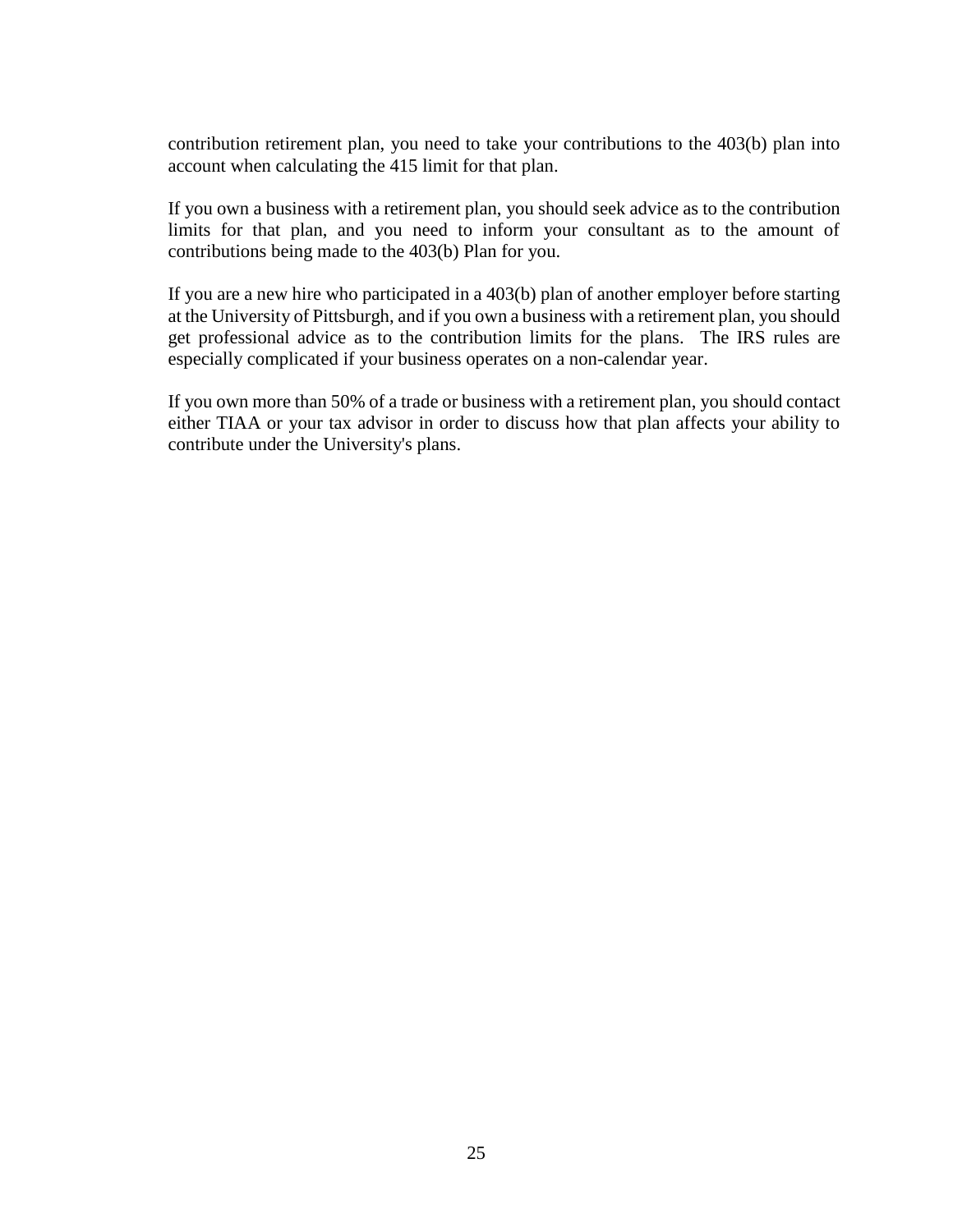contribution retirement plan, you need to take your contributions to the 403(b) plan into account when calculating the 415 limit for that plan.

If you own a business with a retirement plan, you should seek advice as to the contribution limits for that plan, and you need to inform your consultant as to the amount of contributions being made to the 403(b) Plan for you.

If you are a new hire who participated in a 403(b) plan of another employer before starting at the University of Pittsburgh, and if you own a business with a retirement plan, you should get professional advice as to the contribution limits for the plans. The IRS rules are especially complicated if your business operates on a non-calendar year.

If you own more than 50% of a trade or business with a retirement plan, you should contact either TIAA or your tax advisor in order to discuss how that plan affects your ability to contribute under the University's plans.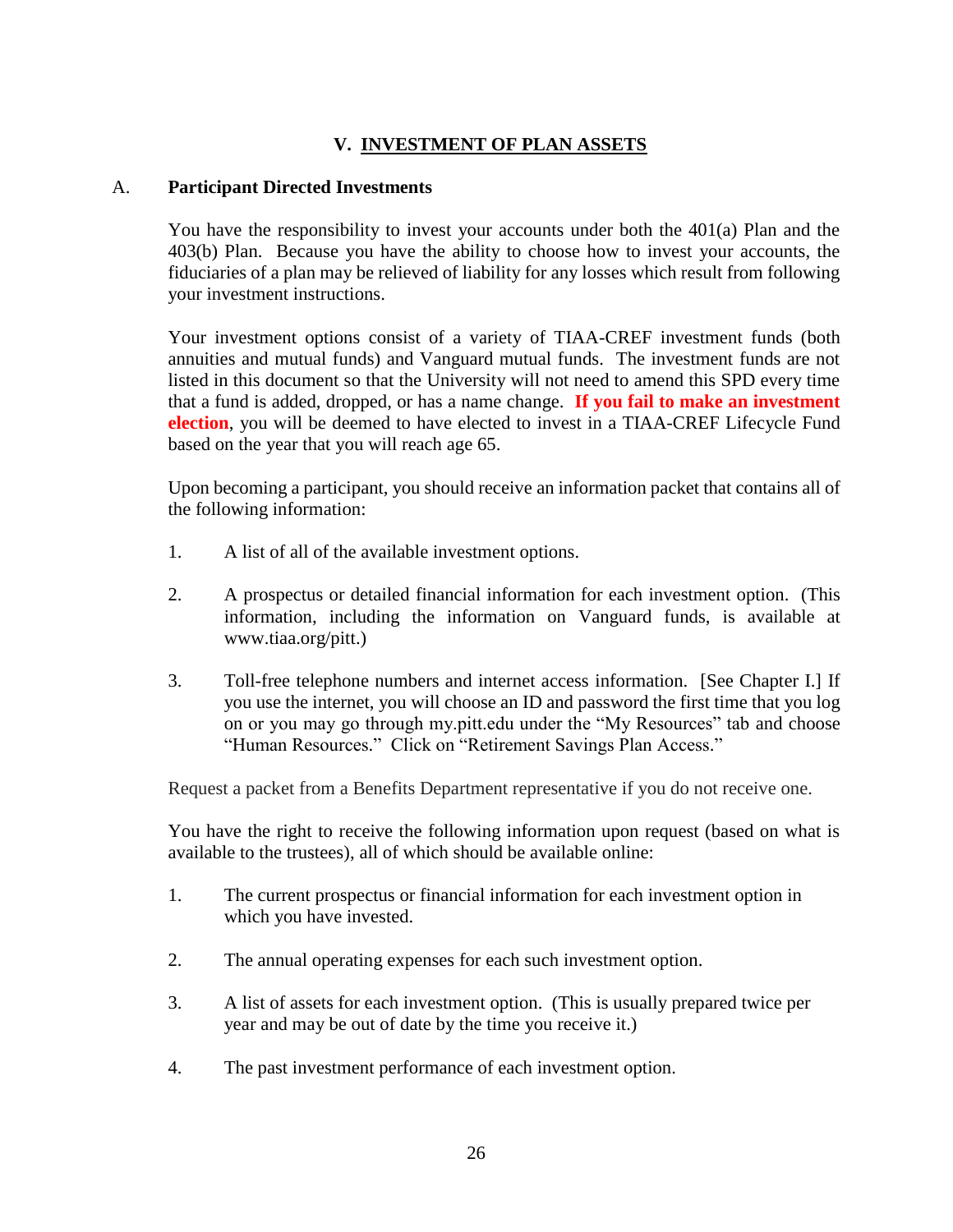## V. INVESTMENT OF PLAN ASSETS

### A. Participant Directed Investments

You have the responsibility to invest your accounts under both the 401(a) Plan and the 403(b) Plan. Because you have the ability to choose how to invest your accounts, the fiduciaries of a plan may be relieved of liability for any losses which result from following your investment instructions.

Your investment options consist of a variety of TIAA-CREF investment funds (both annuities and mutual funds) and Vanguard mutual funds. The investment funds are not listed in this document so that the University will not need to amend this SPD every time that a fund is added, dropped, or has a name change. **If you fail to make an investment election**, you will be deemed to have elected to invest in a TIAA-CREF Lifecycle Fund based on the year that you will reach age 65.

Upon becoming a participant, you should receive an information packet that contains all of the following information:

1. A list of all of the available investment options.

2. A prospectus or detailed financial information for each investment option. (This information, including the information on Vanguard funds, is available at www.tiaa.org/pitt.)

3. Toll-free telephone numbers and internet access information. [See Chapter I.] If you use the internet, you will choose an ID and password the first time that you log on or you may go through my.pitt.edu under the "My Resources" tab and choose "Human Resources." Click on "Retirement Savings Plan Access."

Request a packet from a Benefits Department representative if you do not receive one.

You have the right to receive the following information upon request (based on what is available to the trustees), all of which should be available online:

1. The current prospectus or financial information for each investment option in which you have invested.

2. The annual operating expenses for each such investment option.

3. A list of assets for each investment option. (This is usually prepared twice per year and may be out of date by the time you receive it.)

4. The past investment performance of each investment option.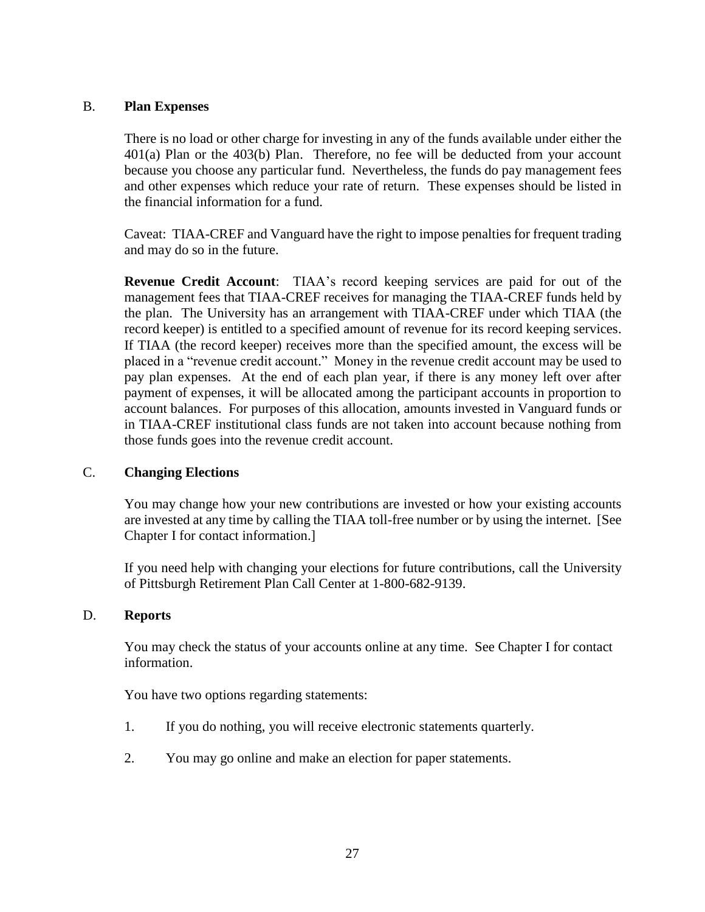## B. **Plan Expenses**

There is no load or other charge for investing in any of the funds available under either the 401(a) Plan or the 403(b) Plan. Therefore, no fee will be deducted from your account because you choose any particular fund. Nevertheless, the funds do pay management fees and other expenses which reduce your rate of return. These expenses should be listed in the financial information for a fund.

Caveat: TIAA-CREF and Vanguard have the right to impose penalties for frequent trading and may do so in the future.

**Revenue Credit Account**: TIAA's record keeping services are paid for out of the management fees that TIAA-CREF receives for managing the TIAA-CREF funds held by the plan. The University has an arrangement with TIAA-CREF under which TIAA (the record keeper) is entitled to a specified amount of revenue for its record keeping services. If TIAA (the record keeper) receives more than the specified amount, the excess will be placed in a "revenue credit account." Money in the revenue credit account may be used to pay plan expenses. At the end of each plan year, if there is any money left over after payment of expenses, it will be allocated among the participant accounts in proportion to account balances. For purposes of this allocation, amounts invested in Vanguard funds or in TIAA-CREF institutional class funds are not taken into account because nothing from those funds goes into the revenue credit account.

## C. **Changing Elections**

You may change how your new contributions are invested or how your existing accounts are invested at any time by calling the TIAA toll-free number or by using the internet. [See Chapter I for contact information.]

If you need help with changing your elections for future contributions, call the University of Pittsburgh Retirement Plan Call Center at 1-800-682-9139.

## D. **Reports**

You may check the status of your accounts online at any time. See Chapter I for contact information.

You have two options regarding statements:

1. If you do nothing, you will receive electronic statements quarterly.

2. You may go online and make an election for paper statements.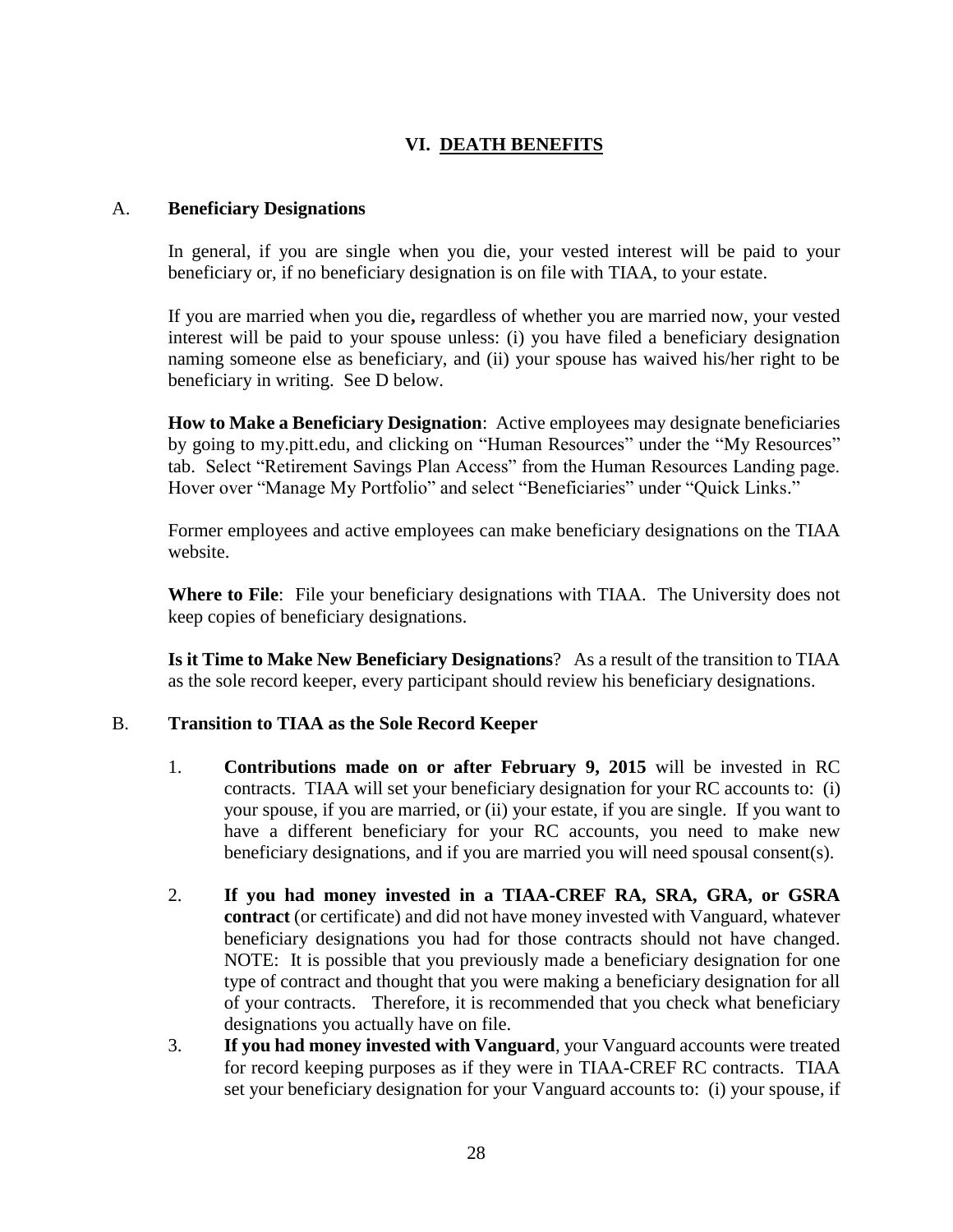## VI. DEATH BENEFITS

### A. Beneficiary Designations

In general, if you are single when you die, your vested interest will be paid to your beneficiary or, if no beneficiary designation is on file with TIAA, to your estate.

If you are married when you die**,** regardless of whether you are married now, your vested interest will be paid to your spouse unless: (i) you have filed a beneficiary designation naming someone else as beneficiary, and (ii) your spouse has waived his/her right to be beneficiary in writing. See D below.

**How to Make a Beneficiary Designation**: Active employees may designate beneficiaries by going to my.pitt.edu, and clicking on "Human Resources" under the "My Resources" tab. Select "Retirement Savings Plan Access" from the Human Resources Landing page. Hover over "Manage My Portfolio" and select "Beneficiaries" under "Quick Links."

Former employees and active employees can make beneficiary designations on the TIAA website.

**Where to File**: File your beneficiary designations with TIAA. The University does not keep copies of beneficiary designations.

**Is it Time to Make New Beneficiary Designations**? As a result of the transition to TIAA as the sole record keeper, every participant should review his beneficiary designations.

### B. Transition to TIAA as the Sole Record Keeper

1. **Contributions made on or after February 9, 2015** will be invested in RC contracts. TIAA will set your beneficiary designation for your RC accounts to: (i) your spouse, if you are married, or (ii) your estate, if you are single. If you want to have a different beneficiary for your RC accounts, you need to make new beneficiary designations, and if you are married you will need spousal consent(s).
2. **If you had money invested in a TIAA-CREF RA, SRA, GRA, or GSRA contract** (or certificate) and did not have money invested with Vanguard, whatever beneficiary designations you had for those contracts should not have changed. NOTE: It is possible that you previously made a beneficiary designation for one type of contract and thought that you were making a beneficiary designation for all of your contracts. Therefore, it is recommended that you check what beneficiary designations you actually have on file.
3. **If you had money invested with Vanguard**, your Vanguard accounts were treated for record keeping purposes as if they were in TIAA-CREF RC contracts. TIAA set your beneficiary designation for your Vanguard accounts to: (i) your spouse, if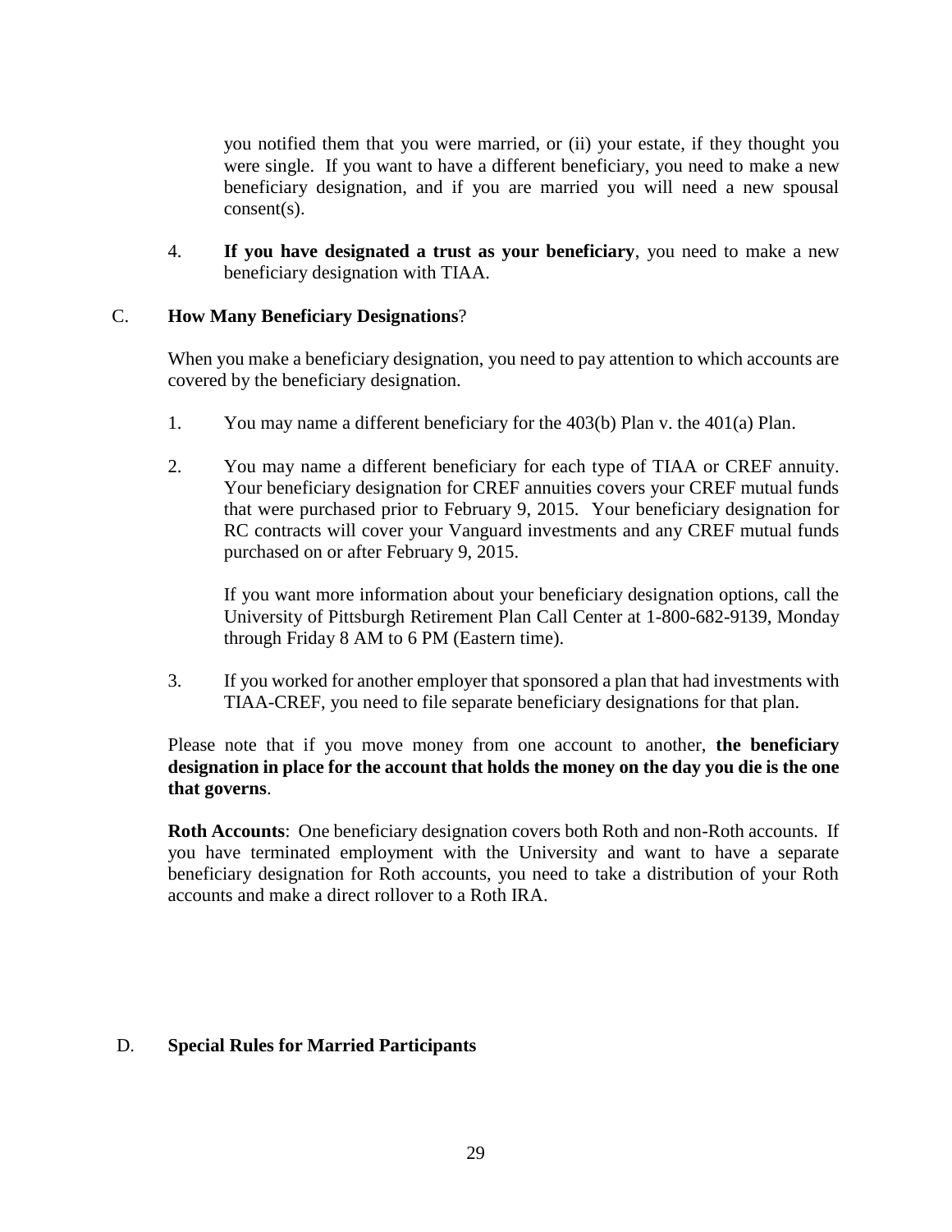you notified them that you were married, or (ii) your estate, if they thought you were single. If you want to have a different beneficiary, you need to make a new beneficiary designation, and if you are married you will need a new spousal consent(s).

4. **If you have designated a trust as your beneficiary**, you need to make a new beneficiary designation with TIAA.

## C. **How Many Beneficiary Designations**?

When you make a beneficiary designation, you need to pay attention to which accounts are covered by the beneficiary designation.

1. You may name a different beneficiary for the 403(b) Plan v. the 401(a) Plan.

2. You may name a different beneficiary for each type of TIAA or CREF annuity. Your beneficiary designation for CREF annuities covers your CREF mutual funds that were purchased prior to February 9, 2015. Your beneficiary designation for RC contracts will cover your Vanguard investments and any CREF mutual funds purchased on or after February 9, 2015.

   If you want more information about your beneficiary designation options, call the University of Pittsburgh Retirement Plan Call Center at 1-800-682-9139, Monday through Friday 8 AM to 6 PM (Eastern time).

3. If you worked for another employer that sponsored a plan that had investments with TIAA-CREF, you need to file separate beneficiary designations for that plan.

Please note that if you move money from one account to another, **the beneficiary designation in place for the account that holds the money on the day you die is the one that governs**.

**Roth Accounts**: One beneficiary designation covers both Roth and non-Roth accounts. If you have terminated employment with the University and want to have a separate beneficiary designation for Roth accounts, you need to take a distribution of your Roth accounts and make a direct rollover to a Roth IRA.

## D. **Special Rules for Married Participants**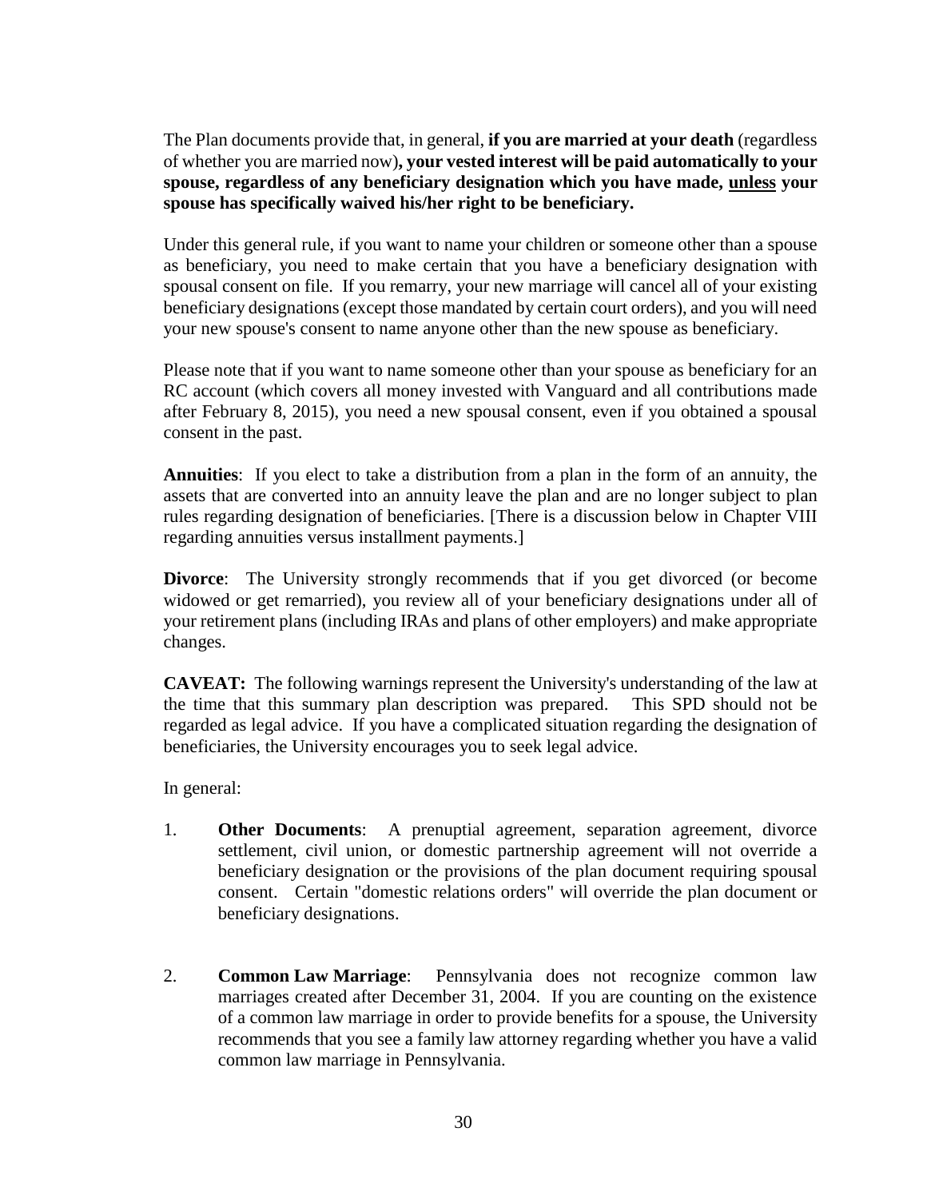The Plan documents provide that, in general, **if you are married at your death** (regardless of whether you are married now)**, your vested interest will be paid automatically to your spouse, regardless of any beneficiary designation which you have made, unless your spouse has specifically waived his/her right to be beneficiary.**

Under this general rule, if you want to name your children or someone other than a spouse as beneficiary, you need to make certain that you have a beneficiary designation with spousal consent on file. If you remarry, your new marriage will cancel all of your existing beneficiary designations (except those mandated by certain court orders), and you will need your new spouse's consent to name anyone other than the new spouse as beneficiary.

Please note that if you want to name someone other than your spouse as beneficiary for an RC account (which covers all money invested with Vanguard and all contributions made after February 8, 2015), you need a new spousal consent, even if you obtained a spousal consent in the past.

**Annuities**: If you elect to take a distribution from a plan in the form of an annuity, the assets that are converted into an annuity leave the plan and are no longer subject to plan rules regarding designation of beneficiaries. [There is a discussion below in Chapter VIII regarding annuities versus installment payments.]

**Divorce**: The University strongly recommends that if you get divorced (or become widowed or get remarried), you review all of your beneficiary designations under all of your retirement plans (including IRAs and plans of other employers) and make appropriate changes.

**CAVEAT:** The following warnings represent the University's understanding of the law at the time that this summary plan description was prepared. This SPD should not be regarded as legal advice. If you have a complicated situation regarding the designation of beneficiaries, the University encourages you to seek legal advice.

In general:

1. **Other Documents**: A prenuptial agreement, separation agreement, divorce settlement, civil union, or domestic partnership agreement will not override a beneficiary designation or the provisions of the plan document requiring spousal consent. Certain "domestic relations orders" will override the plan document or beneficiary designations.

2. **Common Law Marriage**: Pennsylvania does not recognize common law marriages created after December 31, 2004. If you are counting on the existence of a common law marriage in order to provide benefits for a spouse, the University recommends that you see a family law attorney regarding whether you have a valid common law marriage in Pennsylvania.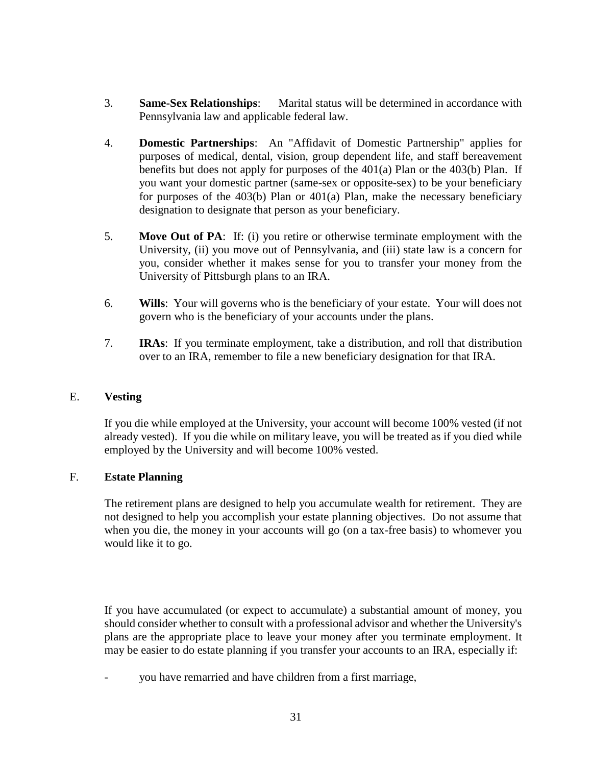3. **Same-Sex Relationships**: Marital status will be determined in accordance with Pennsylvania law and applicable federal law.

4. **Domestic Partnerships**: An "Affidavit of Domestic Partnership" applies for purposes of medical, dental, vision, group dependent life, and staff bereavement benefits but does not apply for purposes of the 401(a) Plan or the 403(b) Plan. If you want your domestic partner (same-sex or opposite-sex) to be your beneficiary for purposes of the 403(b) Plan or 401(a) Plan, make the necessary beneficiary designation to designate that person as your beneficiary.

5. **Move Out of PA**: If: (i) you retire or otherwise terminate employment with the University, (ii) you move out of Pennsylvania, and (iii) state law is a concern for you, consider whether it makes sense for you to transfer your money from the University of Pittsburgh plans to an IRA.

6. **Wills**: Your will governs who is the beneficiary of your estate. Your will does not govern who is the beneficiary of your accounts under the plans.

7. **IRAs**: If you terminate employment, take a distribution, and roll that distribution over to an IRA, remember to file a new beneficiary designation for that IRA.

## E. Vesting

If you die while employed at the University, your account will become 100% vested (if not already vested). If you die while on military leave, you will be treated as if you died while employed by the University and will become 100% vested.

## F. Estate Planning

The retirement plans are designed to help you accumulate wealth for retirement. They are not designed to help you accomplish your estate planning objectives. Do not assume that when you die, the money in your accounts will go (on a tax-free basis) to whomever you would like it to go.

If you have accumulated (or expect to accumulate) a substantial amount of money, you should consider whether to consult with a professional advisor and whether the University's plans are the appropriate place to leave your money after you terminate employment. It may be easier to do estate planning if you transfer your accounts to an IRA, especially if:

- you have remarried and have children from a first marriage,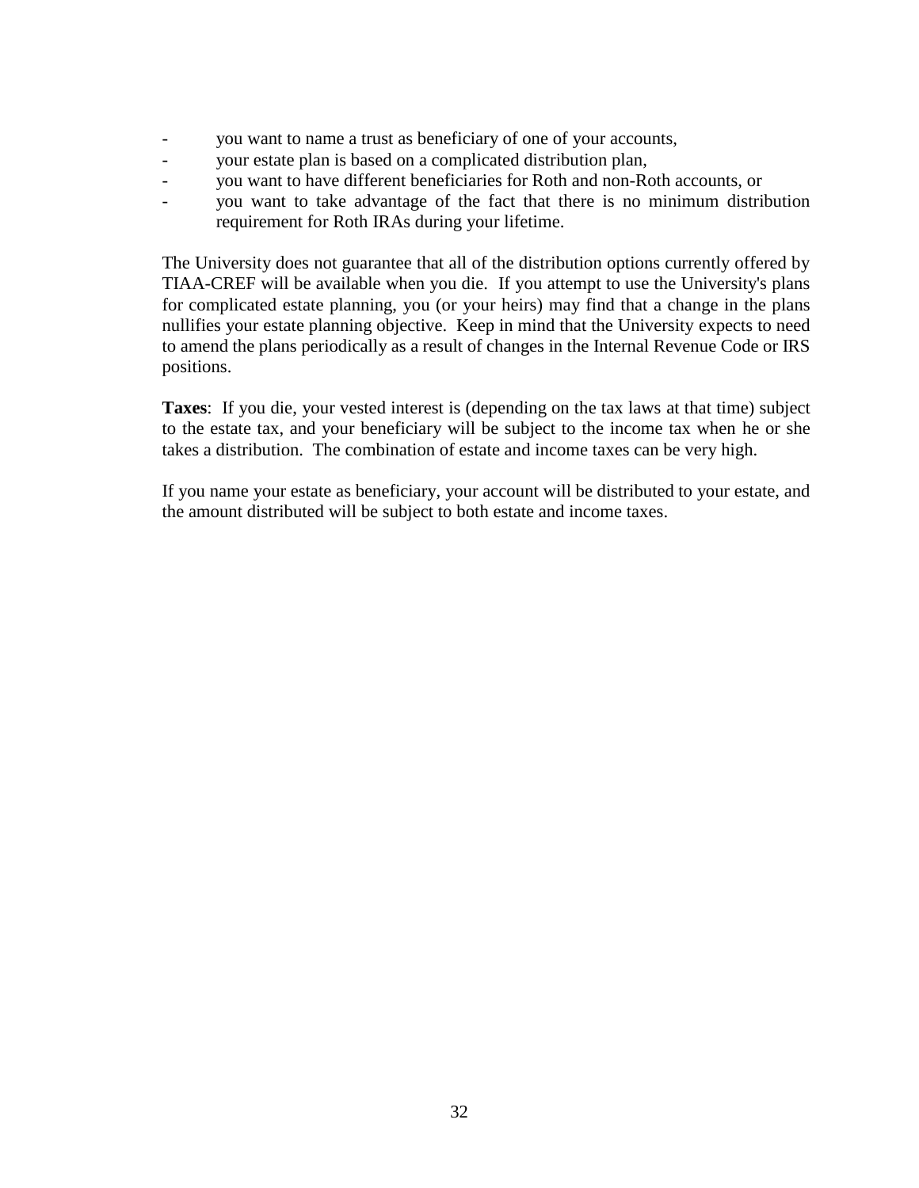- you want to name a trust as beneficiary of one of your accounts,
- your estate plan is based on a complicated distribution plan,
- you want to have different beneficiaries for Roth and non-Roth accounts, or
- you want to take advantage of the fact that there is no minimum distribution requirement for Roth IRAs during your lifetime.

The University does not guarantee that all of the distribution options currently offered by TIAA-CREF will be available when you die. If you attempt to use the University's plans for complicated estate planning, you (or your heirs) may find that a change in the plans nullifies your estate planning objective. Keep in mind that the University expects to need to amend the plans periodically as a result of changes in the Internal Revenue Code or IRS positions.

**Taxes**: If you die, your vested interest is (depending on the tax laws at that time) subject to the estate tax, and your beneficiary will be subject to the income tax when he or she takes a distribution. The combination of estate and income taxes can be very high.

If you name your estate as beneficiary, your account will be distributed to your estate, and the amount distributed will be subject to both estate and income taxes.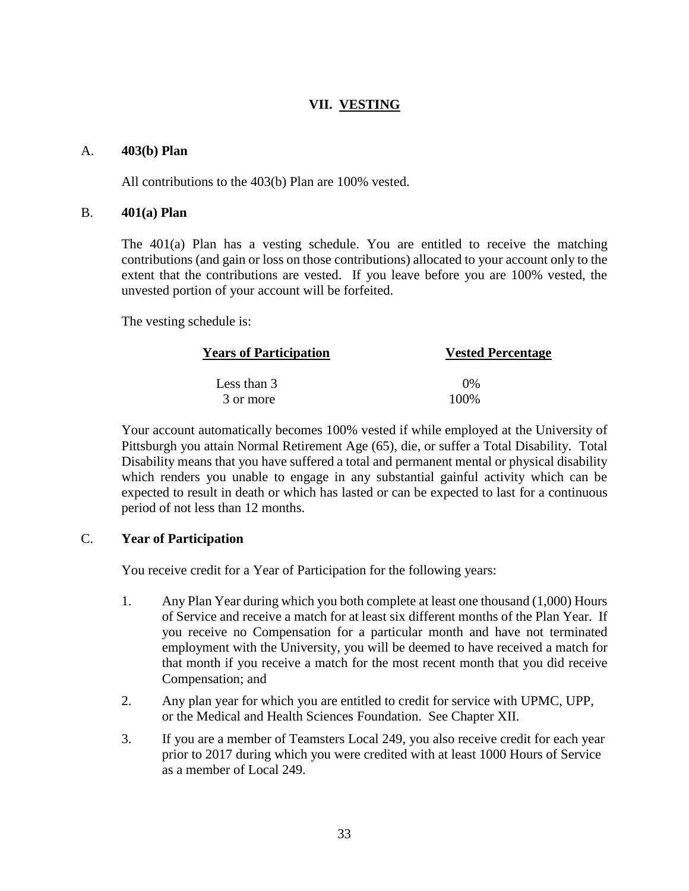## VII. VESTING

### A. 403(b) Plan

All contributions to the 403(b) Plan are 100% vested.

### B. 401(a) Plan

The 401(a) Plan has a vesting schedule. You are entitled to receive the matching contributions (and gain or loss on those contributions) allocated to your account only to the extent that the contributions are vested. If you leave before you are 100% vested, the unvested portion of your account will be forfeited.

The vesting schedule is:

| Years of Participation | Vested Percentage |
|---|---|
| Less than 3 | 0% |
| 3 or more | 100% |

Your account automatically becomes 100% vested if while employed at the University of Pittsburgh you attain Normal Retirement Age (65), die, or suffer a Total Disability. Total Disability means that you have suffered a total and permanent mental or physical disability which renders you unable to engage in any substantial gainful activity which can be expected to result in death or which has lasted or can be expected to last for a continuous period of not less than 12 months.

### C. Year of Participation

You receive credit for a Year of Participation for the following years:

1. Any Plan Year during which you both complete at least one thousand (1,000) Hours of Service and receive a match for at least six different months of the Plan Year. If you receive no Compensation for a particular month and have not terminated employment with the University, you will be deemed to have received a match for that month if you receive a match for the most recent month that you did receive Compensation; and
2. Any plan year for which you are entitled to credit for service with UPMC, UPP, or the Medical and Health Sciences Foundation. See Chapter XII.
3. If you are a member of Teamsters Local 249, you also receive credit for each year prior to 2017 during which you were credited with at least 1000 Hours of Service as a member of Local 249.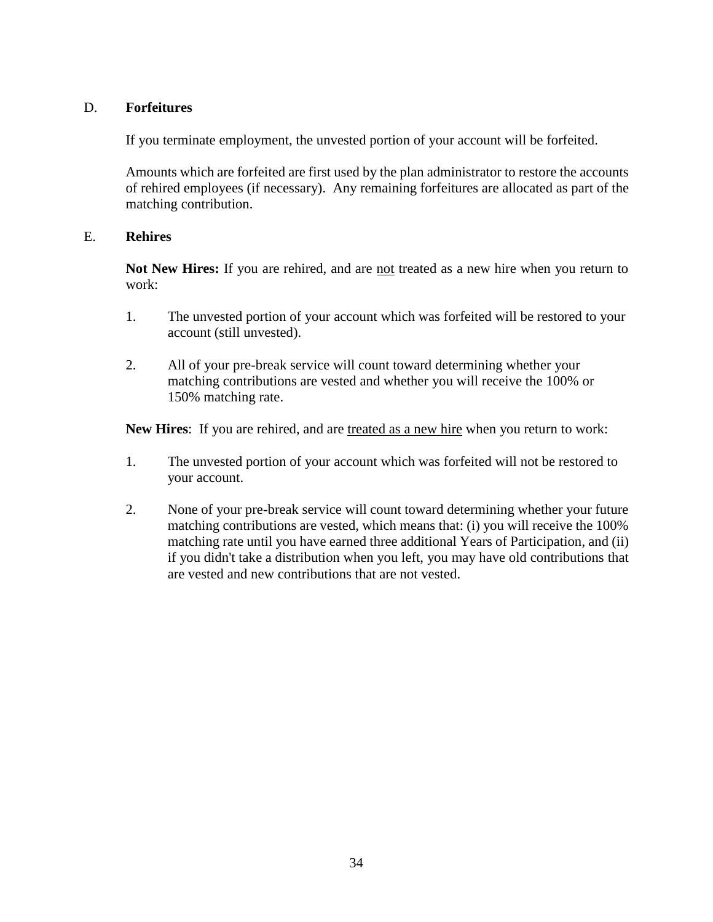## D. Forfeitures

If you terminate employment, the unvested portion of your account will be forfeited.

Amounts which are forfeited are first used by the plan administrator to restore the accounts of rehired employees (if necessary). Any remaining forfeitures are allocated as part of the matching contribution.

## E. Rehires

**Not New Hires:** If you are rehired, and are <u>not</u> treated as a new hire when you return to work:

1. The unvested portion of your account which was forfeited will be restored to your account (still unvested).
2. All of your pre-break service will count toward determining whether your matching contributions are vested and whether you will receive the 100% or 150% matching rate.

**New Hires**: If you are rehired, and are <u>treated as a new hire</u> when you return to work:

1. The unvested portion of your account which was forfeited will not be restored to your account.
2. None of your pre-break service will count toward determining whether your future matching contributions are vested, which means that: (i) you will receive the 100% matching rate until you have earned three additional Years of Participation, and (ii) if you didn't take a distribution when you left, you may have old contributions that are vested and new contributions that are not vested.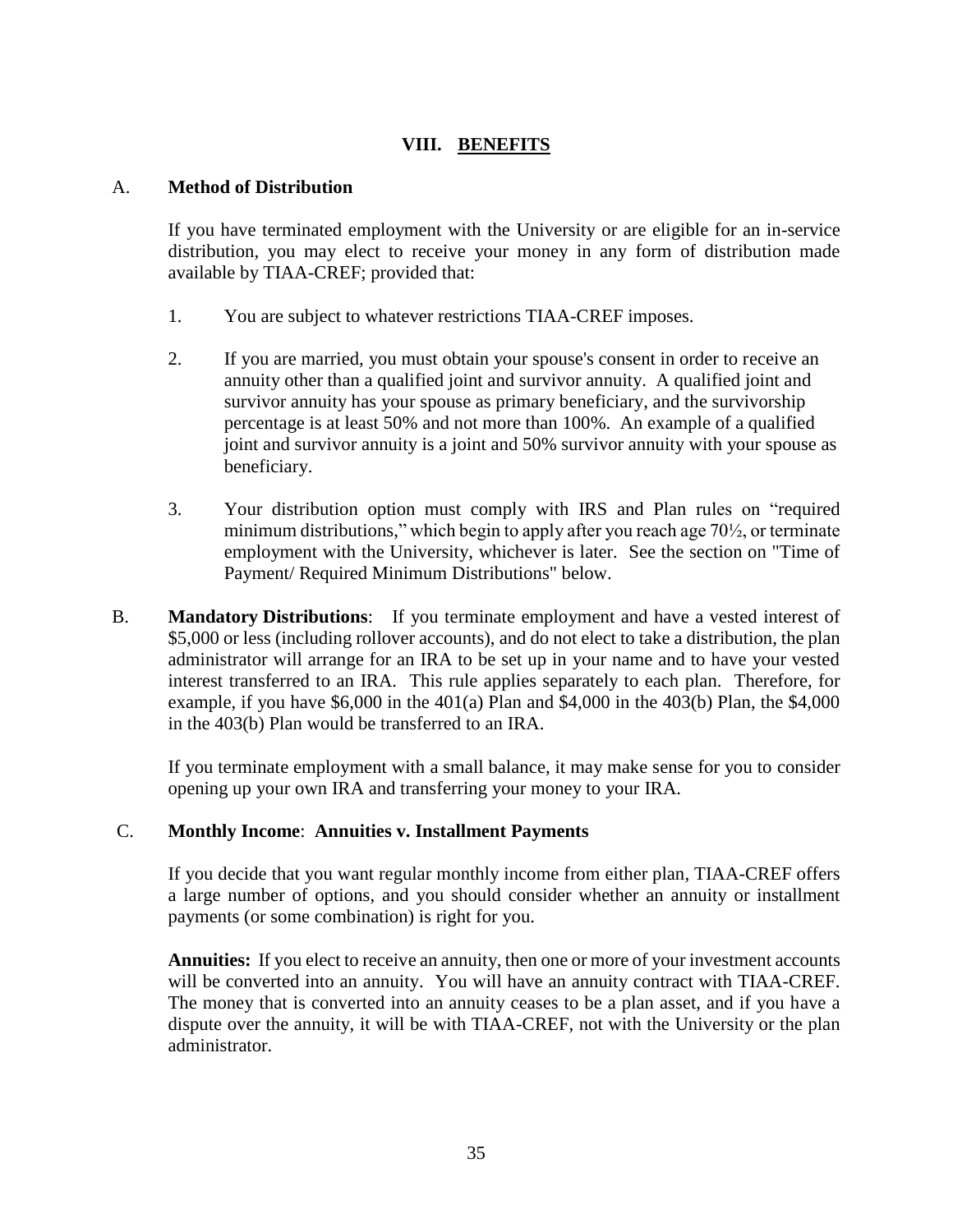## VIII. BENEFITS

### A. Method of Distribution

If you have terminated employment with the University or are eligible for an in-service distribution, you may elect to receive your money in any form of distribution made available by TIAA-CREF; provided that:

1. You are subject to whatever restrictions TIAA-CREF imposes.

2. If you are married, you must obtain your spouse's consent in order to receive an annuity other than a qualified joint and survivor annuity. A qualified joint and survivor annuity has your spouse as primary beneficiary, and the survivorship percentage is at least 50% and not more than 100%. An example of a qualified joint and survivor annuity is a joint and 50% survivor annuity with your spouse as beneficiary.

3. Your distribution option must comply with IRS and Plan rules on "required minimum distributions," which begin to apply after you reach age 70½, or terminate employment with the University, whichever is later. See the section on "Time of Payment/ Required Minimum Distributions" below.

### B. Mandatory Distributions

**Mandatory Distributions**: If you terminate employment and have a vested interest of $5,000 or less (including rollover accounts), and do not elect to take a distribution, the plan administrator will arrange for an IRA to be set up in your name and to have your vested interest transferred to an IRA. This rule applies separately to each plan. Therefore, for example, if you have $6,000 in the 401(a) Plan and $4,000 in the 403(b) Plan, the $4,000 in the 403(b) Plan would be transferred to an IRA.

If you terminate employment with a small balance, it may make sense for you to consider opening up your own IRA and transferring your money to your IRA.

### C. Monthly Income: Annuities v. Installment Payments

If you decide that you want regular monthly income from either plan, TIAA-CREF offers a large number of options, and you should consider whether an annuity or installment payments (or some combination) is right for you.

**Annuities:** If you elect to receive an annuity, then one or more of your investment accounts will be converted into an annuity. You will have an annuity contract with TIAA-CREF. The money that is converted into an annuity ceases to be a plan asset, and if you have a dispute over the annuity, it will be with TIAA-CREF, not with the University or the plan administrator.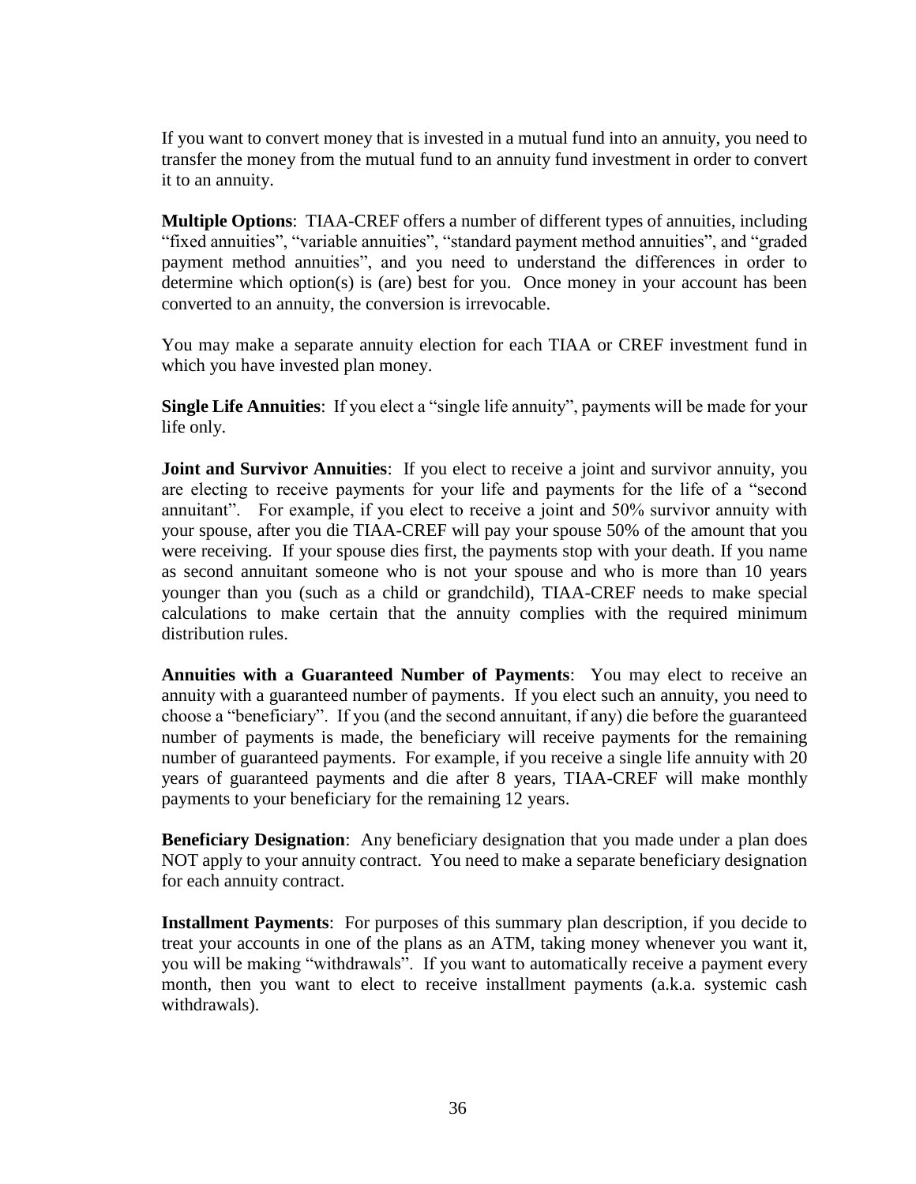If you want to convert money that is invested in a mutual fund into an annuity, you need to transfer the money from the mutual fund to an annuity fund investment in order to convert it to an annuity.

**Multiple Options**: TIAA-CREF offers a number of different types of annuities, including "fixed annuities", "variable annuities", "standard payment method annuities", and "graded payment method annuities", and you need to understand the differences in order to determine which option(s) is (are) best for you. Once money in your account has been converted to an annuity, the conversion is irrevocable.

You may make a separate annuity election for each TIAA or CREF investment fund in which you have invested plan money.

**Single Life Annuities**: If you elect a "single life annuity", payments will be made for your life only.

**Joint and Survivor Annuities**: If you elect to receive a joint and survivor annuity, you are electing to receive payments for your life and payments for the life of a "second annuitant". For example, if you elect to receive a joint and 50% survivor annuity with your spouse, after you die TIAA-CREF will pay your spouse 50% of the amount that you were receiving. If your spouse dies first, the payments stop with your death. If you name as second annuitant someone who is not your spouse and who is more than 10 years younger than you (such as a child or grandchild), TIAA-CREF needs to make special calculations to make certain that the annuity complies with the required minimum distribution rules.

**Annuities with a Guaranteed Number of Payments**: You may elect to receive an annuity with a guaranteed number of payments. If you elect such an annuity, you need to choose a "beneficiary". If you (and the second annuitant, if any) die before the guaranteed number of payments is made, the beneficiary will receive payments for the remaining number of guaranteed payments. For example, if you receive a single life annuity with 20 years of guaranteed payments and die after 8 years, TIAA-CREF will make monthly payments to your beneficiary for the remaining 12 years.

**Beneficiary Designation**: Any beneficiary designation that you made under a plan does NOT apply to your annuity contract. You need to make a separate beneficiary designation for each annuity contract.

**Installment Payments**: For purposes of this summary plan description, if you decide to treat your accounts in one of the plans as an ATM, taking money whenever you want it, you will be making "withdrawals". If you want to automatically receive a payment every month, then you want to elect to receive installment payments (a.k.a. systemic cash withdrawals).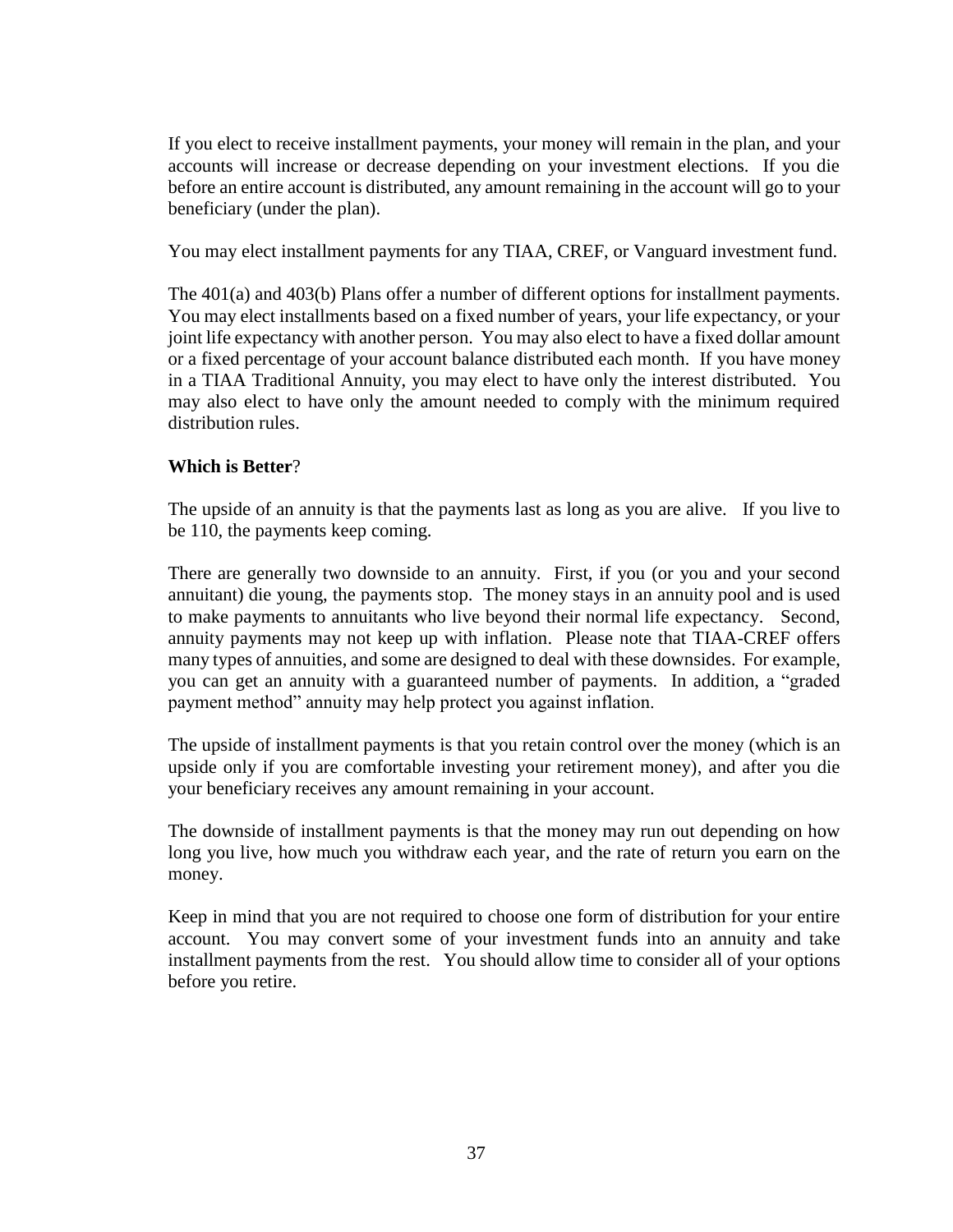If you elect to receive installment payments, your money will remain in the plan, and your accounts will increase or decrease depending on your investment elections. If you die before an entire account is distributed, any amount remaining in the account will go to your beneficiary (under the plan).

You may elect installment payments for any TIAA, CREF, or Vanguard investment fund.

The 401(a) and 403(b) Plans offer a number of different options for installment payments. You may elect installments based on a fixed number of years, your life expectancy, or your joint life expectancy with another person. You may also elect to have a fixed dollar amount or a fixed percentage of your account balance distributed each month. If you have money in a TIAA Traditional Annuity, you may elect to have only the interest distributed. You may also elect to have only the amount needed to comply with the minimum required distribution rules.

**Which is Better**?

The upside of an annuity is that the payments last as long as you are alive. If you live to be 110, the payments keep coming.

There are generally two downside to an annuity. First, if you (or you and your second annuitant) die young, the payments stop. The money stays in an annuity pool and is used to make payments to annuitants who live beyond their normal life expectancy. Second, annuity payments may not keep up with inflation. Please note that TIAA-CREF offers many types of annuities, and some are designed to deal with these downsides. For example, you can get an annuity with a guaranteed number of payments. In addition, a "graded payment method" annuity may help protect you against inflation.

The upside of installment payments is that you retain control over the money (which is an upside only if you are comfortable investing your retirement money), and after you die your beneficiary receives any amount remaining in your account.

The downside of installment payments is that the money may run out depending on how long you live, how much you withdraw each year, and the rate of return you earn on the money.

Keep in mind that you are not required to choose one form of distribution for your entire account. You may convert some of your investment funds into an annuity and take installment payments from the rest. You should allow time to consider all of your options before you retire.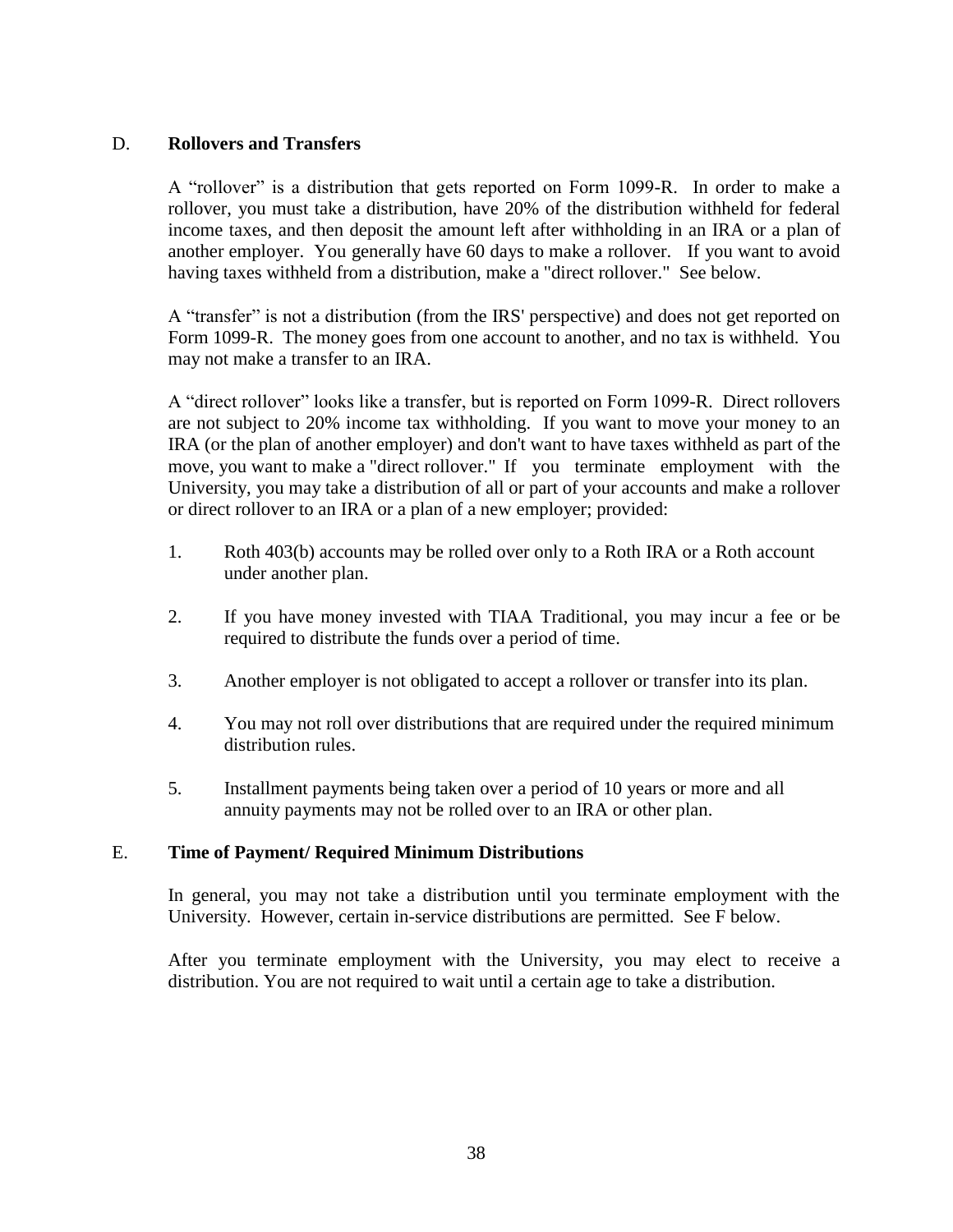## D. **Rollovers and Transfers**

A "rollover" is a distribution that gets reported on Form 1099-R. In order to make a rollover, you must take a distribution, have 20% of the distribution withheld for federal income taxes, and then deposit the amount left after withholding in an IRA or a plan of another employer. You generally have 60 days to make a rollover. If you want to avoid having taxes withheld from a distribution, make a "direct rollover." See below.

A "transfer" is not a distribution (from the IRS' perspective) and does not get reported on Form 1099-R. The money goes from one account to another, and no tax is withheld. You may not make a transfer to an IRA.

A "direct rollover" looks like a transfer, but is reported on Form 1099-R. Direct rollovers are not subject to 20% income tax withholding. If you want to move your money to an IRA (or the plan of another employer) and don't want to have taxes withheld as part of the move, you want to make a "direct rollover." If you terminate employment with the University, you may take a distribution of all or part of your accounts and make a rollover or direct rollover to an IRA or a plan of a new employer; provided:

1. Roth 403(b) accounts may be rolled over only to a Roth IRA or a Roth account under another plan.
2. If you have money invested with TIAA Traditional, you may incur a fee or be required to distribute the funds over a period of time.
3. Another employer is not obligated to accept a rollover or transfer into its plan.
4. You may not roll over distributions that are required under the required minimum distribution rules.
5. Installment payments being taken over a period of 10 years or more and all annuity payments may not be rolled over to an IRA or other plan.

## E. **Time of Payment/ Required Minimum Distributions**

In general, you may not take a distribution until you terminate employment with the University. However, certain in-service distributions are permitted. See F below.

After you terminate employment with the University, you may elect to receive a distribution. You are not required to wait until a certain age to take a distribution.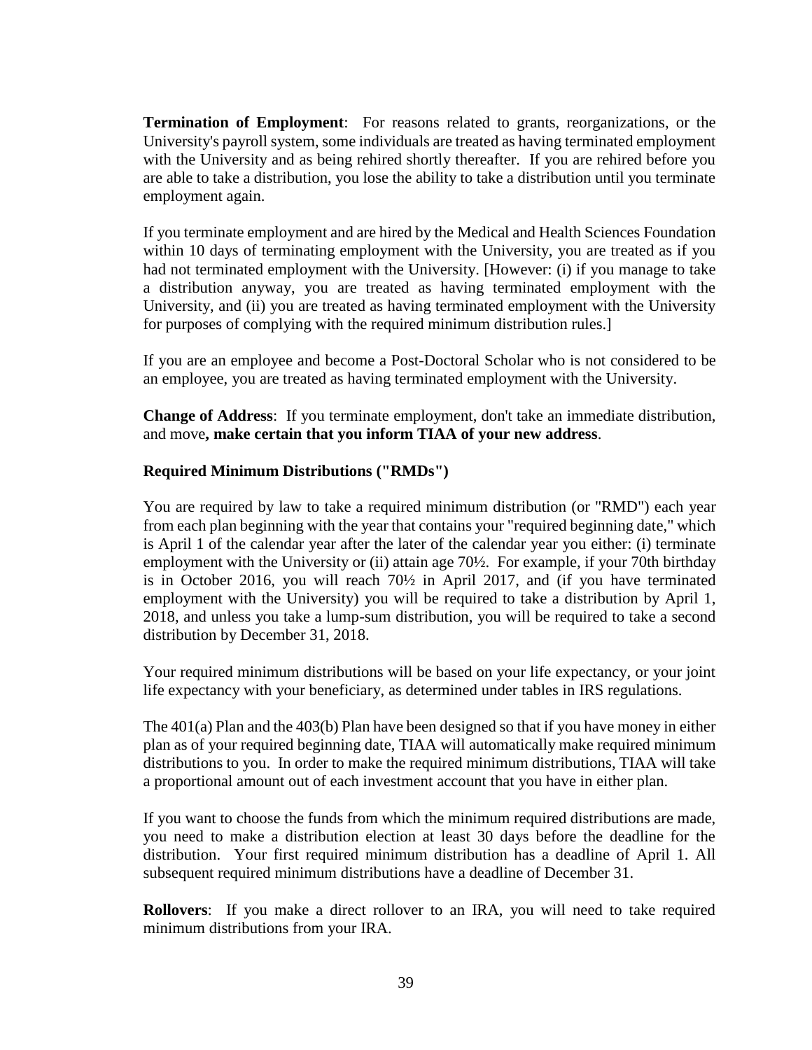**Termination of Employment**: For reasons related to grants, reorganizations, or the University's payroll system, some individuals are treated as having terminated employment with the University and as being rehired shortly thereafter. If you are rehired before you are able to take a distribution, you lose the ability to take a distribution until you terminate employment again.

If you terminate employment and are hired by the Medical and Health Sciences Foundation within 10 days of terminating employment with the University, you are treated as if you had not terminated employment with the University. [However: (i) if you manage to take a distribution anyway, you are treated as having terminated employment with the University, and (ii) you are treated as having terminated employment with the University for purposes of complying with the required minimum distribution rules.]

If you are an employee and become a Post-Doctoral Scholar who is not considered to be an employee, you are treated as having terminated employment with the University.

**Change of Address**: If you terminate employment, don't take an immediate distribution, and move**, make certain that you inform TIAA of your new address**.

**Required Minimum Distributions ("RMDs")**

You are required by law to take a required minimum distribution (or "RMD") each year from each plan beginning with the year that contains your "required beginning date," which is April 1 of the calendar year after the later of the calendar year you either: (i) terminate employment with the University or (ii) attain age 70½. For example, if your 70th birthday is in October 2016, you will reach 70½ in April 2017, and (if you have terminated employment with the University) you will be required to take a distribution by April 1, 2018, and unless you take a lump-sum distribution, you will be required to take a second distribution by December 31, 2018.

Your required minimum distributions will be based on your life expectancy, or your joint life expectancy with your beneficiary, as determined under tables in IRS regulations.

The 401(a) Plan and the 403(b) Plan have been designed so that if you have money in either plan as of your required beginning date, TIAA will automatically make required minimum distributions to you. In order to make the required minimum distributions, TIAA will take a proportional amount out of each investment account that you have in either plan.

If you want to choose the funds from which the minimum required distributions are made, you need to make a distribution election at least 30 days before the deadline for the distribution. Your first required minimum distribution has a deadline of April 1. All subsequent required minimum distributions have a deadline of December 31.

**Rollovers**: If you make a direct rollover to an IRA, you will need to take required minimum distributions from your IRA.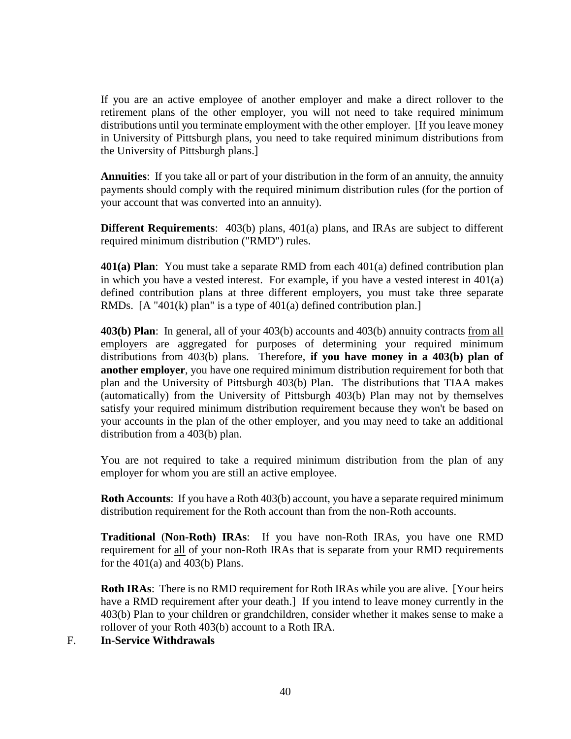If you are an active employee of another employer and make a direct rollover to the retirement plans of the other employer, you will not need to take required minimum distributions until you terminate employment with the other employer. [If you leave money in University of Pittsburgh plans, you need to take required minimum distributions from the University of Pittsburgh plans.]

**Annuities**: If you take all or part of your distribution in the form of an annuity, the annuity payments should comply with the required minimum distribution rules (for the portion of your account that was converted into an annuity).

**Different Requirements**: 403(b) plans, 401(a) plans, and IRAs are subject to different required minimum distribution ("RMD") rules.

**401(a) Plan**: You must take a separate RMD from each 401(a) defined contribution plan in which you have a vested interest. For example, if you have a vested interest in 401(a) defined contribution plans at three different employers, you must take three separate RMDs. [A "401(k) plan" is a type of 401(a) defined contribution plan.]

**403(b) Plan**: In general, all of your 403(b) accounts and 403(b) annuity contracts <u>from all employers</u> are aggregated for purposes of determining your required minimum distributions from 403(b) plans. Therefore, **if you have money in a 403(b) plan of another employer**, you have one required minimum distribution requirement for both that plan and the University of Pittsburgh 403(b) Plan. The distributions that TIAA makes (automatically) from the University of Pittsburgh 403(b) Plan may not by themselves satisfy your required minimum distribution requirement because they won't be based on your accounts in the plan of the other employer, and you may need to take an additional distribution from a 403(b) plan.

You are not required to take a required minimum distribution from the plan of any employer for whom you are still an active employee.

**Roth Accounts**: If you have a Roth 403(b) account, you have a separate required minimum distribution requirement for the Roth account than from the non-Roth accounts.

**Traditional** (**Non-Roth) IRAs**: If you have non-Roth IRAs, you have one RMD requirement for <u>all</u> of your non-Roth IRAs that is separate from your RMD requirements for the 401(a) and 403(b) Plans.

**Roth IRAs**: There is no RMD requirement for Roth IRAs while you are alive. [Your heirs have a RMD requirement after your death.] If you intend to leave money currently in the 403(b) Plan to your children or grandchildren, consider whether it makes sense to make a rollover of your Roth 403(b) account to a Roth IRA.

F. **In-Service Withdrawals**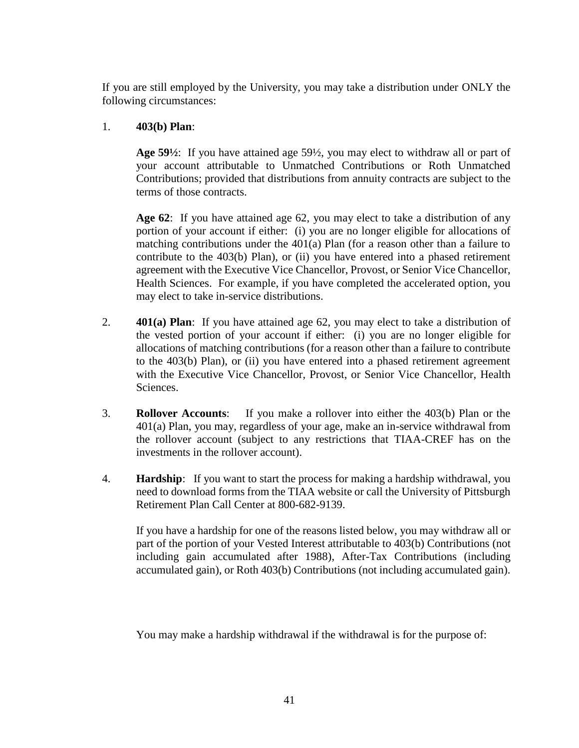If you are still employed by the University, you may take a distribution under ONLY the following circumstances:

1. **403(b) Plan**:

   **Age 59½**: If you have attained age 59½, you may elect to withdraw all or part of your account attributable to Unmatched Contributions or Roth Unmatched Contributions; provided that distributions from annuity contracts are subject to the terms of those contracts.

   **Age 62**: If you have attained age 62, you may elect to take a distribution of any portion of your account if either: (i) you are no longer eligible for allocations of matching contributions under the 401(a) Plan (for a reason other than a failure to contribute to the 403(b) Plan), or (ii) you have entered into a phased retirement agreement with the Executive Vice Chancellor, Provost, or Senior Vice Chancellor, Health Sciences. For example, if you have completed the accelerated option, you may elect to take in-service distributions.

2. **401(a) Plan**: If you have attained age 62, you may elect to take a distribution of the vested portion of your account if either: (i) you are no longer eligible for allocations of matching contributions (for a reason other than a failure to contribute to the 403(b) Plan), or (ii) you have entered into a phased retirement agreement with the Executive Vice Chancellor, Provost, or Senior Vice Chancellor, Health Sciences.

3. **Rollover Accounts**: If you make a rollover into either the 403(b) Plan or the 401(a) Plan, you may, regardless of your age, make an in-service withdrawal from the rollover account (subject to any restrictions that TIAA-CREF has on the investments in the rollover account).

4. **Hardship**: If you want to start the process for making a hardship withdrawal, you need to download forms from the TIAA website or call the University of Pittsburgh Retirement Plan Call Center at 800-682-9139.

   If you have a hardship for one of the reasons listed below, you may withdraw all or part of the portion of your Vested Interest attributable to 403(b) Contributions (not including gain accumulated after 1988), After-Tax Contributions (including accumulated gain), or Roth 403(b) Contributions (not including accumulated gain).

   You may make a hardship withdrawal if the withdrawal is for the purpose of: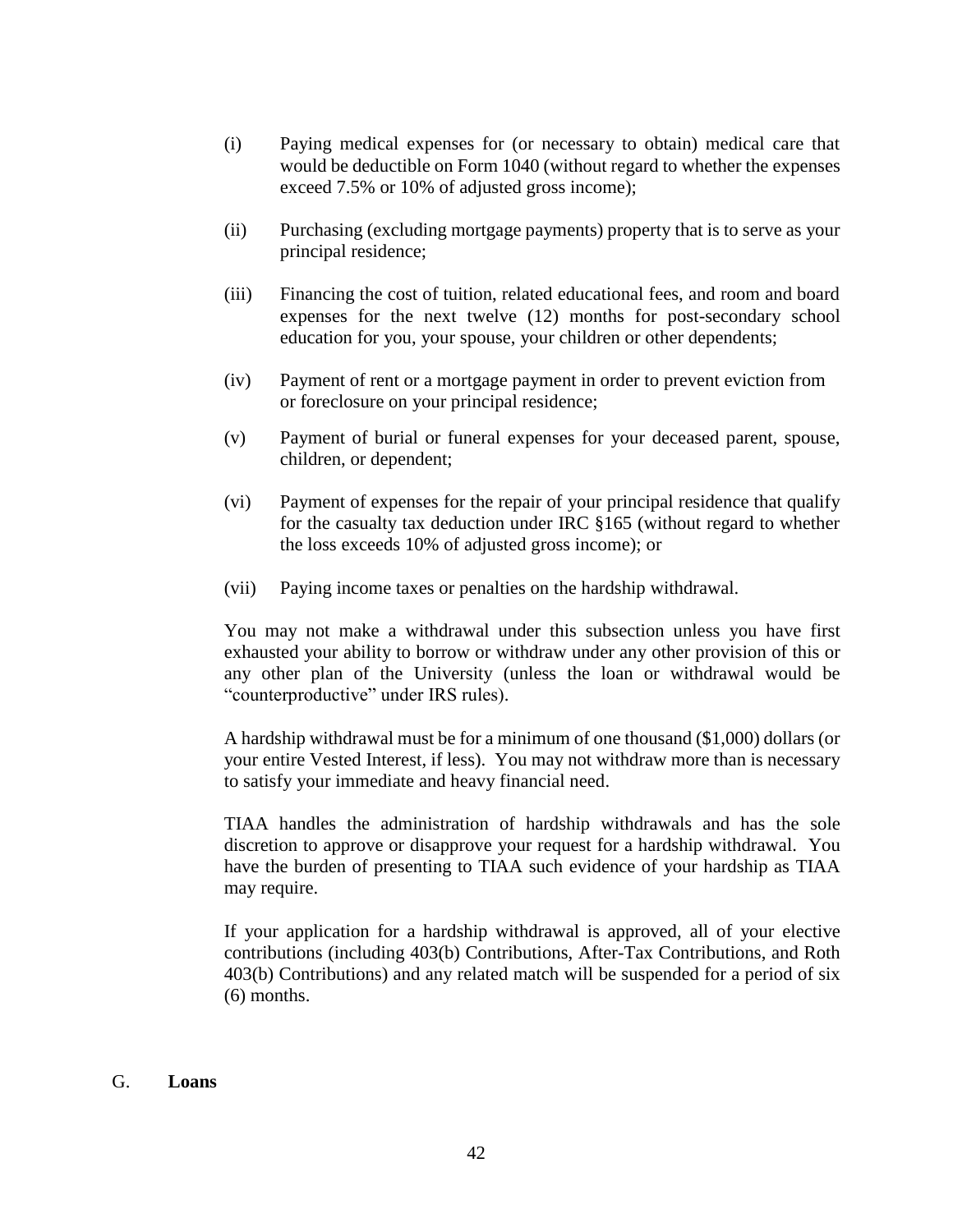(i) Paying medical expenses for (or necessary to obtain) medical care that would be deductible on Form 1040 (without regard to whether the expenses exceed 7.5% or 10% of adjusted gross income);

(ii) Purchasing (excluding mortgage payments) property that is to serve as your principal residence;

(iii) Financing the cost of tuition, related educational fees, and room and board expenses for the next twelve (12) months for post-secondary school education for you, your spouse, your children or other dependents;

(iv) Payment of rent or a mortgage payment in order to prevent eviction from or foreclosure on your principal residence;

(v) Payment of burial or funeral expenses for your deceased parent, spouse, children, or dependent;

(vi) Payment of expenses for the repair of your principal residence that qualify for the casualty tax deduction under IRC §165 (without regard to whether the loss exceeds 10% of adjusted gross income); or

(vii) Paying income taxes or penalties on the hardship withdrawal.

You may not make a withdrawal under this subsection unless you have first exhausted your ability to borrow or withdraw under any other provision of this or any other plan of the University (unless the loan or withdrawal would be "counterproductive" under IRS rules).

A hardship withdrawal must be for a minimum of one thousand ($1,000) dollars (or your entire Vested Interest, if less). You may not withdraw more than is necessary to satisfy your immediate and heavy financial need.

TIAA handles the administration of hardship withdrawals and has the sole discretion to approve or disapprove your request for a hardship withdrawal. You have the burden of presenting to TIAA such evidence of your hardship as TIAA may require.

If your application for a hardship withdrawal is approved, all of your elective contributions (including 403(b) Contributions, After-Tax Contributions, and Roth 403(b) Contributions) and any related match will be suspended for a period of six (6) months.

## G. **Loans**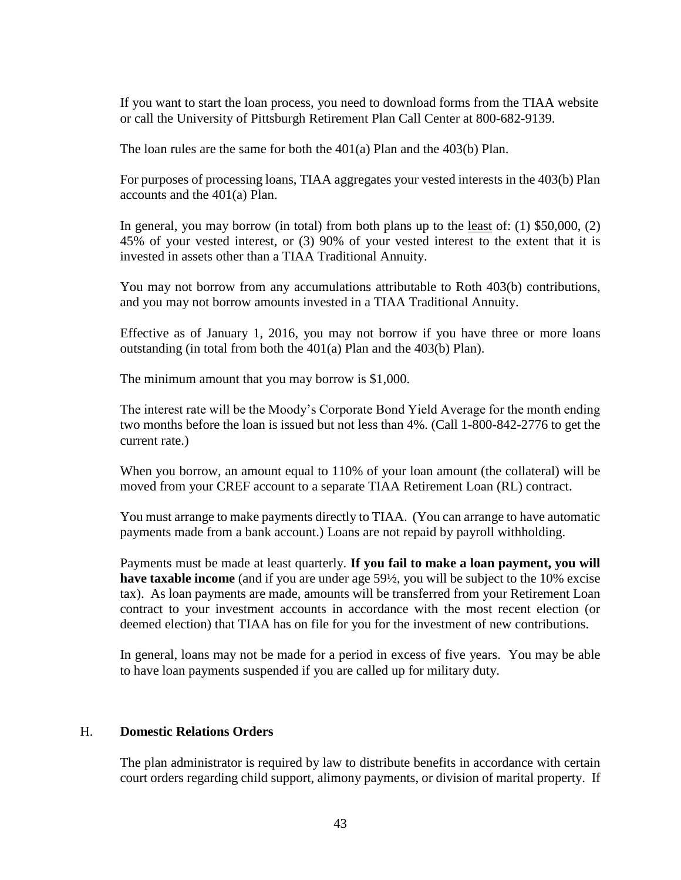If you want to start the loan process, you need to download forms from the TIAA website or call the University of Pittsburgh Retirement Plan Call Center at 800-682-9139.

The loan rules are the same for both the 401(a) Plan and the 403(b) Plan.

For purposes of processing loans, TIAA aggregates your vested interests in the 403(b) Plan accounts and the 401(a) Plan.

In general, you may borrow (in total) from both plans up to the <u>least</u> of: (1) $50,000, (2) 45% of your vested interest, or (3) 90% of your vested interest to the extent that it is invested in assets other than a TIAA Traditional Annuity.

You may not borrow from any accumulations attributable to Roth 403(b) contributions, and you may not borrow amounts invested in a TIAA Traditional Annuity.

Effective as of January 1, 2016, you may not borrow if you have three or more loans outstanding (in total from both the 401(a) Plan and the 403(b) Plan).

The minimum amount that you may borrow is $1,000.

The interest rate will be the Moody's Corporate Bond Yield Average for the month ending two months before the loan is issued but not less than 4%. (Call 1-800-842-2776 to get the current rate.)

When you borrow, an amount equal to 110% of your loan amount (the collateral) will be moved from your CREF account to a separate TIAA Retirement Loan (RL) contract.

You must arrange to make payments directly to TIAA. (You can arrange to have automatic payments made from a bank account.) Loans are not repaid by payroll withholding.

Payments must be made at least quarterly. **If you fail to make a loan payment, you will have taxable income** (and if you are under age 59½, you will be subject to the 10% excise tax). As loan payments are made, amounts will be transferred from your Retirement Loan contract to your investment accounts in accordance with the most recent election (or deemed election) that TIAA has on file for you for the investment of new contributions.

In general, loans may not be made for a period in excess of five years. You may be able to have loan payments suspended if you are called up for military duty.

## H. **Domestic Relations Orders**

The plan administrator is required by law to distribute benefits in accordance with certain court orders regarding child support, alimony payments, or division of marital property. If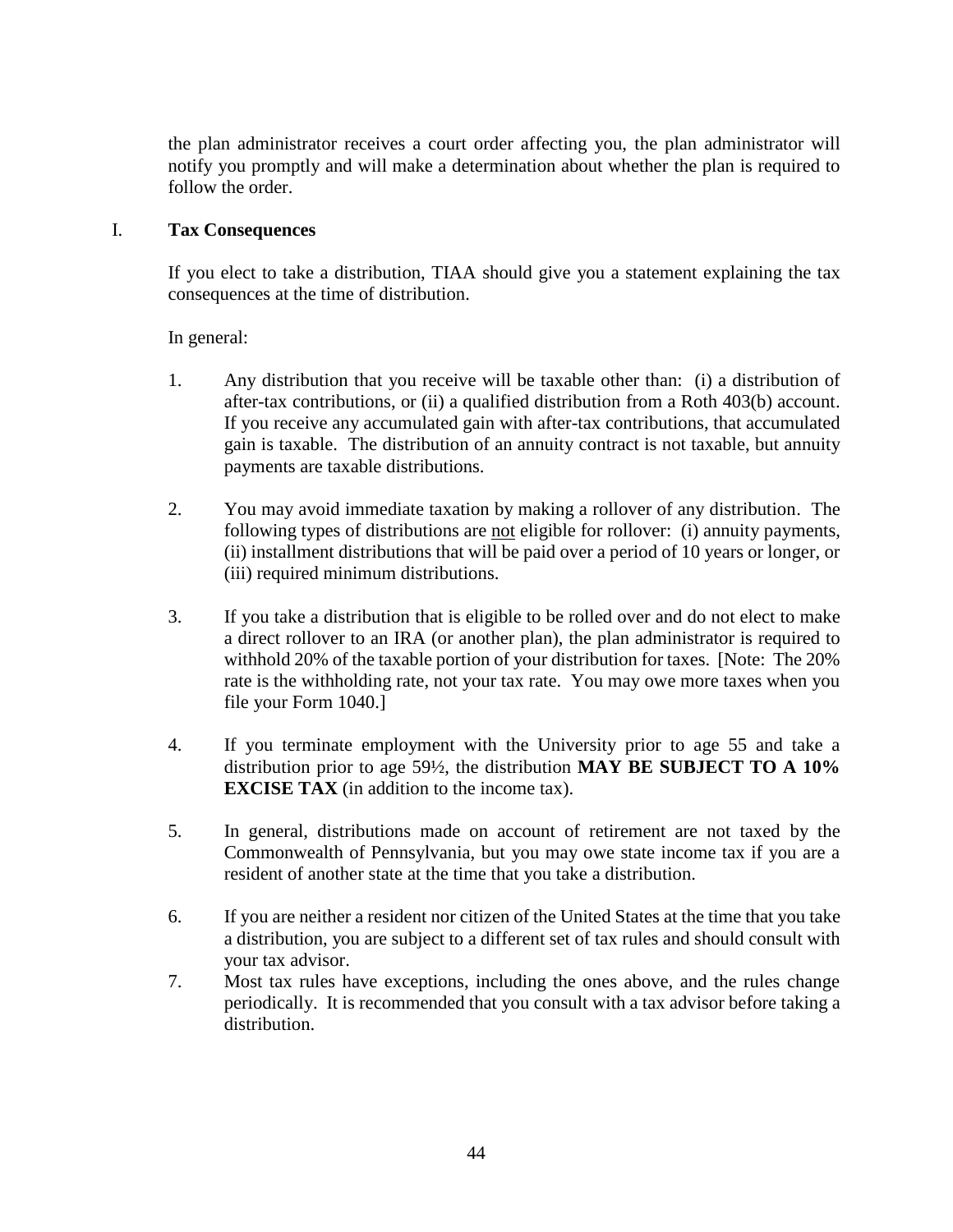the plan administrator receives a court order affecting you, the plan administrator will notify you promptly and will make a determination about whether the plan is required to follow the order.

## I. Tax Consequences

If you elect to take a distribution, TIAA should give you a statement explaining the tax consequences at the time of distribution.

In general:

1. Any distribution that you receive will be taxable other than: (i) a distribution of after-tax contributions, or (ii) a qualified distribution from a Roth 403(b) account. If you receive any accumulated gain with after-tax contributions, that accumulated gain is taxable. The distribution of an annuity contract is not taxable, but annuity payments are taxable distributions.

2. You may avoid immediate taxation by making a rollover of any distribution. The following types of distributions are <u>not</u> eligible for rollover: (i) annuity payments, (ii) installment distributions that will be paid over a period of 10 years or longer, or (iii) required minimum distributions.

3. If you take a distribution that is eligible to be rolled over and do not elect to make a direct rollover to an IRA (or another plan), the plan administrator is required to withhold 20% of the taxable portion of your distribution for taxes. [Note: The 20% rate is the withholding rate, not your tax rate. You may owe more taxes when you file your Form 1040.]

4. If you terminate employment with the University prior to age 55 and take a distribution prior to age 59½, the distribution **MAY BE SUBJECT TO A 10% EXCISE TAX** (in addition to the income tax).

5. In general, distributions made on account of retirement are not taxed by the Commonwealth of Pennsylvania, but you may owe state income tax if you are a resident of another state at the time that you take a distribution.

6. If you are neither a resident nor citizen of the United States at the time that you take a distribution, you are subject to a different set of tax rules and should consult with your tax advisor.

7. Most tax rules have exceptions, including the ones above, and the rules change periodically. It is recommended that you consult with a tax advisor before taking a distribution.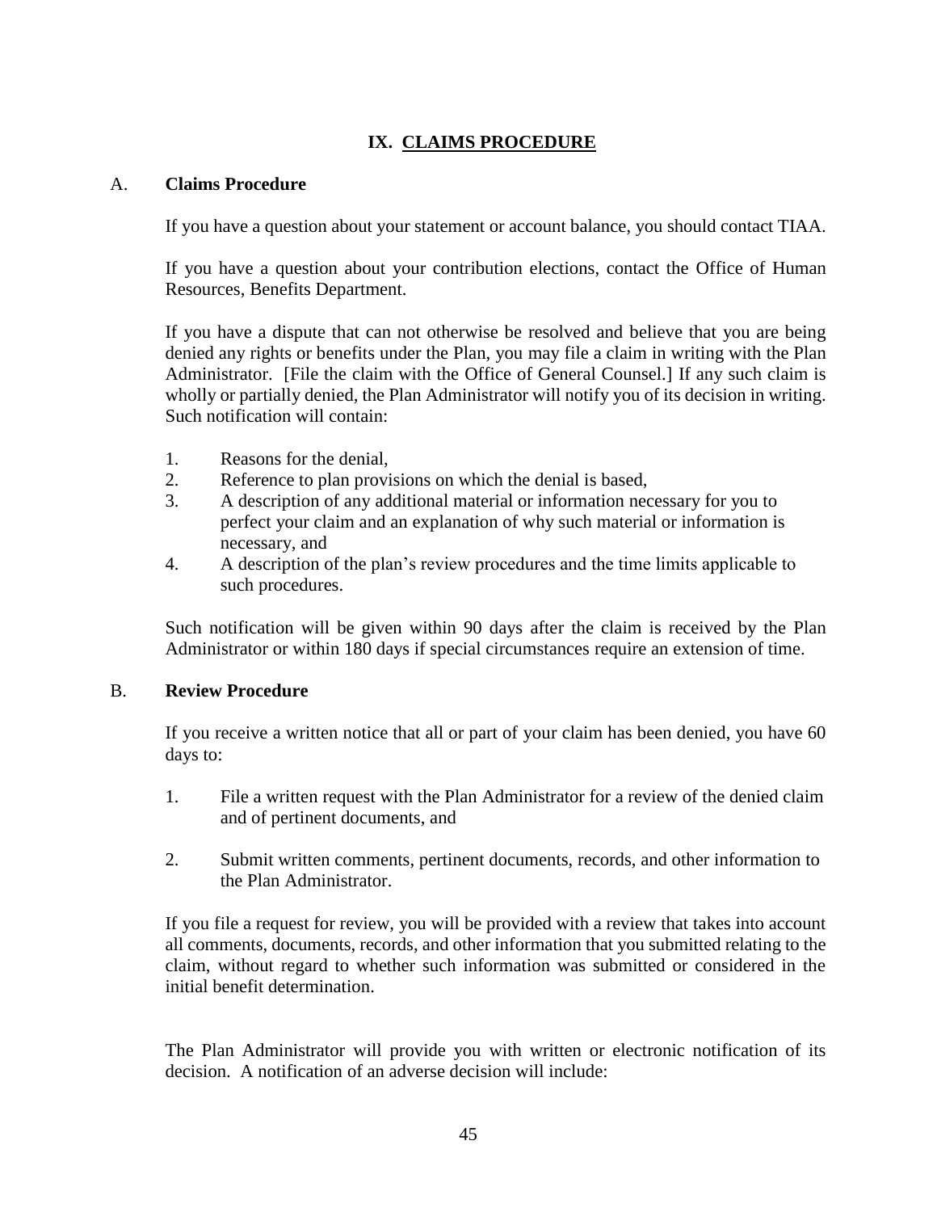## IX. CLAIMS PROCEDURE

### A. Claims Procedure

If you have a question about your statement or account balance, you should contact TIAA.

If you have a question about your contribution elections, contact the Office of Human Resources, Benefits Department.

If you have a dispute that can not otherwise be resolved and believe that you are being denied any rights or benefits under the Plan, you may file a claim in writing with the Plan Administrator. [File the claim with the Office of General Counsel.] If any such claim is wholly or partially denied, the Plan Administrator will notify you of its decision in writing. Such notification will contain:

1. Reasons for the denial,
2. Reference to plan provisions on which the denial is based,
3. A description of any additional material or information necessary for you to perfect your claim and an explanation of why such material or information is necessary, and
4. A description of the plan's review procedures and the time limits applicable to such procedures.

Such notification will be given within 90 days after the claim is received by the Plan Administrator or within 180 days if special circumstances require an extension of time.

### B. Review Procedure

If you receive a written notice that all or part of your claim has been denied, you have 60 days to:

1. File a written request with the Plan Administrator for a review of the denied claim and of pertinent documents, and
2. Submit written comments, pertinent documents, records, and other information to the Plan Administrator.

If you file a request for review, you will be provided with a review that takes into account all comments, documents, records, and other information that you submitted relating to the claim, without regard to whether such information was submitted or considered in the initial benefit determination.

The Plan Administrator will provide you with written or electronic notification of its decision. A notification of an adverse decision will include: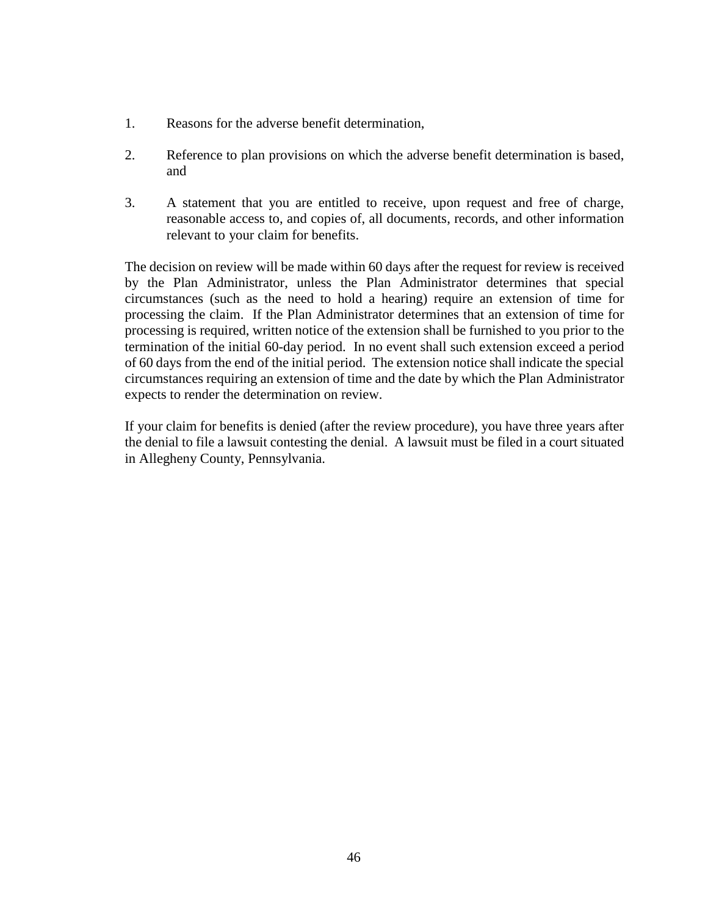1. Reasons for the adverse benefit determination,

2. Reference to plan provisions on which the adverse benefit determination is based, and

3. A statement that you are entitled to receive, upon request and free of charge, reasonable access to, and copies of, all documents, records, and other information relevant to your claim for benefits.

The decision on review will be made within 60 days after the request for review is received by the Plan Administrator, unless the Plan Administrator determines that special circumstances (such as the need to hold a hearing) require an extension of time for processing the claim. If the Plan Administrator determines that an extension of time for processing is required, written notice of the extension shall be furnished to you prior to the termination of the initial 60-day period. In no event shall such extension exceed a period of 60 days from the end of the initial period. The extension notice shall indicate the special circumstances requiring an extension of time and the date by which the Plan Administrator expects to render the determination on review.

If your claim for benefits is denied (after the review procedure), you have three years after the denial to file a lawsuit contesting the denial. A lawsuit must be filed in a court situated in Allegheny County, Pennsylvania.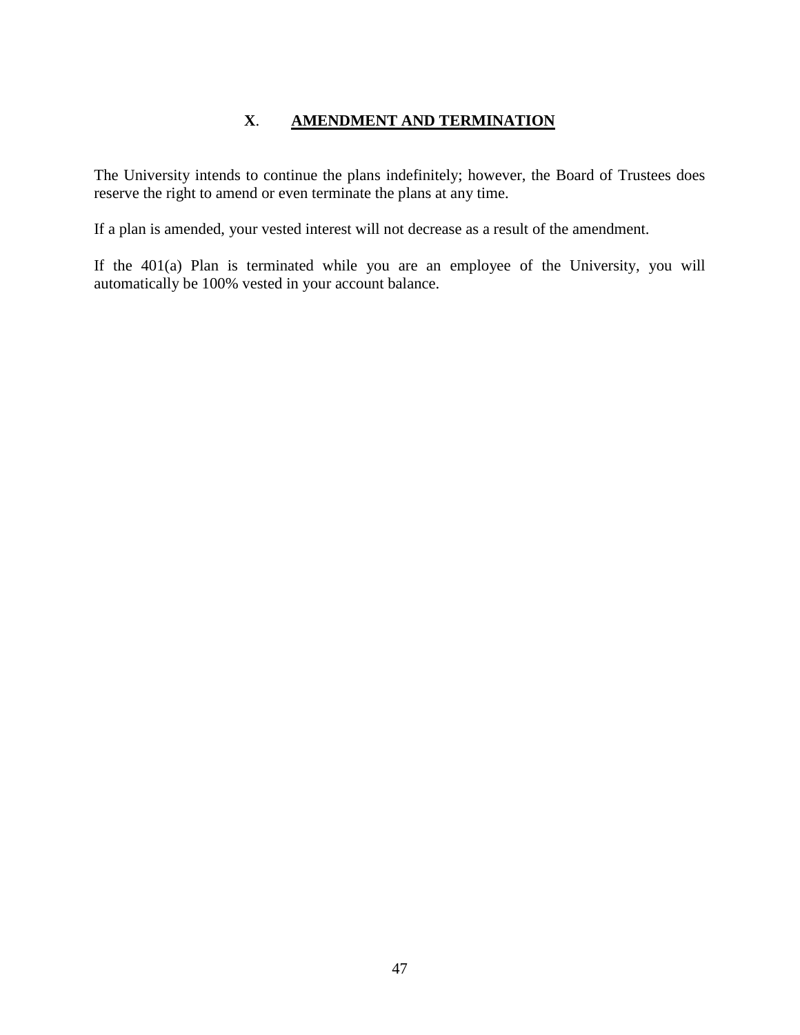## X. AMENDMENT AND TERMINATION

The University intends to continue the plans indefinitely; however, the Board of Trustees does reserve the right to amend or even terminate the plans at any time.

If a plan is amended, your vested interest will not decrease as a result of the amendment.

If the 401(a) Plan is terminated while you are an employee of the University, you will automatically be 100% vested in your account balance.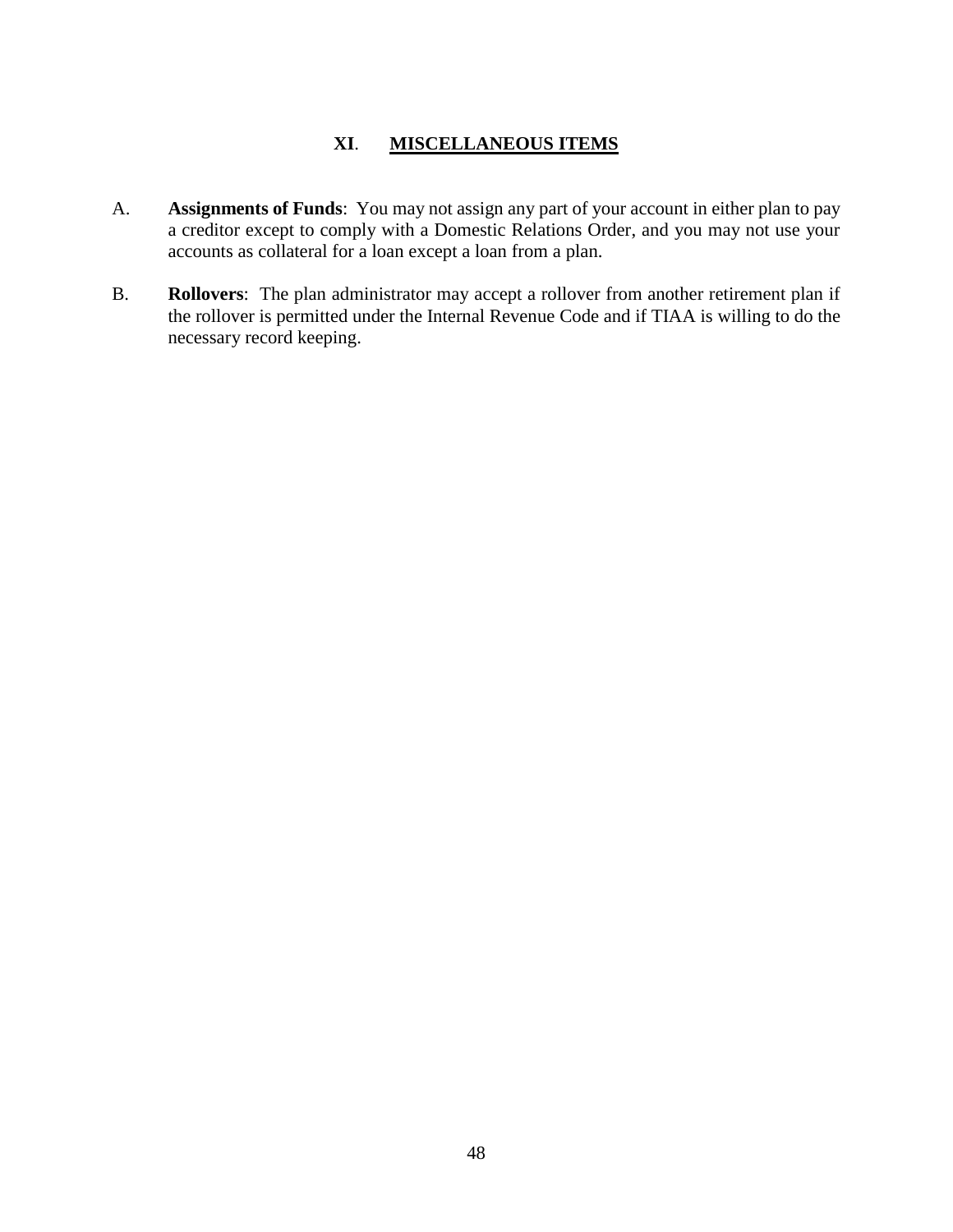## XI. MISCELLANEOUS ITEMS

A. **Assignments of Funds**: You may not assign any part of your account in either plan to pay a creditor except to comply with a Domestic Relations Order, and you may not use your accounts as collateral for a loan except a loan from a plan.

B. **Rollovers**: The plan administrator may accept a rollover from another retirement plan if the rollover is permitted under the Internal Revenue Code and if TIAA is willing to do the necessary record keeping.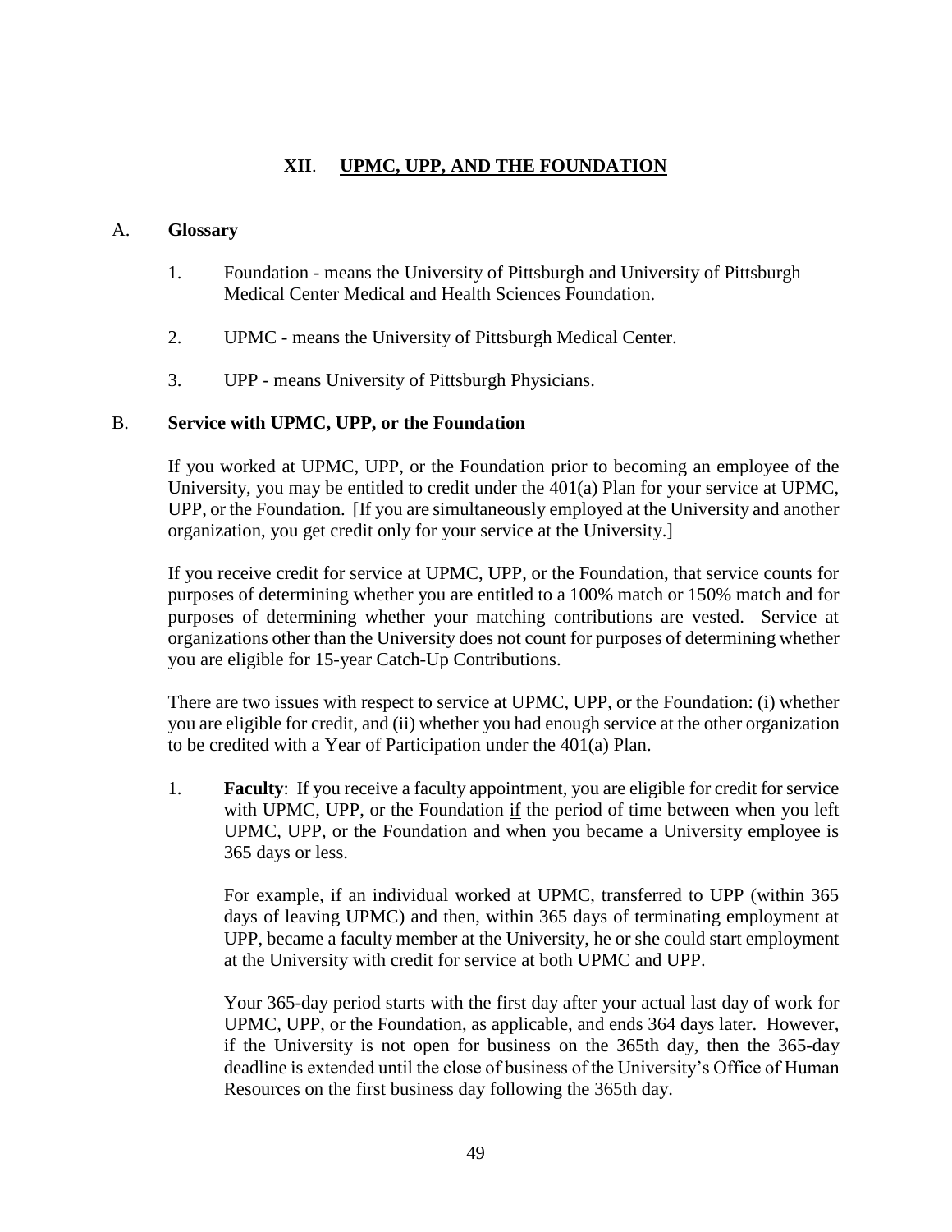## XII. UPMC, UPP, AND THE FOUNDATION

### A. Glossary

1. Foundation - means the University of Pittsburgh and University of Pittsburgh Medical Center Medical and Health Sciences Foundation.

2. UPMC - means the University of Pittsburgh Medical Center.

3. UPP - means University of Pittsburgh Physicians.

### B. Service with UPMC, UPP, or the Foundation

If you worked at UPMC, UPP, or the Foundation prior to becoming an employee of the University, you may be entitled to credit under the 401(a) Plan for your service at UPMC, UPP, or the Foundation. [If you are simultaneously employed at the University and another organization, you get credit only for your service at the University.]

If you receive credit for service at UPMC, UPP, or the Foundation, that service counts for purposes of determining whether you are entitled to a 100% match or 150% match and for purposes of determining whether your matching contributions are vested. Service at organizations other than the University does not count for purposes of determining whether you are eligible for 15-year Catch-Up Contributions.

There are two issues with respect to service at UPMC, UPP, or the Foundation: (i) whether you are eligible for credit, and (ii) whether you had enough service at the other organization to be credited with a Year of Participation under the 401(a) Plan.

1. **Faculty**: If you receive a faculty appointment, you are eligible for credit for service with UPMC, UPP, or the Foundation if the period of time between when you left UPMC, UPP, or the Foundation and when you became a University employee is 365 days or less.

   For example, if an individual worked at UPMC, transferred to UPP (within 365 days of leaving UPMC) and then, within 365 days of terminating employment at UPP, became a faculty member at the University, he or she could start employment at the University with credit for service at both UPMC and UPP.

   Your 365-day period starts with the first day after your actual last day of work for UPMC, UPP, or the Foundation, as applicable, and ends 364 days later. However, if the University is not open for business on the 365th day, then the 365-day deadline is extended until the close of business of the University's Office of Human Resources on the first business day following the 365th day.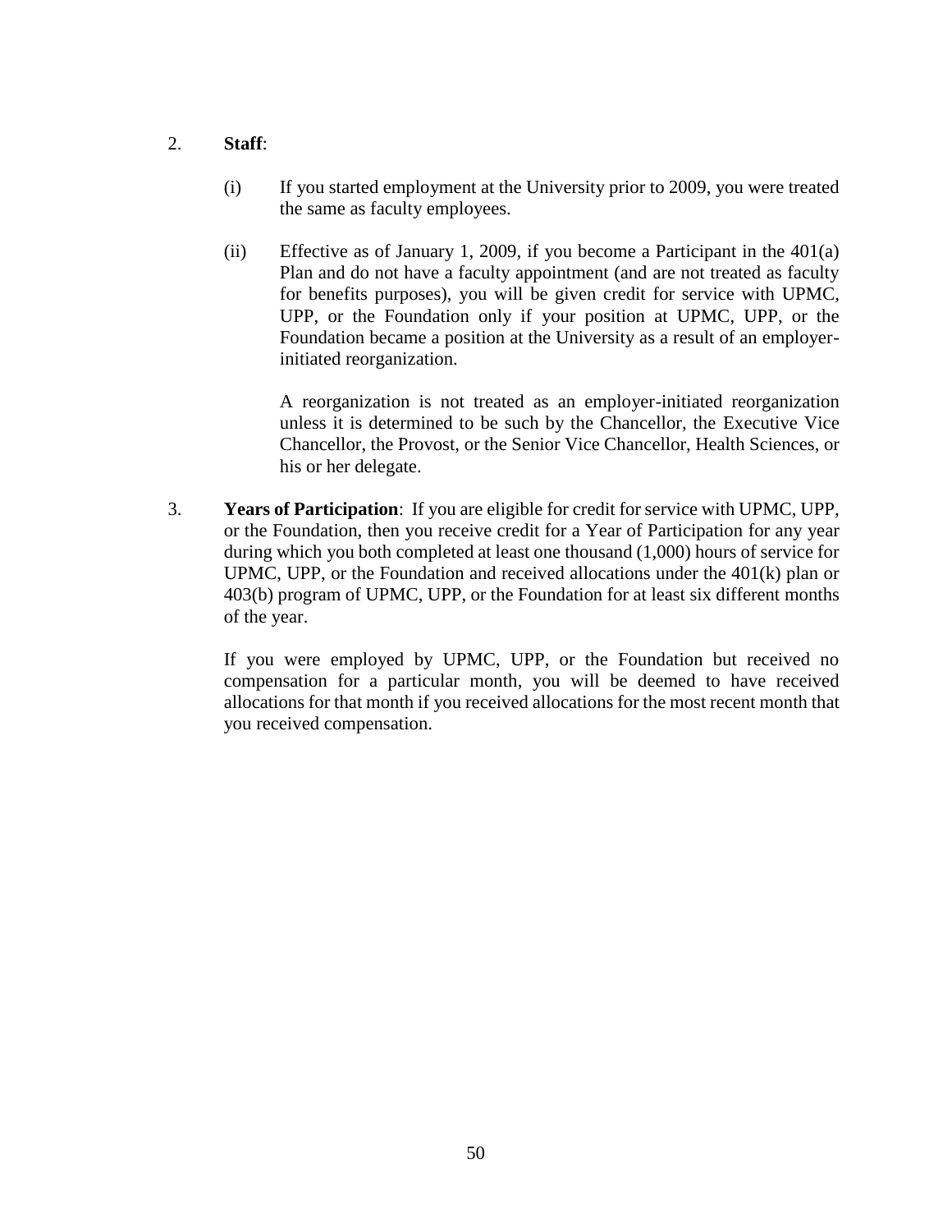2. **Staff**:

   (i) If you started employment at the University prior to 2009, you were treated the same as faculty employees.

   (ii) Effective as of January 1, 2009, if you become a Participant in the 401(a) Plan and do not have a faculty appointment (and are not treated as faculty for benefits purposes), you will be given credit for service with UPMC, UPP, or the Foundation only if your position at UPMC, UPP, or the Foundation became a position at the University as a result of an employer-initiated reorganization.

   A reorganization is not treated as an employer-initiated reorganization unless it is determined to be such by the Chancellor, the Executive Vice Chancellor, the Provost, or the Senior Vice Chancellor, Health Sciences, or his or her delegate.

3. **Years of Participation**: If you are eligible for credit for service with UPMC, UPP, or the Foundation, then you receive credit for a Year of Participation for any year during which you both completed at least one thousand (1,000) hours of service for UPMC, UPP, or the Foundation and received allocations under the 401(k) plan or 403(b) program of UPMC, UPP, or the Foundation for at least six different months of the year.

   If you were employed by UPMC, UPP, or the Foundation but received no compensation for a particular month, you will be deemed to have received allocations for that month if you received allocations for the most recent month that you received compensation.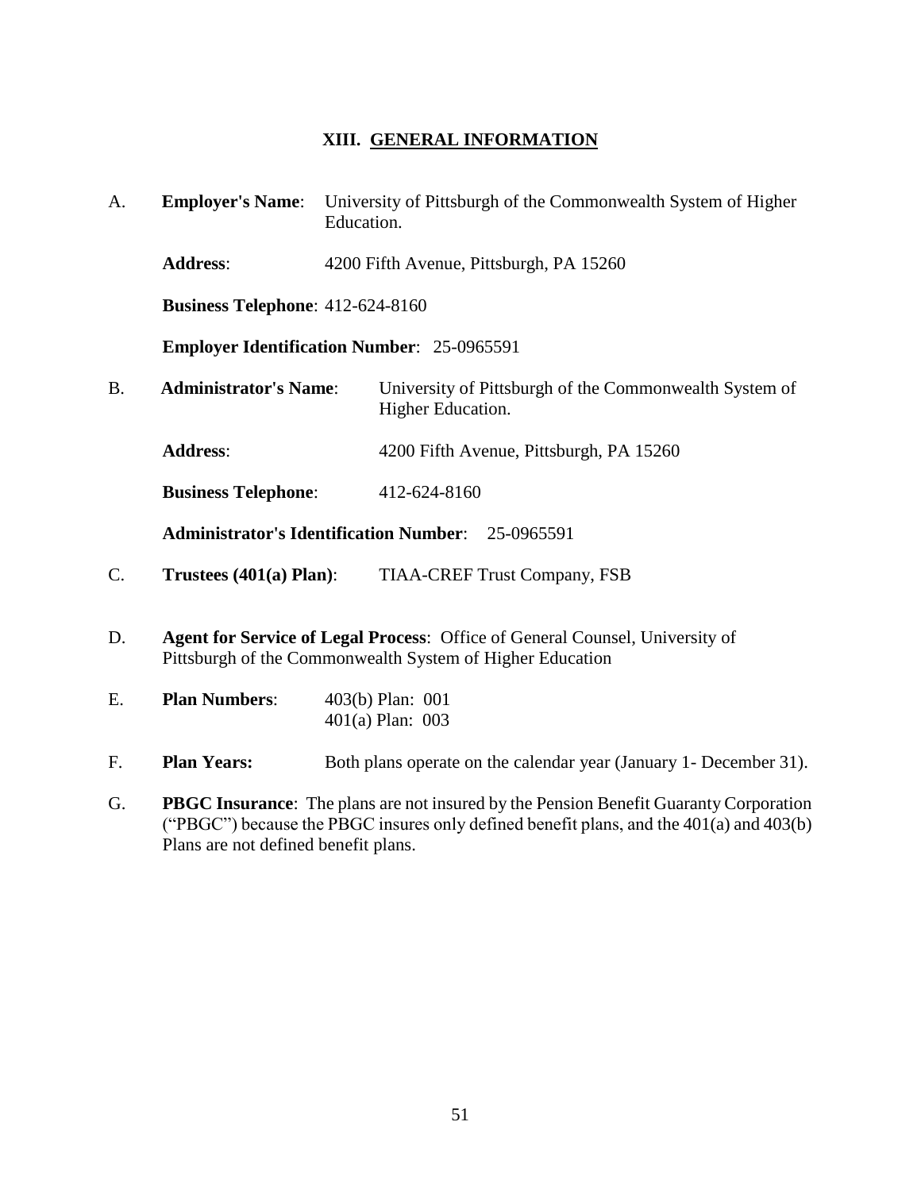## XIII. GENERAL INFORMATION

A. **Employer's Name**: University of Pittsburgh of the Commonwealth System of Higher Education.

**Address**: 4200 Fifth Avenue, Pittsburgh, PA 15260

**Business Telephone**: 412-624-8160

**Employer Identification Number**: 25-0965591

B. **Administrator's Name**: University of Pittsburgh of the Commonwealth System of Higher Education.

**Address**: 4200 Fifth Avenue, Pittsburgh, PA 15260

**Business Telephone**: 412-624-8160

**Administrator's Identification Number**: 25-0965591

C. **Trustees (401(a) Plan)**: TIAA-CREF Trust Company, FSB

D. **Agent for Service of Legal Process**: Office of General Counsel, University of Pittsburgh of the Commonwealth System of Higher Education

E. **Plan Numbers**: 403(b) Plan: 001
401(a) Plan: 003

F. **Plan Years:** Both plans operate on the calendar year (January 1- December 31).

G. **PBGC Insurance**: The plans are not insured by the Pension Benefit Guaranty Corporation ("PBGC") because the PBGC insures only defined benefit plans, and the 401(a) and 403(b) Plans are not defined benefit plans.